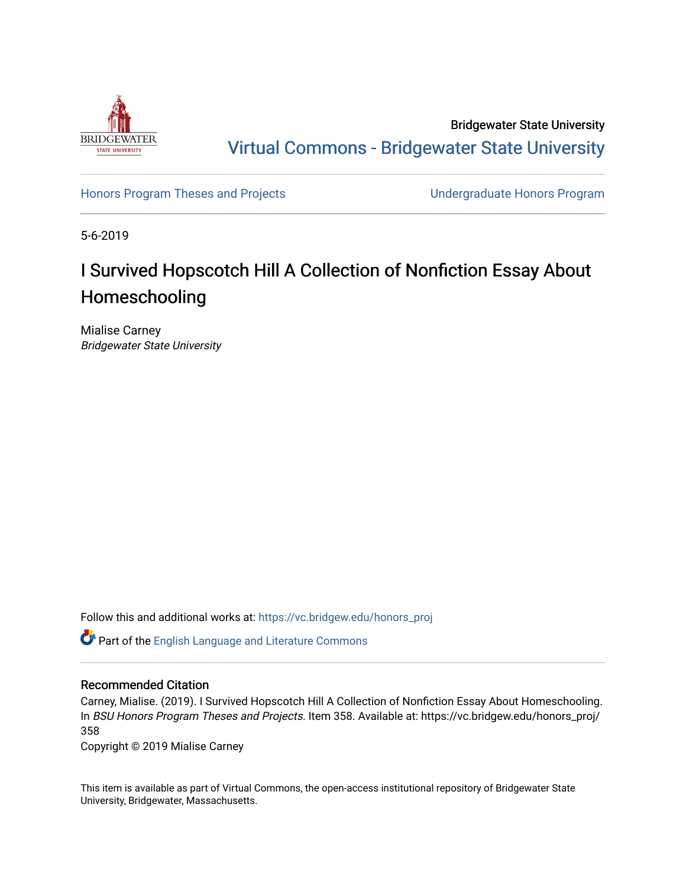Bridgewater State University

Virtual Commons - Bridgewater State University

Honors Program Theses and Projects

Undergraduate Honors Program

5-6-2019

# I Survived Hopscotch Hill A Collection of Nonfiction Essay About Homeschooling

Mialise Carney
*Bridgewater State University*

Follow this and additional works at: https://vc.bridgew.edu/honors_proj

Part of the English Language and Literature Commons

## Recommended Citation

Carney, Mialise. (2019). I Survived Hopscotch Hill A Collection of Nonfiction Essay About Homeschooling. In *BSU Honors Program Theses and Projects.* Item 358. Available at: https://vc.bridgew.edu/honors_proj/358

Copyright © 2019 Mialise Carney

This item is available as part of Virtual Commons, the open-access institutional repository of Bridgewater State University, Bridgewater, Massachusetts.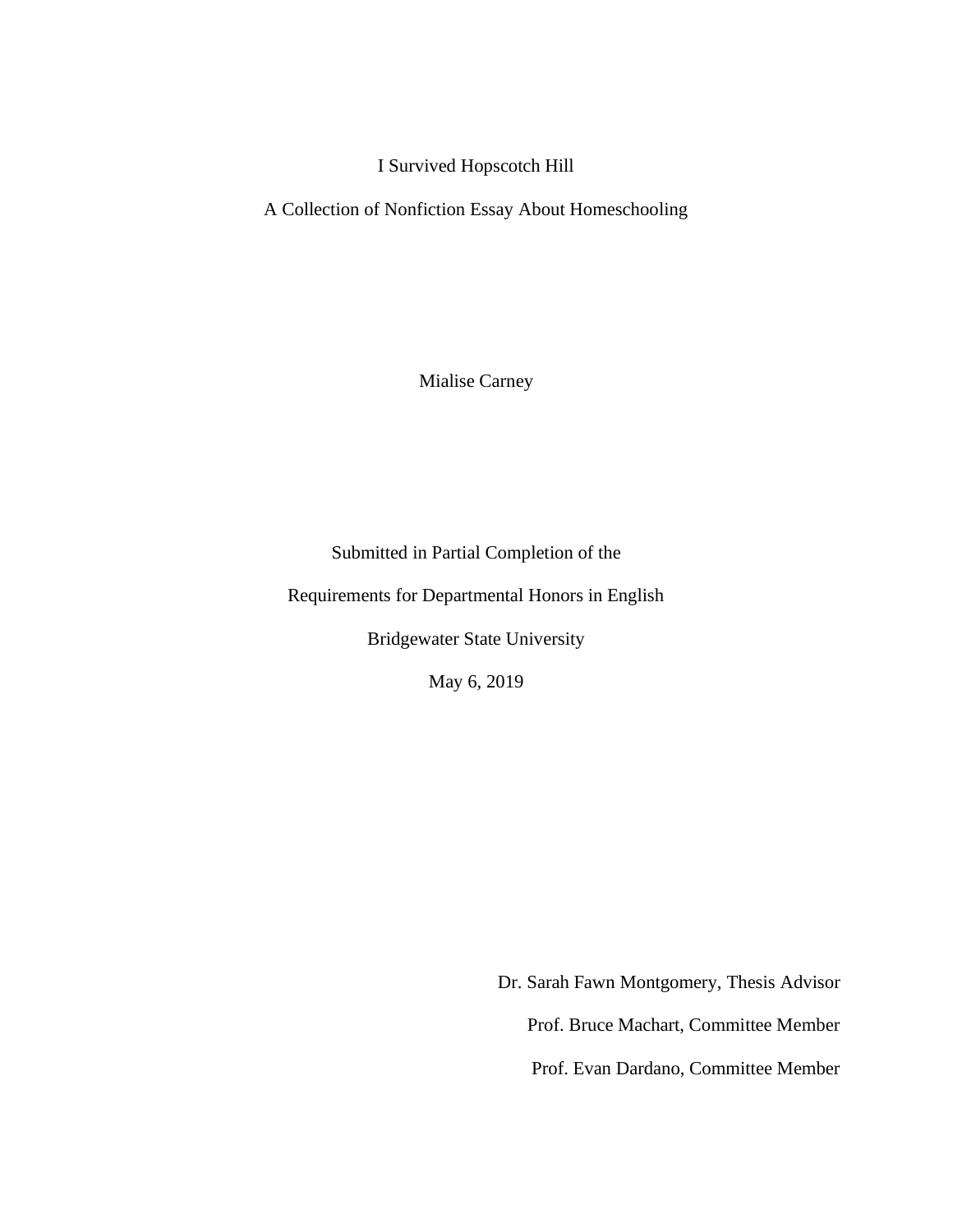I Survived Hopscotch Hill

A Collection of Nonfiction Essay About Homeschooling

Mialise Carney

Submitted in Partial Completion of the

Requirements for Departmental Honors in English

Bridgewater State University

May 6, 2019

Dr. Sarah Fawn Montgomery, Thesis Advisor

Prof. Bruce Machart, Committee Member

Prof. Evan Dardano, Committee Member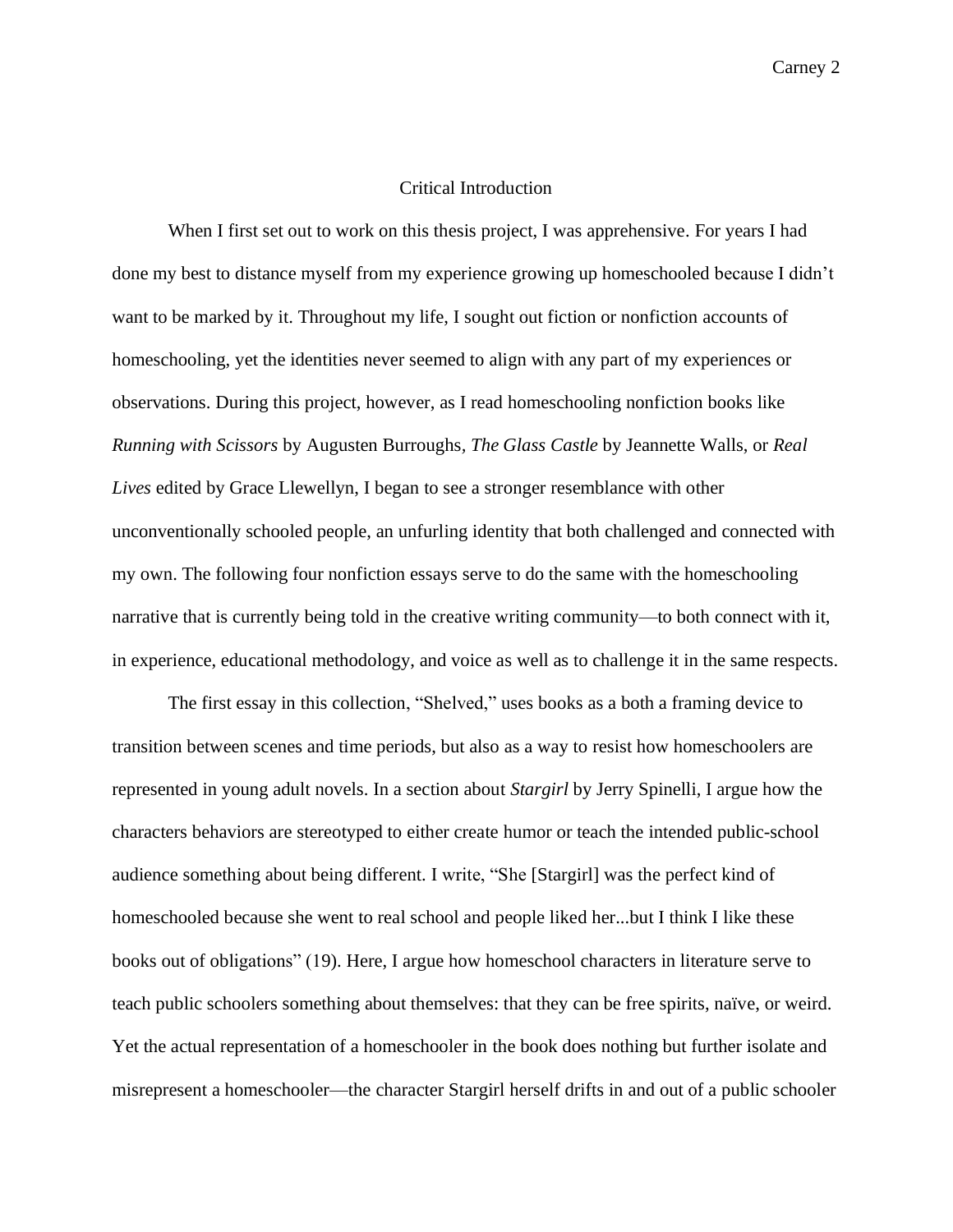# Critical Introduction

When I first set out to work on this thesis project, I was apprehensive. For years I had done my best to distance myself from my experience growing up homeschooled because I didn't want to be marked by it. Throughout my life, I sought out fiction or nonfiction accounts of homeschooling, yet the identities never seemed to align with any part of my experiences or observations. During this project, however, as I read homeschooling nonfiction books like *Running with Scissors* by Augusten Burroughs, *The Glass Castle* by Jeannette Walls, or *Real Lives* edited by Grace Llewellyn, I began to see a stronger resemblance with other unconventionally schooled people, an unfurling identity that both challenged and connected with my own. The following four nonfiction essays serve to do the same with the homeschooling narrative that is currently being told in the creative writing community—to both connect with it, in experience, educational methodology, and voice as well as to challenge it in the same respects.

The first essay in this collection, "Shelved," uses books as a both a framing device to transition between scenes and time periods, but also as a way to resist how homeschoolers are represented in young adult novels. In a section about *Stargirl* by Jerry Spinelli, I argue how the characters behaviors are stereotyped to either create humor or teach the intended public-school audience something about being different. I write, "She [Stargirl] was the perfect kind of homeschooled because she went to real school and people liked her...but I think I like these books out of obligations" (19). Here, I argue how homeschool characters in literature serve to teach public schoolers something about themselves: that they can be free spirits, naïve, or weird. Yet the actual representation of a homeschooler in the book does nothing but further isolate and misrepresent a homeschooler—the character Stargirl herself drifts in and out of a public schooler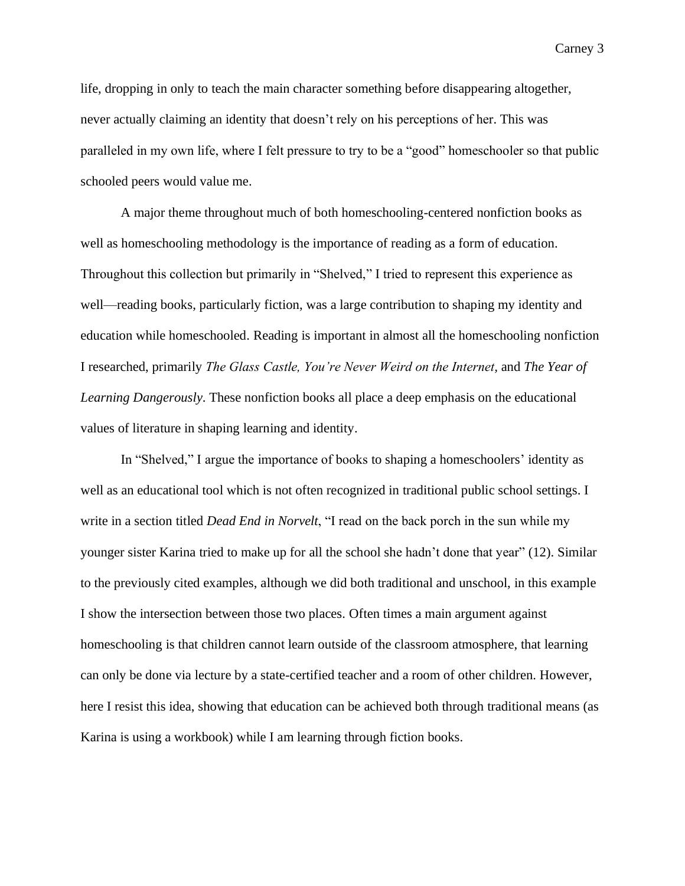life, dropping in only to teach the main character something before disappearing altogether, never actually claiming an identity that doesn't rely on his perceptions of her. This was paralleled in my own life, where I felt pressure to try to be a "good" homeschooler so that public schooled peers would value me.

A major theme throughout much of both homeschooling-centered nonfiction books as well as homeschooling methodology is the importance of reading as a form of education. Throughout this collection but primarily in "Shelved," I tried to represent this experience as well—reading books, particularly fiction, was a large contribution to shaping my identity and education while homeschooled. Reading is important in almost all the homeschooling nonfiction I researched, primarily *The Glass Castle, You're Never Weird on the Internet*, and *The Year of Learning Dangerously*. These nonfiction books all place a deep emphasis on the educational values of literature in shaping learning and identity.

In "Shelved," I argue the importance of books to shaping a homeschoolers' identity as well as an educational tool which is not often recognized in traditional public school settings. I write in a section titled *Dead End in Norvelt*, "I read on the back porch in the sun while my younger sister Karina tried to make up for all the school she hadn't done that year" (12). Similar to the previously cited examples, although we did both traditional and unschool, in this example I show the intersection between those two places. Often times a main argument against homeschooling is that children cannot learn outside of the classroom atmosphere, that learning can only be done via lecture by a state-certified teacher and a room of other children. However, here I resist this idea, showing that education can be achieved both through traditional means (as Karina is using a workbook) while I am learning through fiction books.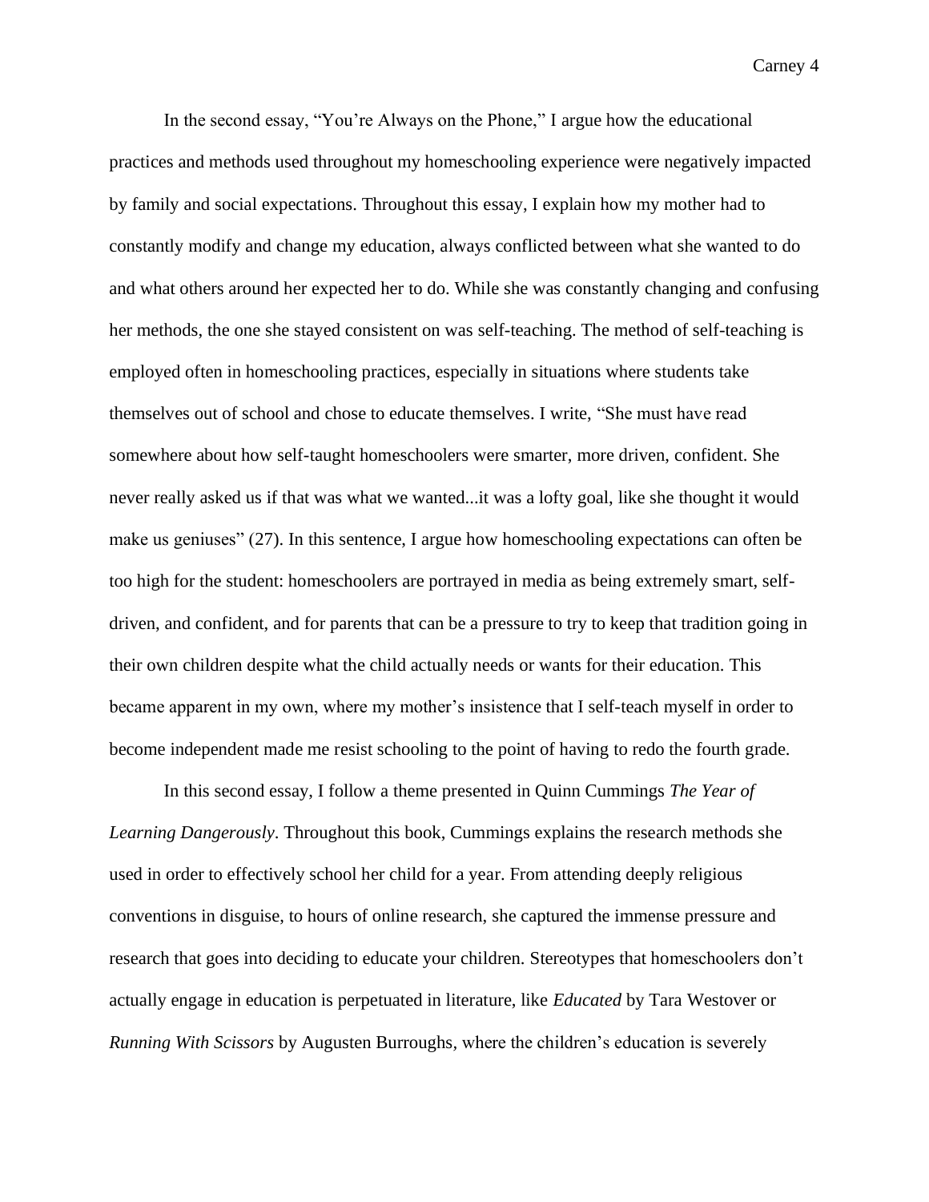In the second essay, "You're Always on the Phone," I argue how the educational practices and methods used throughout my homeschooling experience were negatively impacted by family and social expectations. Throughout this essay, I explain how my mother had to constantly modify and change my education, always conflicted between what she wanted to do and what others around her expected her to do. While she was constantly changing and confusing her methods, the one she stayed consistent on was self-teaching. The method of self-teaching is employed often in homeschooling practices, especially in situations where students take themselves out of school and chose to educate themselves. I write, "She must have read somewhere about how self-taught homeschoolers were smarter, more driven, confident. She never really asked us if that was what we wanted...it was a lofty goal, like she thought it would make us geniuses" (27). In this sentence, I argue how homeschooling expectations can often be too high for the student: homeschoolers are portrayed in media as being extremely smart, self-driven, and confident, and for parents that can be a pressure to try to keep that tradition going in their own children despite what the child actually needs or wants for their education. This became apparent in my own, where my mother's insistence that I self-teach myself in order to become independent made me resist schooling to the point of having to redo the fourth grade.

In this second essay, I follow a theme presented in Quinn Cummings *The Year of Learning Dangerously*. Throughout this book, Cummings explains the research methods she used in order to effectively school her child for a year. From attending deeply religious conventions in disguise, to hours of online research, she captured the immense pressure and research that goes into deciding to educate your children. Stereotypes that homeschoolers don't actually engage in education is perpetuated in literature, like *Educated* by Tara Westover or *Running With Scissors* by Augusten Burroughs, where the children's education is severely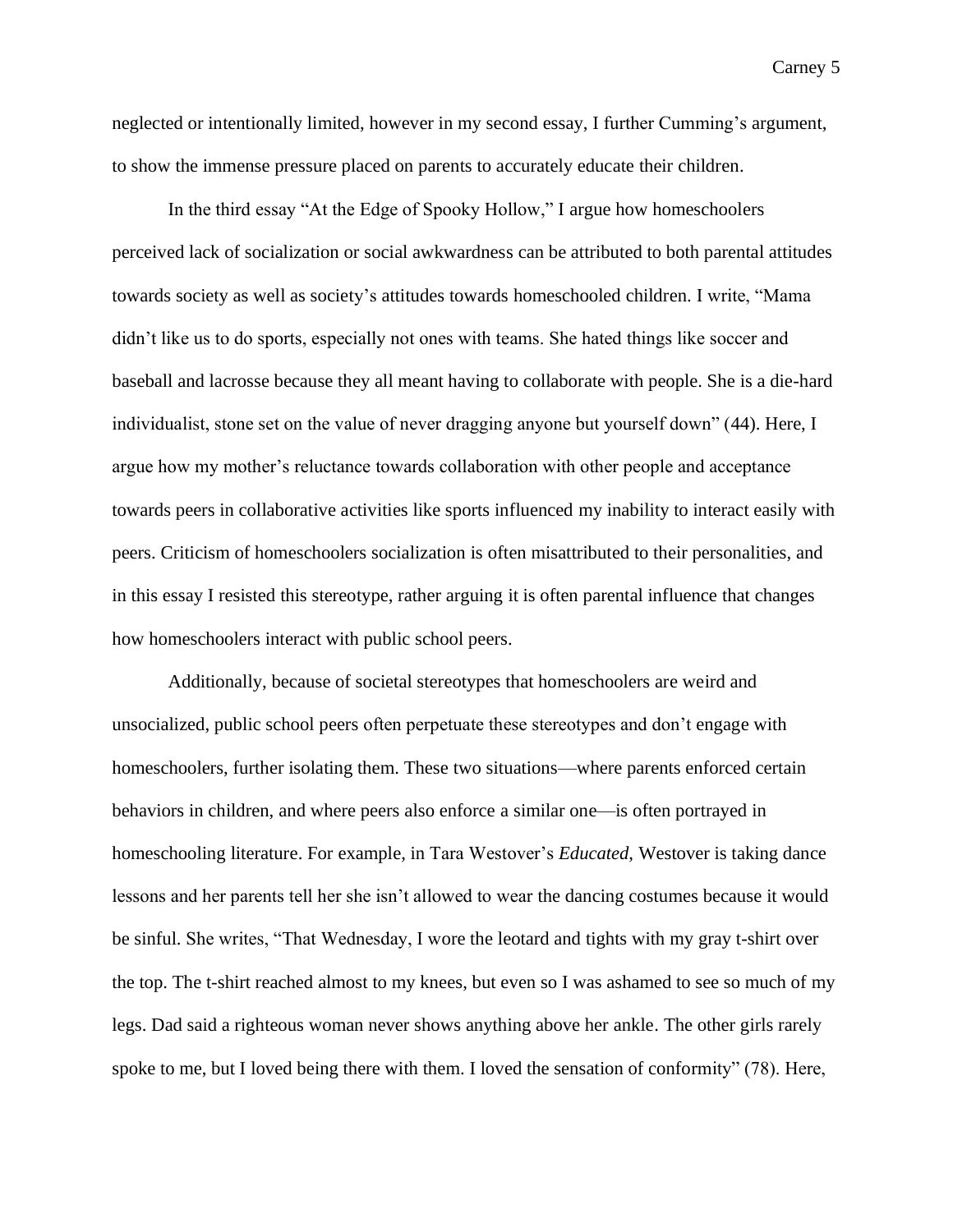neglected or intentionally limited, however in my second essay, I further Cumming's argument, to show the immense pressure placed on parents to accurately educate their children.

In the third essay "At the Edge of Spooky Hollow," I argue how homeschoolers perceived lack of socialization or social awkwardness can be attributed to both parental attitudes towards society as well as society's attitudes towards homeschooled children. I write, "Mama didn't like us to do sports, especially not ones with teams. She hated things like soccer and baseball and lacrosse because they all meant having to collaborate with people. She is a die-hard individualist, stone set on the value of never dragging anyone but yourself down" (44). Here, I argue how my mother's reluctance towards collaboration with other people and acceptance towards peers in collaborative activities like sports influenced my inability to interact easily with peers. Criticism of homeschoolers socialization is often misattributed to their personalities, and in this essay I resisted this stereotype, rather arguing it is often parental influence that changes how homeschoolers interact with public school peers.

Additionally, because of societal stereotypes that homeschoolers are weird and unsocialized, public school peers often perpetuate these stereotypes and don't engage with homeschoolers, further isolating them. These two situations—where parents enforced certain behaviors in children, and where peers also enforce a similar one—is often portrayed in homeschooling literature. For example, in Tara Westover's *Educated*, Westover is taking dance lessons and her parents tell her she isn't allowed to wear the dancing costumes because it would be sinful. She writes, "That Wednesday, I wore the leotard and tights with my gray t-shirt over the top. The t-shirt reached almost to my knees, but even so I was ashamed to see so much of my legs. Dad said a righteous woman never shows anything above her ankle. The other girls rarely spoke to me, but I loved being there with them. I loved the sensation of conformity" (78). Here,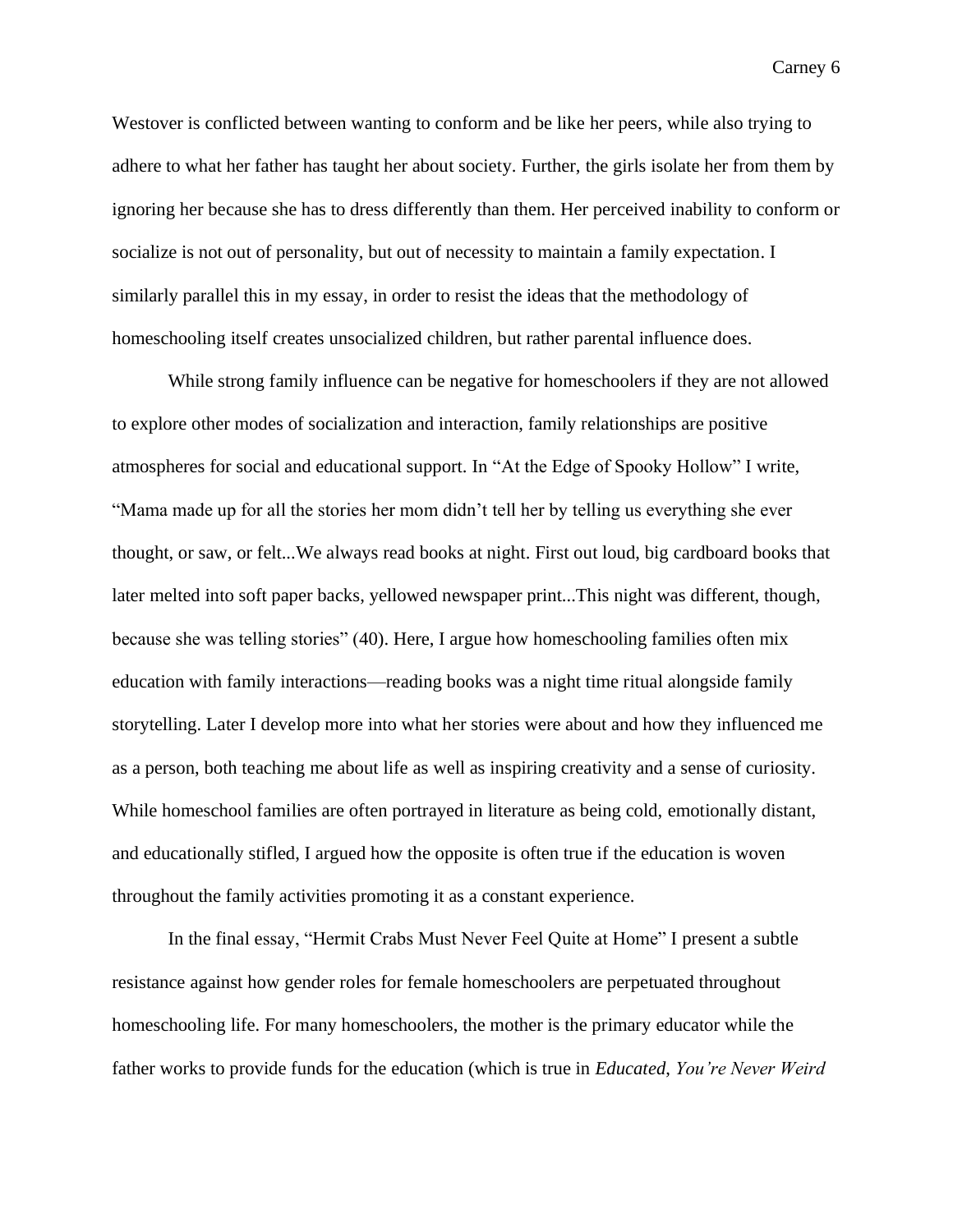Westover is conflicted between wanting to conform and be like her peers, while also trying to adhere to what her father has taught her about society. Further, the girls isolate her from them by ignoring her because she has to dress differently than them. Her perceived inability to conform or socialize is not out of personality, but out of necessity to maintain a family expectation. I similarly parallel this in my essay, in order to resist the ideas that the methodology of homeschooling itself creates unsocialized children, but rather parental influence does.

While strong family influence can be negative for homeschoolers if they are not allowed to explore other modes of socialization and interaction, family relationships are positive atmospheres for social and educational support. In "At the Edge of Spooky Hollow" I write, "Mama made up for all the stories her mom didn't tell her by telling us everything she ever thought, or saw, or felt...We always read books at night. First out loud, big cardboard books that later melted into soft paper backs, yellowed newspaper print...This night was different, though, because she was telling stories" (40). Here, I argue how homeschooling families often mix education with family interactions—reading books was a night time ritual alongside family storytelling. Later I develop more into what her stories were about and how they influenced me as a person, both teaching me about life as well as inspiring creativity and a sense of curiosity. While homeschool families are often portrayed in literature as being cold, emotionally distant, and educationally stifled, I argued how the opposite is often true if the education is woven throughout the family activities promoting it as a constant experience.

In the final essay, "Hermit Crabs Must Never Feel Quite at Home" I present a subtle resistance against how gender roles for female homeschoolers are perpetuated throughout homeschooling life. For many homeschoolers, the mother is the primary educator while the father works to provide funds for the education (which is true in *Educated*, *You're Never Weird*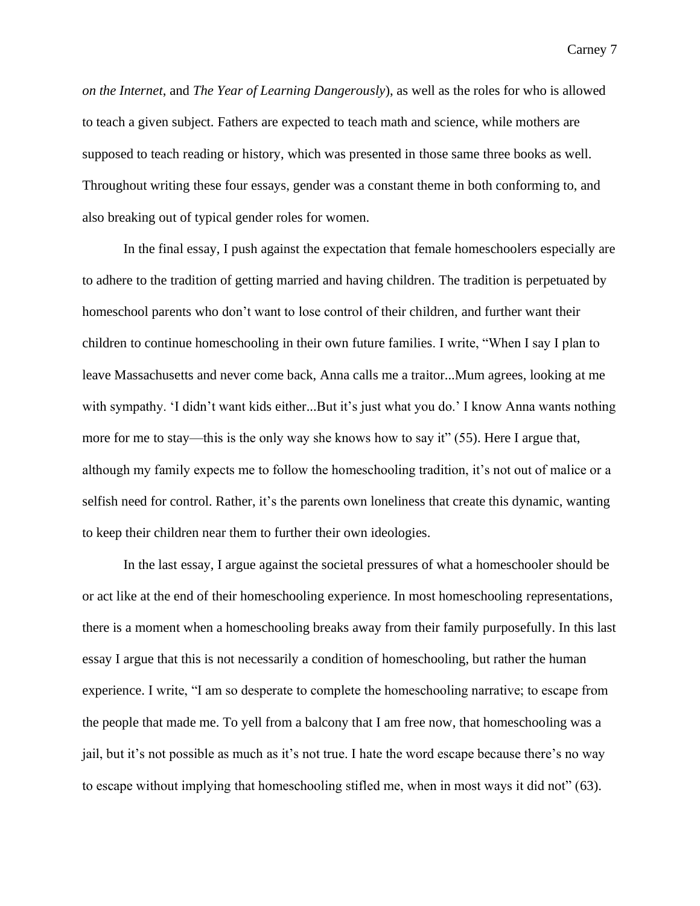*on the Internet*, and *The Year of Learning Dangerously*), as well as the roles for who is allowed to teach a given subject. Fathers are expected to teach math and science, while mothers are supposed to teach reading or history, which was presented in those same three books as well. Throughout writing these four essays, gender was a constant theme in both conforming to, and also breaking out of typical gender roles for women.

In the final essay, I push against the expectation that female homeschoolers especially are to adhere to the tradition of getting married and having children. The tradition is perpetuated by homeschool parents who don't want to lose control of their children, and further want their children to continue homeschooling in their own future families. I write, "When I say I plan to leave Massachusetts and never come back, Anna calls me a traitor...Mum agrees, looking at me with sympathy. 'I didn't want kids either...But it's just what you do.' I know Anna wants nothing more for me to stay—this is the only way she knows how to say it" (55). Here I argue that, although my family expects me to follow the homeschooling tradition, it's not out of malice or a selfish need for control. Rather, it's the parents own loneliness that create this dynamic, wanting to keep their children near them to further their own ideologies.

In the last essay, I argue against the societal pressures of what a homeschooler should be or act like at the end of their homeschooling experience. In most homeschooling representations, there is a moment when a homeschooling breaks away from their family purposefully. In this last essay I argue that this is not necessarily a condition of homeschooling, but rather the human experience. I write, "I am so desperate to complete the homeschooling narrative; to escape from the people that made me. To yell from a balcony that I am free now, that homeschooling was a jail, but it's not possible as much as it's not true. I hate the word escape because there's no way to escape without implying that homeschooling stifled me, when in most ways it did not" (63).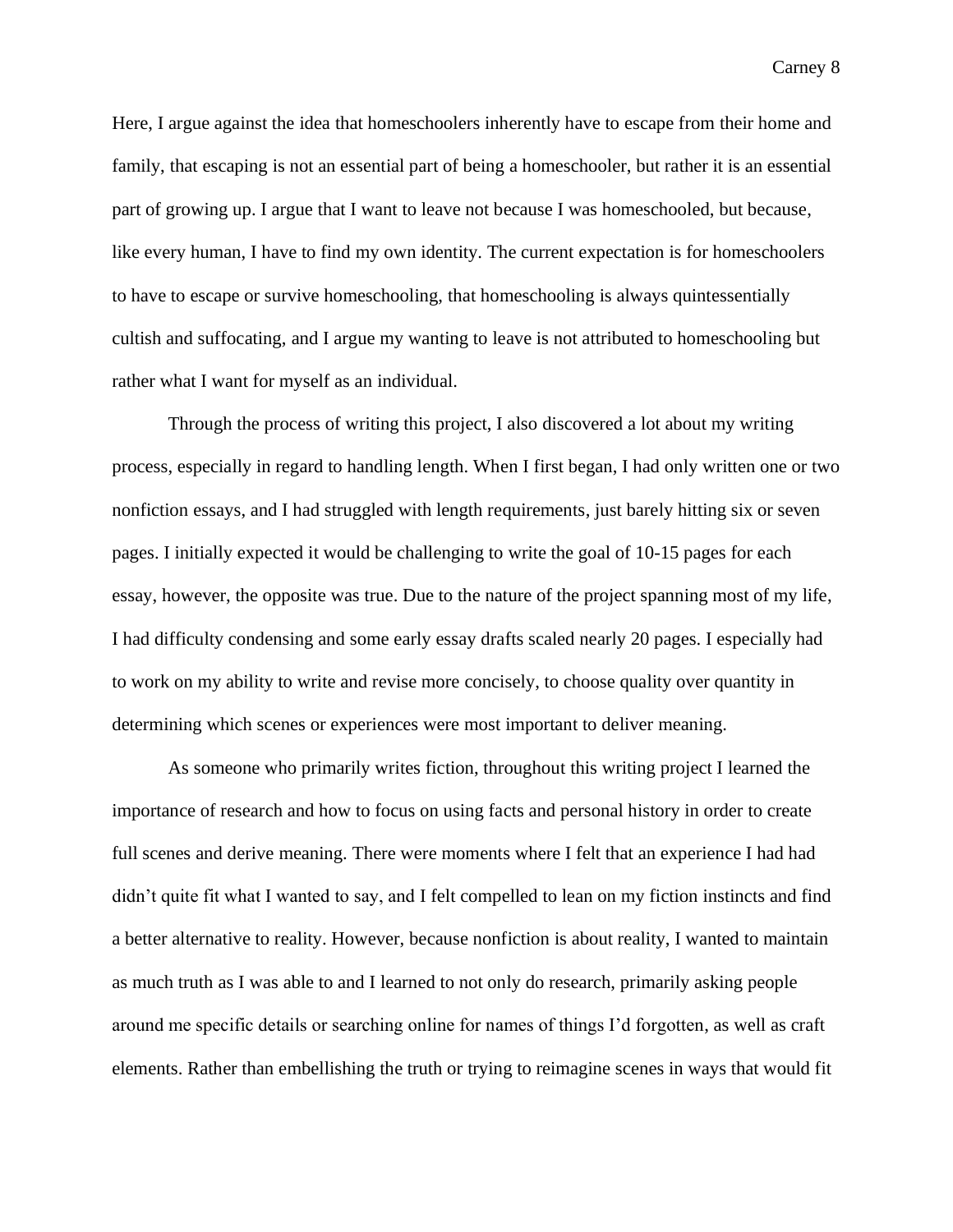Here, I argue against the idea that homeschoolers inherently have to escape from their home and family, that escaping is not an essential part of being a homeschooler, but rather it is an essential part of growing up. I argue that I want to leave not because I was homeschooled, but because, like every human, I have to find my own identity. The current expectation is for homeschoolers to have to escape or survive homeschooling, that homeschooling is always quintessentially cultish and suffocating, and I argue my wanting to leave is not attributed to homeschooling but rather what I want for myself as an individual.

Through the process of writing this project, I also discovered a lot about my writing process, especially in regard to handling length. When I first began, I had only written one or two nonfiction essays, and I had struggled with length requirements, just barely hitting six or seven pages. I initially expected it would be challenging to write the goal of 10-15 pages for each essay, however, the opposite was true. Due to the nature of the project spanning most of my life, I had difficulty condensing and some early essay drafts scaled nearly 20 pages. I especially had to work on my ability to write and revise more concisely, to choose quality over quantity in determining which scenes or experiences were most important to deliver meaning.

As someone who primarily writes fiction, throughout this writing project I learned the importance of research and how to focus on using facts and personal history in order to create full scenes and derive meaning. There were moments where I felt that an experience I had had didn't quite fit what I wanted to say, and I felt compelled to lean on my fiction instincts and find a better alternative to reality. However, because nonfiction is about reality, I wanted to maintain as much truth as I was able to and I learned to not only do research, primarily asking people around me specific details or searching online for names of things I'd forgotten, as well as craft elements. Rather than embellishing the truth or trying to reimagine scenes in ways that would fit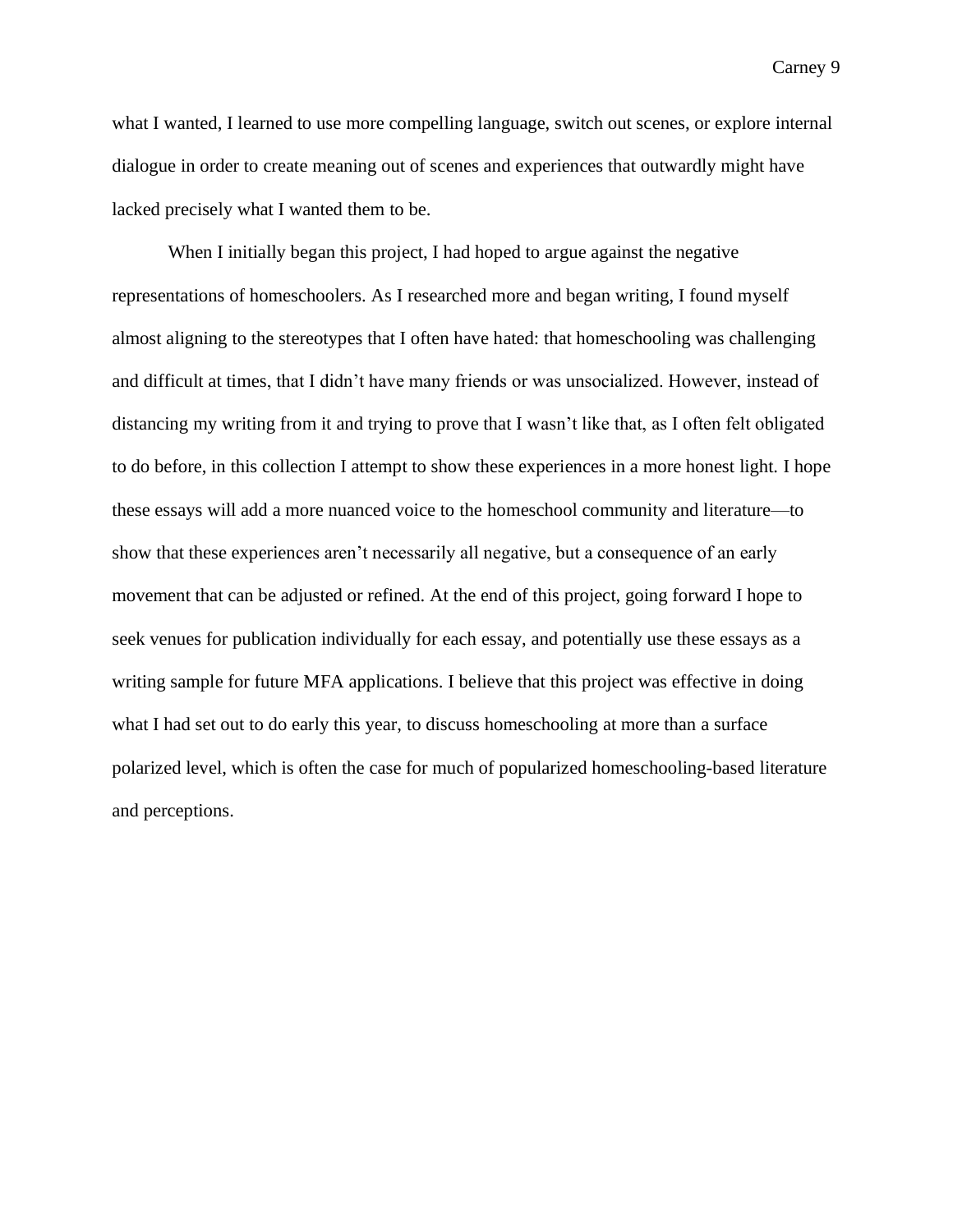what I wanted, I learned to use more compelling language, switch out scenes, or explore internal dialogue in order to create meaning out of scenes and experiences that outwardly might have lacked precisely what I wanted them to be.

When I initially began this project, I had hoped to argue against the negative representations of homeschoolers. As I researched more and began writing, I found myself almost aligning to the stereotypes that I often have hated: that homeschooling was challenging and difficult at times, that I didn't have many friends or was unsocialized. However, instead of distancing my writing from it and trying to prove that I wasn't like that, as I often felt obligated to do before, in this collection I attempt to show these experiences in a more honest light. I hope these essays will add a more nuanced voice to the homeschool community and literature—to show that these experiences aren't necessarily all negative, but a consequence of an early movement that can be adjusted or refined. At the end of this project, going forward I hope to seek venues for publication individually for each essay, and potentially use these essays as a writing sample for future MFA applications. I believe that this project was effective in doing what I had set out to do early this year, to discuss homeschooling at more than a surface polarized level, which is often the case for much of popularized homeschooling-based literature and perceptions.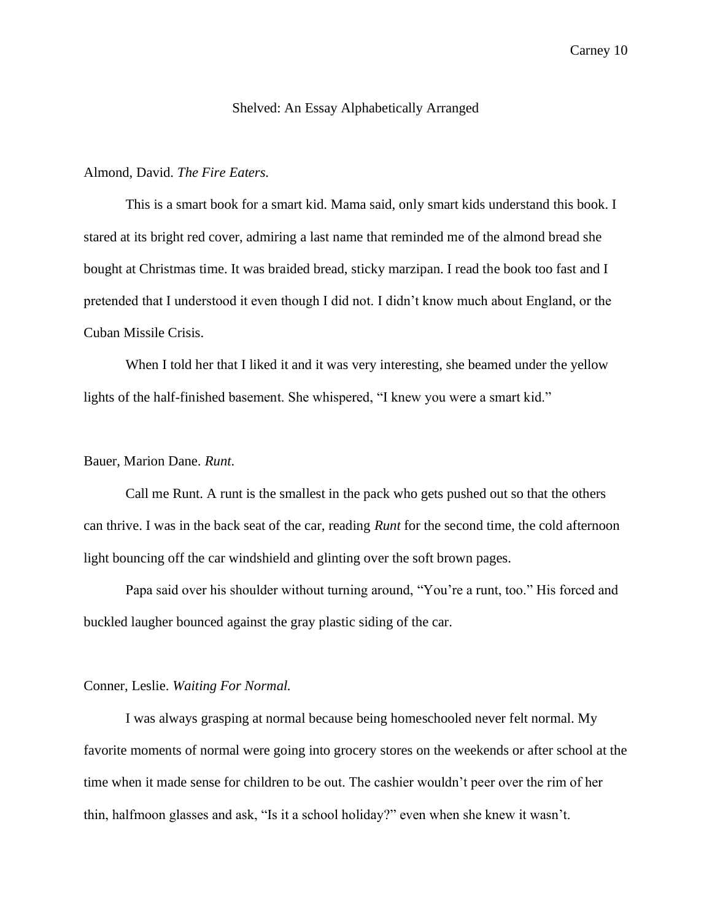# Shelved: An Essay Alphabetically Arranged

Almond, David. *The Fire Eaters.*

This is a smart book for a smart kid. Mama said, only smart kids understand this book. I stared at its bright red cover, admiring a last name that reminded me of the almond bread she bought at Christmas time. It was braided bread, sticky marzipan. I read the book too fast and I pretended that I understood it even though I did not. I didn't know much about England, or the Cuban Missile Crisis.

When I told her that I liked it and it was very interesting, she beamed under the yellow lights of the half-finished basement. She whispered, "I knew you were a smart kid."

Bauer, Marion Dane. *Runt*.

Call me Runt. A runt is the smallest in the pack who gets pushed out so that the others can thrive. I was in the back seat of the car, reading *Runt* for the second time, the cold afternoon light bouncing off the car windshield and glinting over the soft brown pages.

Papa said over his shoulder without turning around, "You're a runt, too." His forced and buckled laughter bounced against the gray plastic siding of the car.

Conner, Leslie. *Waiting For Normal.*

I was always grasping at normal because being homeschooled never felt normal. My favorite moments of normal were going into grocery stores on the weekends or after school at the time when it made sense for children to be out. The cashier wouldn't peer over the rim of her thin, halfmoon glasses and ask, "Is it a school holiday?" even when she knew it wasn't.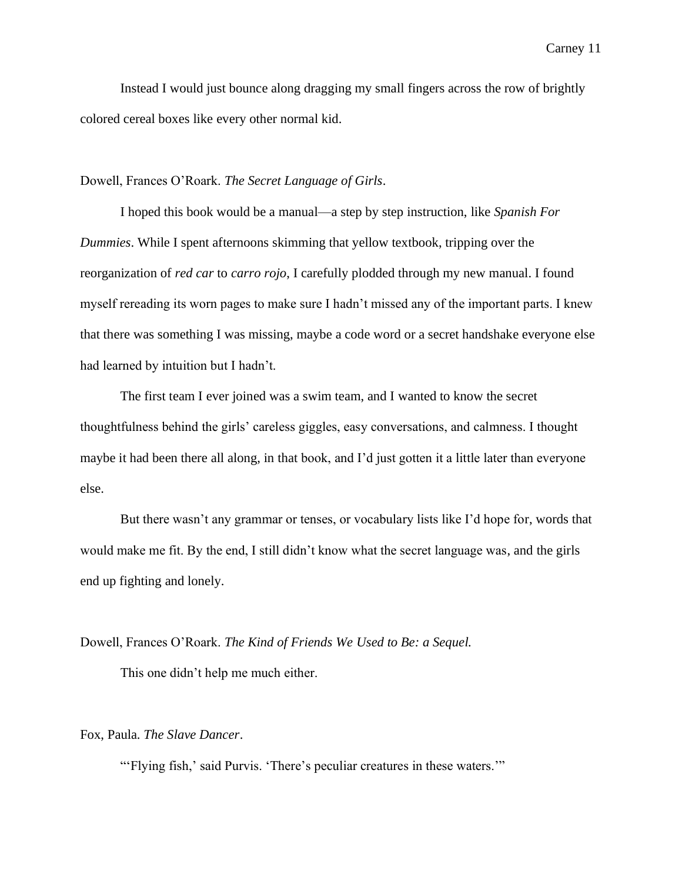Instead I would just bounce along dragging my small fingers across the row of brightly colored cereal boxes like every other normal kid.

Dowell, Frances O'Roark. *The Secret Language of Girls*.

I hoped this book would be a manual—a step by step instruction, like *Spanish For Dummies*. While I spent afternoons skimming that yellow textbook, tripping over the reorganization of *red car* to *carro rojo*, I carefully plodded through my new manual. I found myself rereading its worn pages to make sure I hadn't missed any of the important parts. I knew that there was something I was missing, maybe a code word or a secret handshake everyone else had learned by intuition but I hadn't.

The first team I ever joined was a swim team, and I wanted to know the secret thoughtfulness behind the girls' careless giggles, easy conversations, and calmness. I thought maybe it had been there all along, in that book, and I'd just gotten it a little later than everyone else.

But there wasn't any grammar or tenses, or vocabulary lists like I'd hope for, words that would make me fit. By the end, I still didn't know what the secret language was, and the girls end up fighting and lonely.

Dowell, Frances O'Roark. *The Kind of Friends We Used to Be: a Sequel.*

This one didn't help me much either.

Fox, Paula. *The Slave Dancer*.

"'Flying fish,' said Purvis. 'There's peculiar creatures in these waters.'"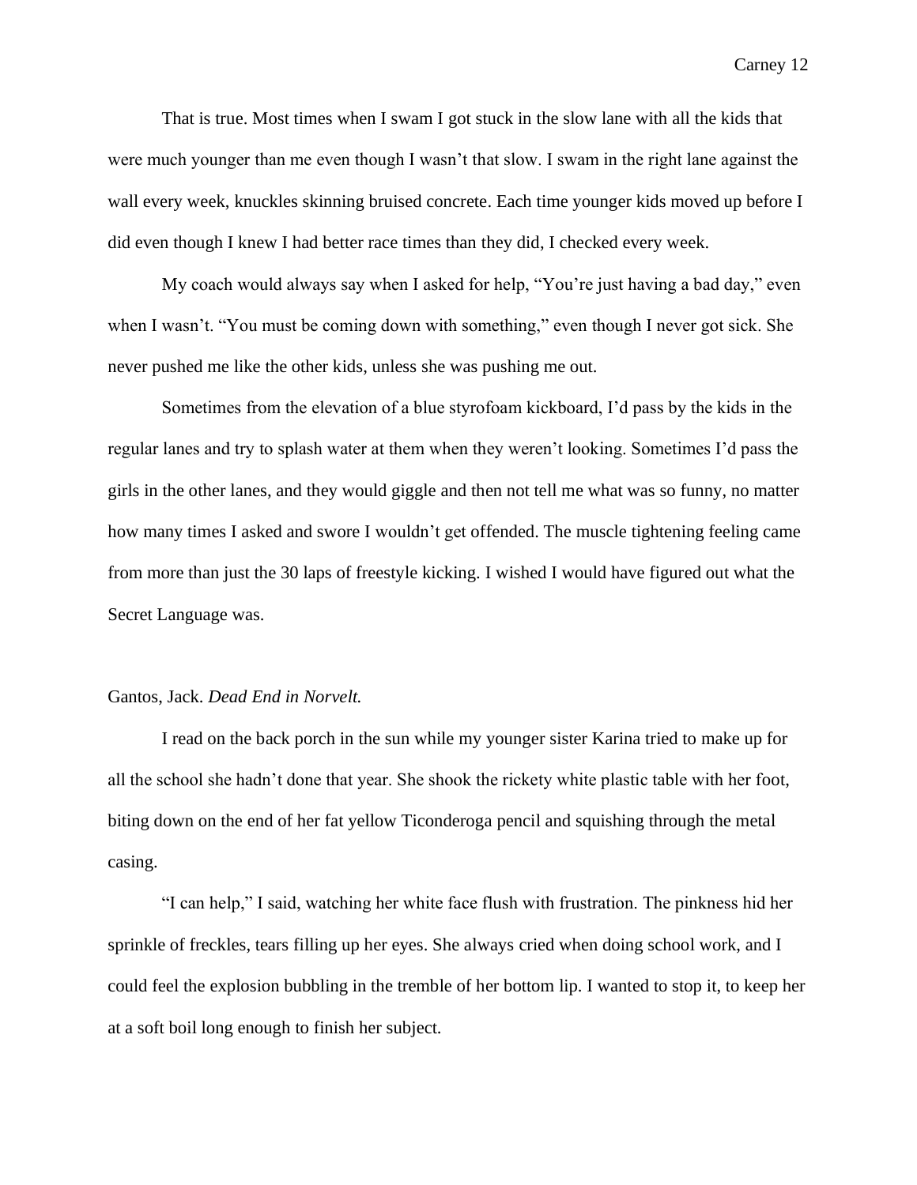That is true. Most times when I swam I got stuck in the slow lane with all the kids that were much younger than me even though I wasn't that slow. I swam in the right lane against the wall every week, knuckles skinning bruised concrete. Each time younger kids moved up before I did even though I knew I had better race times than they did, I checked every week.

My coach would always say when I asked for help, "You're just having a bad day," even when I wasn't. "You must be coming down with something," even though I never got sick. She never pushed me like the other kids, unless she was pushing me out.

Sometimes from the elevation of a blue styrofoam kickboard, I'd pass by the kids in the regular lanes and try to splash water at them when they weren't looking. Sometimes I'd pass the girls in the other lanes, and they would giggle and then not tell me what was so funny, no matter how many times I asked and swore I wouldn't get offended. The muscle tightening feeling came from more than just the 30 laps of freestyle kicking. I wished I would have figured out what the Secret Language was.

Gantos, Jack. *Dead End in Norvelt.*

I read on the back porch in the sun while my younger sister Karina tried to make up for all the school she hadn't done that year. She shook the rickety white plastic table with her foot, biting down on the end of her fat yellow Ticonderoga pencil and squishing through the metal casing.

"I can help," I said, watching her white face flush with frustration. The pinkness hid her sprinkle of freckles, tears filling up her eyes. She always cried when doing school work, and I could feel the explosion bubbling in the tremble of her bottom lip. I wanted to stop it, to keep her at a soft boil long enough to finish her subject.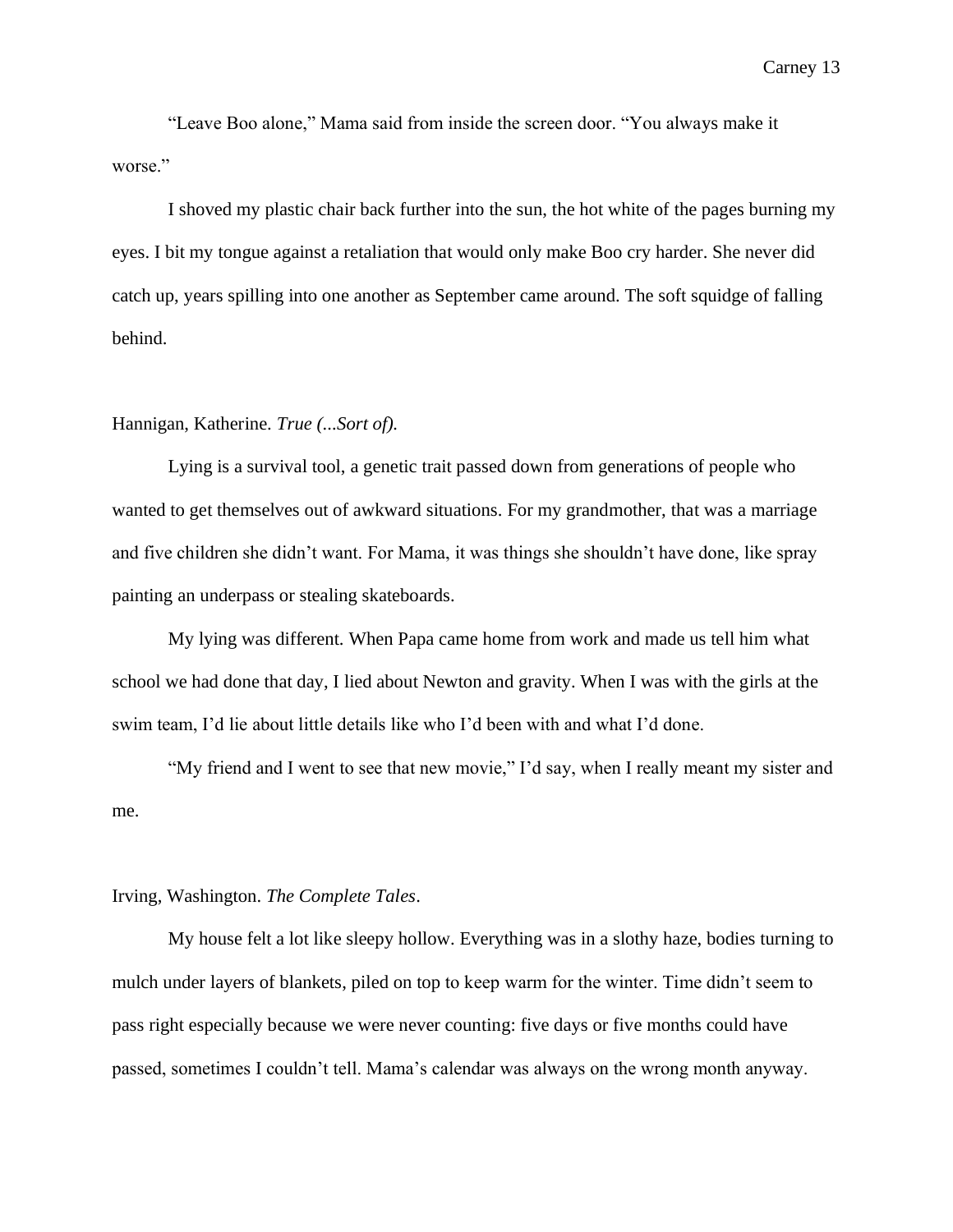"Leave Boo alone," Mama said from inside the screen door. "You always make it worse."

I shoved my plastic chair back further into the sun, the hot white of the pages burning my eyes. I bit my tongue against a retaliation that would only make Boo cry harder. She never did catch up, years spilling into one another as September came around. The soft squidge of falling behind.

Hannigan, Katherine. *True (...Sort of).*

Lying is a survival tool, a genetic trait passed down from generations of people who wanted to get themselves out of awkward situations. For my grandmother, that was a marriage and five children she didn't want. For Mama, it was things she shouldn't have done, like spray painting an underpass or stealing skateboards.

My lying was different. When Papa came home from work and made us tell him what school we had done that day, I lied about Newton and gravity. When I was with the girls at the swim team, I'd lie about little details like who I'd been with and what I'd done.

"My friend and I went to see that new movie," I'd say, when I really meant my sister and me.

Irving, Washington. *The Complete Tales*.

My house felt a lot like sleepy hollow. Everything was in a slothy haze, bodies turning to mulch under layers of blankets, piled on top to keep warm for the winter. Time didn't seem to pass right especially because we were never counting: five days or five months could have passed, sometimes I couldn't tell. Mama's calendar was always on the wrong month anyway.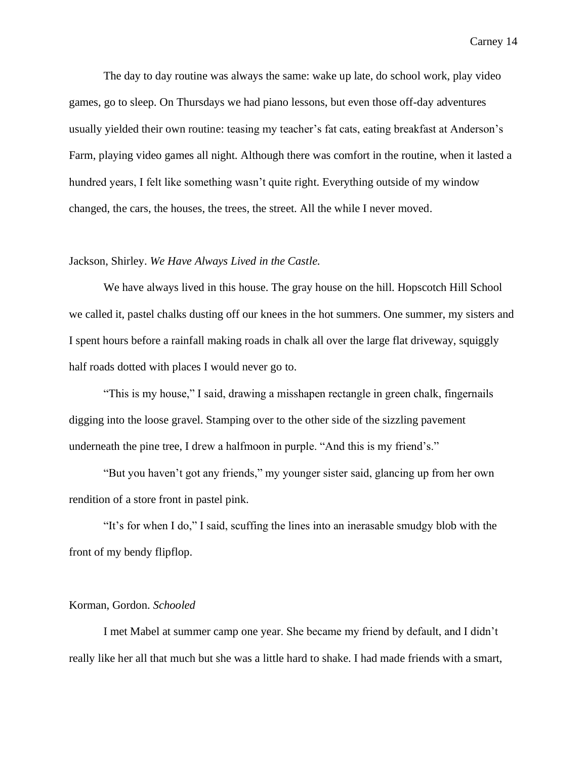The day to day routine was always the same: wake up late, do school work, play video games, go to sleep. On Thursdays we had piano lessons, but even those off-day adventures usually yielded their own routine: teasing my teacher's fat cats, eating breakfast at Anderson's Farm, playing video games all night. Although there was comfort in the routine, when it lasted a hundred years, I felt like something wasn't quite right. Everything outside of my window changed, the cars, the houses, the trees, the street. All the while I never moved.

Jackson, Shirley. *We Have Always Lived in the Castle.*

We have always lived in this house. The gray house on the hill. Hopscotch Hill School we called it, pastel chalks dusting off our knees in the hot summers. One summer, my sisters and I spent hours before a rainfall making roads in chalk all over the large flat driveway, squiggly half roads dotted with places I would never go to.

"This is my house," I said, drawing a misshapen rectangle in green chalk, fingernails digging into the loose gravel. Stamping over to the other side of the sizzling pavement underneath the pine tree, I drew a halfmoon in purple. "And this is my friend's."

"But you haven't got any friends," my younger sister said, glancing up from her own rendition of a store front in pastel pink.

"It's for when I do," I said, scuffing the lines into an inerasable smudgy blob with the front of my bendy flipflop.

Korman, Gordon. *Schooled*

I met Mabel at summer camp one year. She became my friend by default, and I didn't really like her all that much but she was a little hard to shake. I had made friends with a smart,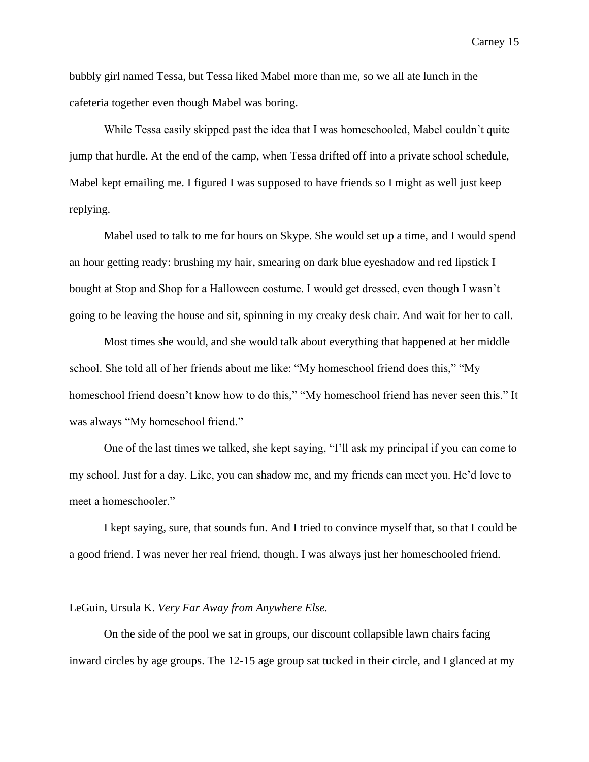bubbly girl named Tessa, but Tessa liked Mabel more than me, so we all ate lunch in the cafeteria together even though Mabel was boring.

While Tessa easily skipped past the idea that I was homeschooled, Mabel couldn't quite jump that hurdle. At the end of the camp, when Tessa drifted off into a private school schedule, Mabel kept emailing me. I figured I was supposed to have friends so I might as well just keep replying.

Mabel used to talk to me for hours on Skype. She would set up a time, and I would spend an hour getting ready: brushing my hair, smearing on dark blue eyeshadow and red lipstick I bought at Stop and Shop for a Halloween costume. I would get dressed, even though I wasn't going to be leaving the house and sit, spinning in my creaky desk chair. And wait for her to call.

Most times she would, and she would talk about everything that happened at her middle school. She told all of her friends about me like: "My homeschool friend does this," "My homeschool friend doesn't know how to do this," "My homeschool friend has never seen this." It was always "My homeschool friend."

One of the last times we talked, she kept saying, "I'll ask my principal if you can come to my school. Just for a day. Like, you can shadow me, and my friends can meet you. He'd love to meet a homeschooler."

I kept saying, sure, that sounds fun. And I tried to convince myself that, so that I could be a good friend. I was never her real friend, though. I was always just her homeschooled friend.

LeGuin, Ursula K. *Very Far Away from Anywhere Else.*

On the side of the pool we sat in groups, our discount collapsible lawn chairs facing inward circles by age groups. The 12-15 age group sat tucked in their circle, and I glanced at my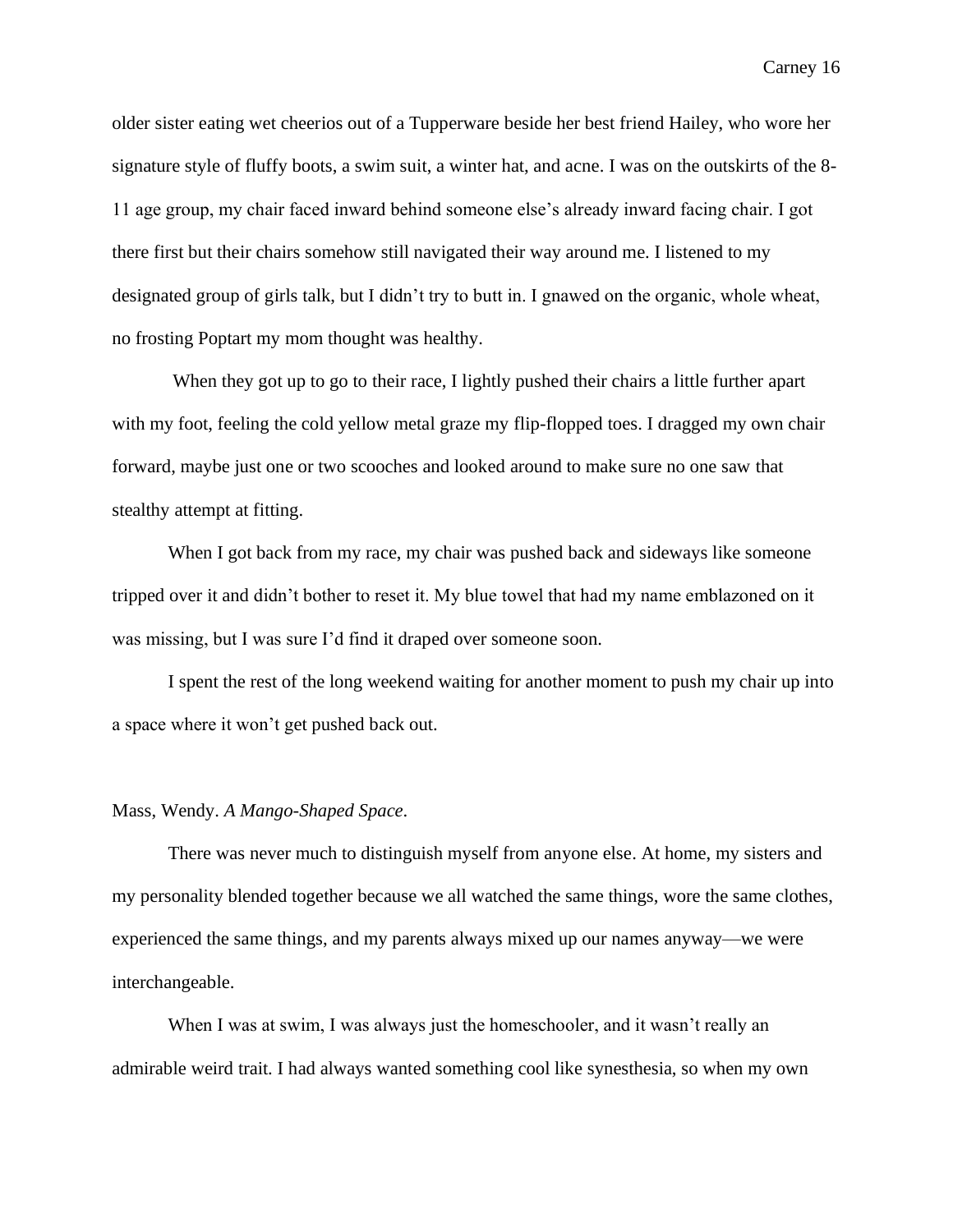older sister eating wet cheerios out of a Tupperware beside her best friend Hailey, who wore her signature style of fluffy boots, a swim suit, a winter hat, and acne. I was on the outskirts of the 8-11 age group, my chair faced inward behind someone else's already inward facing chair. I got there first but their chairs somehow still navigated their way around me. I listened to my designated group of girls talk, but I didn't try to butt in. I gnawed on the organic, whole wheat, no frosting Poptart my mom thought was healthy.

When they got up to go to their race, I lightly pushed their chairs a little further apart with my foot, feeling the cold yellow metal graze my flip-flopped toes. I dragged my own chair forward, maybe just one or two scooches and looked around to make sure no one saw that stealthy attempt at fitting.

When I got back from my race, my chair was pushed back and sideways like someone tripped over it and didn't bother to reset it. My blue towel that had my name emblazoned on it was missing, but I was sure I'd find it draped over someone soon.

I spent the rest of the long weekend waiting for another moment to push my chair up into a space where it won't get pushed back out.

Mass, Wendy. *A Mango-Shaped Space*.

There was never much to distinguish myself from anyone else. At home, my sisters and my personality blended together because we all watched the same things, wore the same clothes, experienced the same things, and my parents always mixed up our names anyway—we were interchangeable.

When I was at swim, I was always just the homeschooler, and it wasn't really an admirable weird trait. I had always wanted something cool like synesthesia, so when my own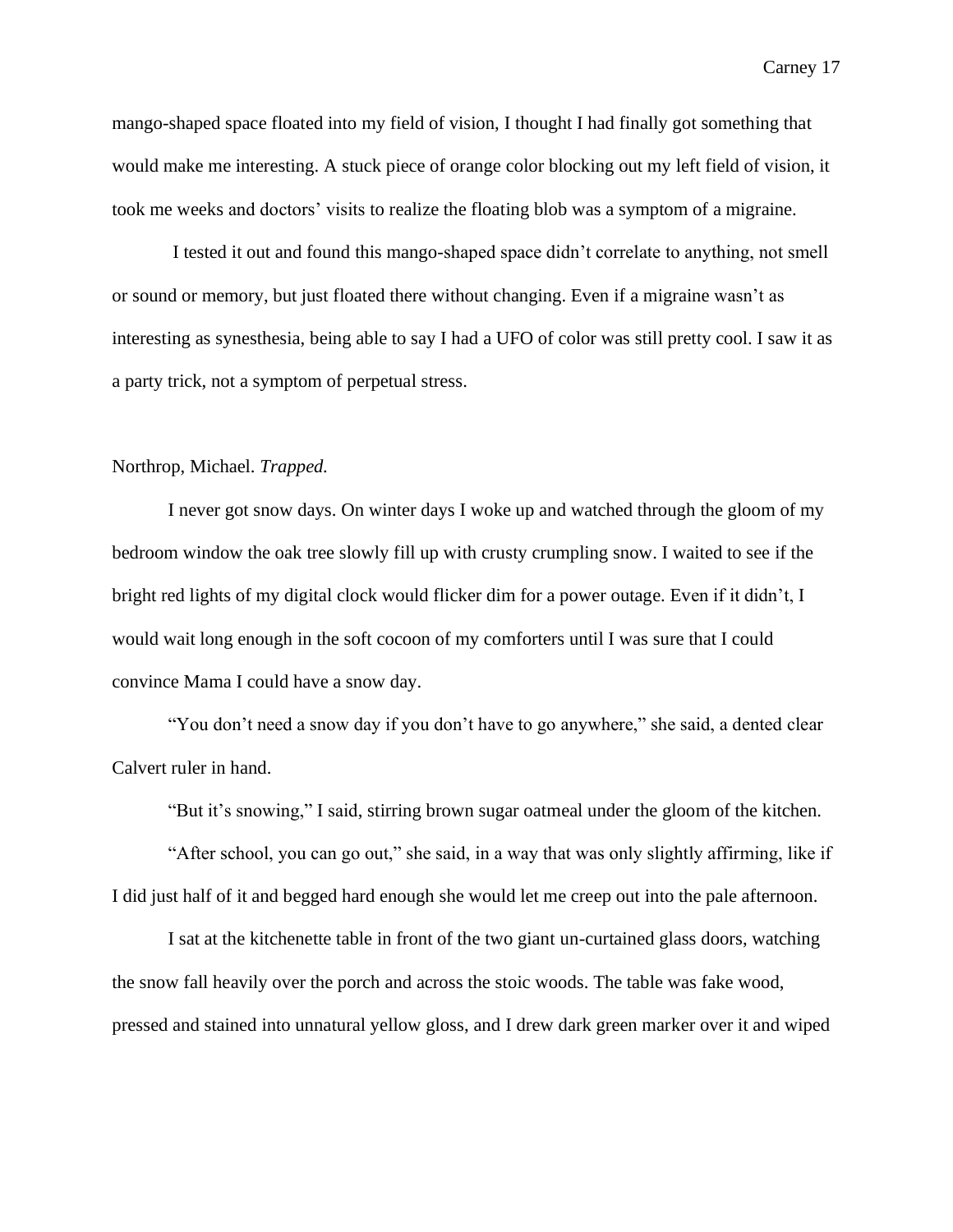mango-shaped space floated into my field of vision, I thought I had finally got something that would make me interesting. A stuck piece of orange color blocking out my left field of vision, it took me weeks and doctors' visits to realize the floating blob was a symptom of a migraine.

I tested it out and found this mango-shaped space didn't correlate to anything, not smell or sound or memory, but just floated there without changing. Even if a migraine wasn't as interesting as synesthesia, being able to say I had a UFO of color was still pretty cool. I saw it as a party trick, not a symptom of perpetual stress.

Northrop, Michael. *Trapped.*

I never got snow days. On winter days I woke up and watched through the gloom of my bedroom window the oak tree slowly fill up with crusty crumpling snow. I waited to see if the bright red lights of my digital clock would flicker dim for a power outage. Even if it didn't, I would wait long enough in the soft cocoon of my comforters until I was sure that I could convince Mama I could have a snow day.

"You don't need a snow day if you don't have to go anywhere," she said, a dented clear Calvert ruler in hand.

"But it's snowing," I said, stirring brown sugar oatmeal under the gloom of the kitchen.

"After school, you can go out," she said, in a way that was only slightly affirming, like if I did just half of it and begged hard enough she would let me creep out into the pale afternoon.

I sat at the kitchenette table in front of the two giant un-curtained glass doors, watching the snow fall heavily over the porch and across the stoic woods. The table was fake wood, pressed and stained into unnatural yellow gloss, and I drew dark green marker over it and wiped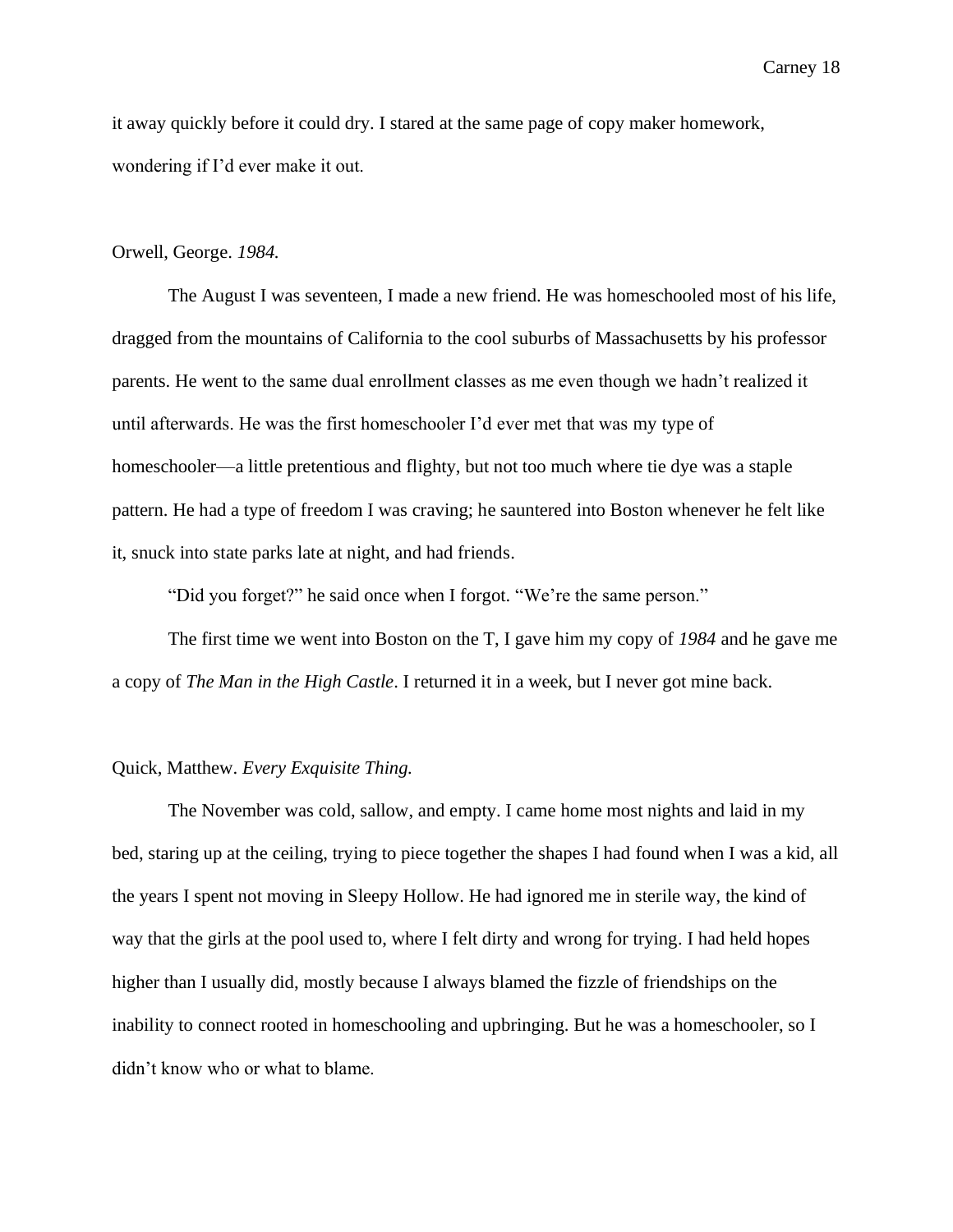it away quickly before it could dry. I stared at the same page of copy maker homework, wondering if I'd ever make it out.

Orwell, George. *1984.*

The August I was seventeen, I made a new friend. He was homeschooled most of his life, dragged from the mountains of California to the cool suburbs of Massachusetts by his professor parents. He went to the same dual enrollment classes as me even though we hadn't realized it until afterwards. He was the first homeschooler I'd ever met that was my type of homeschooler—a little pretentious and flighty, but not too much where tie dye was a staple pattern. He had a type of freedom I was craving; he sauntered into Boston whenever he felt like it, snuck into state parks late at night, and had friends.

"Did you forget?" he said once when I forgot. "We're the same person."

The first time we went into Boston on the T, I gave him my copy of *1984* and he gave me a copy of *The Man in the High Castle*. I returned it in a week, but I never got mine back.

Quick, Matthew. *Every Exquisite Thing.*

The November was cold, sallow, and empty. I came home most nights and laid in my bed, staring up at the ceiling, trying to piece together the shapes I had found when I was a kid, all the years I spent not moving in Sleepy Hollow. He had ignored me in sterile way, the kind of way that the girls at the pool used to, where I felt dirty and wrong for trying. I had held hopes higher than I usually did, mostly because I always blamed the fizzle of friendships on the inability to connect rooted in homeschooling and upbringing. But he was a homeschooler, so I didn't know who or what to blame.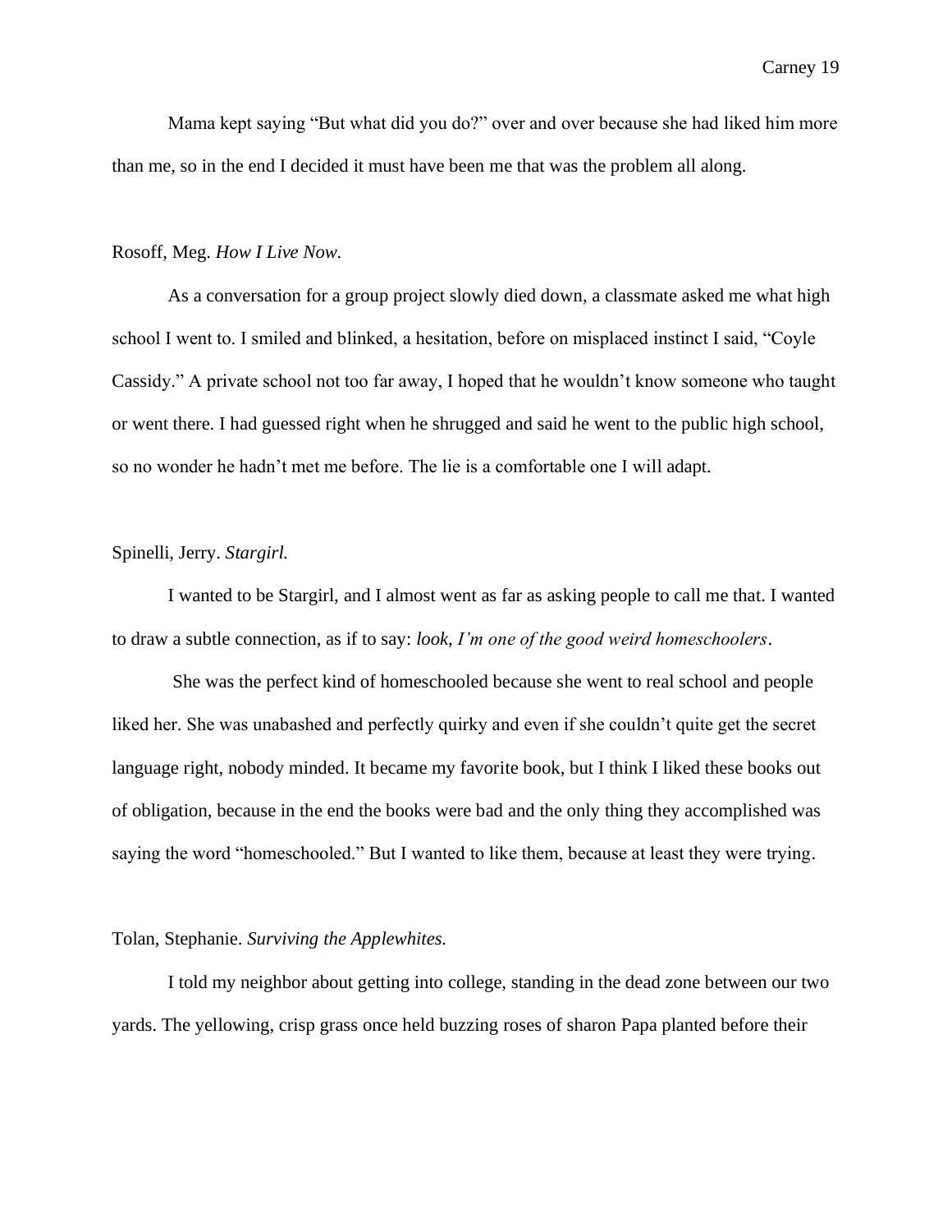Mama kept saying "But what did you do?" over and over because she had liked him more than me, so in the end I decided it must have been me that was the problem all along.

Rosoff, Meg. *How I Live Now.*

As a conversation for a group project slowly died down, a classmate asked me what high school I went to. I smiled and blinked, a hesitation, before on misplaced instinct I said, "Coyle Cassidy." A private school not too far away, I hoped that he wouldn't know someone who taught or went there. I had guessed right when he shrugged and said he went to the public high school, so no wonder he hadn't met me before. The lie is a comfortable one I will adapt.

Spinelli, Jerry. *Stargirl.*

I wanted to be Stargirl, and I almost went as far as asking people to call me that. I wanted to draw a subtle connection, as if to say: *look, I'm one of the good weird homeschoolers*.

She was the perfect kind of homeschooled because she went to real school and people liked her. She was unabashed and perfectly quirky and even if she couldn't quite get the secret language right, nobody minded. It became my favorite book, but I think I liked these books out of obligation, because in the end the books were bad and the only thing they accomplished was saying the word "homeschooled." But I wanted to like them, because at least they were trying.

Tolan, Stephanie. *Surviving the Applewhites.*

I told my neighbor about getting into college, standing in the dead zone between our two yards. The yellowing, crisp grass once held buzzing roses of sharon Papa planted before their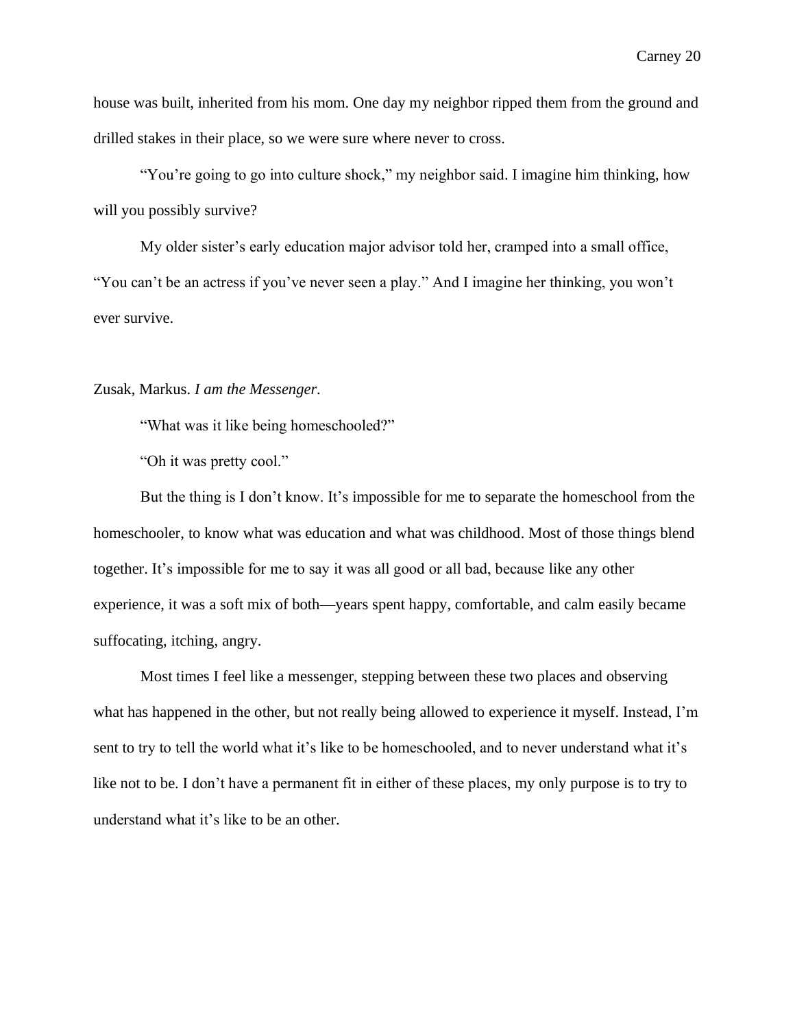house was built, inherited from his mom. One day my neighbor ripped them from the ground and drilled stakes in their place, so we were sure where never to cross.

"You're going to go into culture shock," my neighbor said. I imagine him thinking, how will you possibly survive?

My older sister's early education major advisor told her, cramped into a small office, "You can't be an actress if you've never seen a play." And I imagine her thinking, you won't ever survive.

Zusak, Markus. *I am the Messenger*.

"What was it like being homeschooled?"

"Oh it was pretty cool."

But the thing is I don't know. It's impossible for me to separate the homeschool from the homeschooler, to know what was education and what was childhood. Most of those things blend together. It's impossible for me to say it was all good or all bad, because like any other experience, it was a soft mix of both—years spent happy, comfortable, and calm easily became suffocating, itching, angry.

Most times I feel like a messenger, stepping between these two places and observing what has happened in the other, but not really being allowed to experience it myself. Instead, I'm sent to try to tell the world what it's like to be homeschooled, and to never understand what it's like not to be. I don't have a permanent fit in either of these places, my only purpose is to try to understand what it's like to be an other.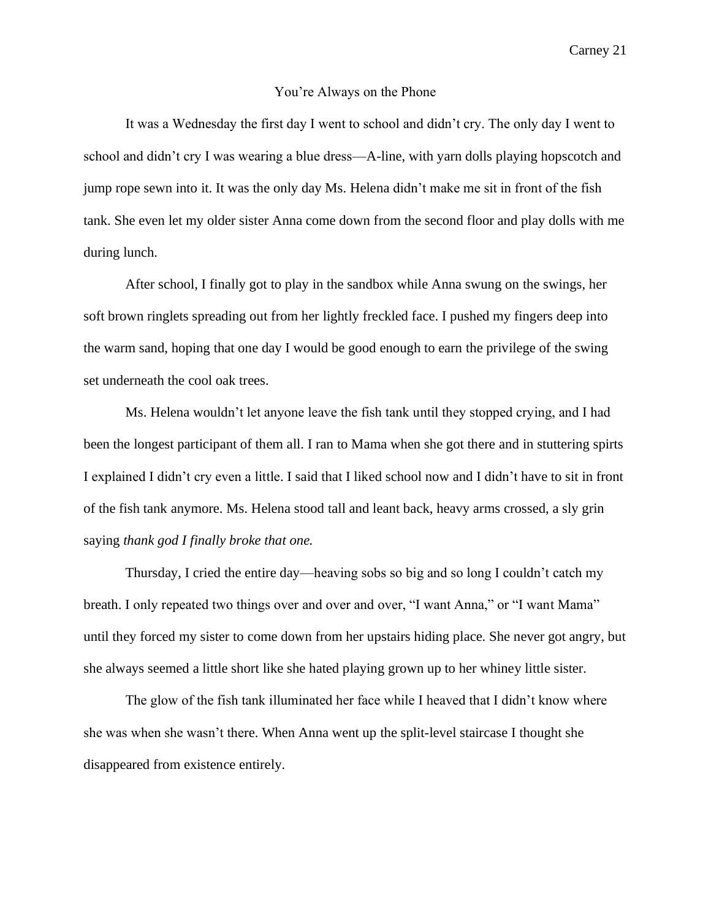# You're Always on the Phone

It was a Wednesday the first day I went to school and didn't cry. The only day I went to school and didn't cry I was wearing a blue dress—A-line, with yarn dolls playing hopscotch and jump rope sewn into it. It was the only day Ms. Helena didn't make me sit in front of the fish tank. She even let my older sister Anna come down from the second floor and play dolls with me during lunch.

After school, I finally got to play in the sandbox while Anna swung on the swings, her soft brown ringlets spreading out from her lightly freckled face. I pushed my fingers deep into the warm sand, hoping that one day I would be good enough to earn the privilege of the swing set underneath the cool oak trees.

Ms. Helena wouldn't let anyone leave the fish tank until they stopped crying, and I had been the longest participant of them all. I ran to Mama when she got there and in stuttering spirts I explained I didn't cry even a little. I said that I liked school now and I didn't have to sit in front of the fish tank anymore. Ms. Helena stood tall and leant back, heavy arms crossed, a sly grin saying *thank god I finally broke that one.*

Thursday, I cried the entire day—heaving sobs so big and so long I couldn't catch my breath. I only repeated two things over and over and over, "I want Anna," or "I want Mama" until they forced my sister to come down from her upstairs hiding place. She never got angry, but she always seemed a little short like she hated playing grown up to her whiney little sister.

The glow of the fish tank illuminated her face while I heaved that I didn't know where she was when she wasn't there. When Anna went up the split-level staircase I thought she disappeared from existence entirely.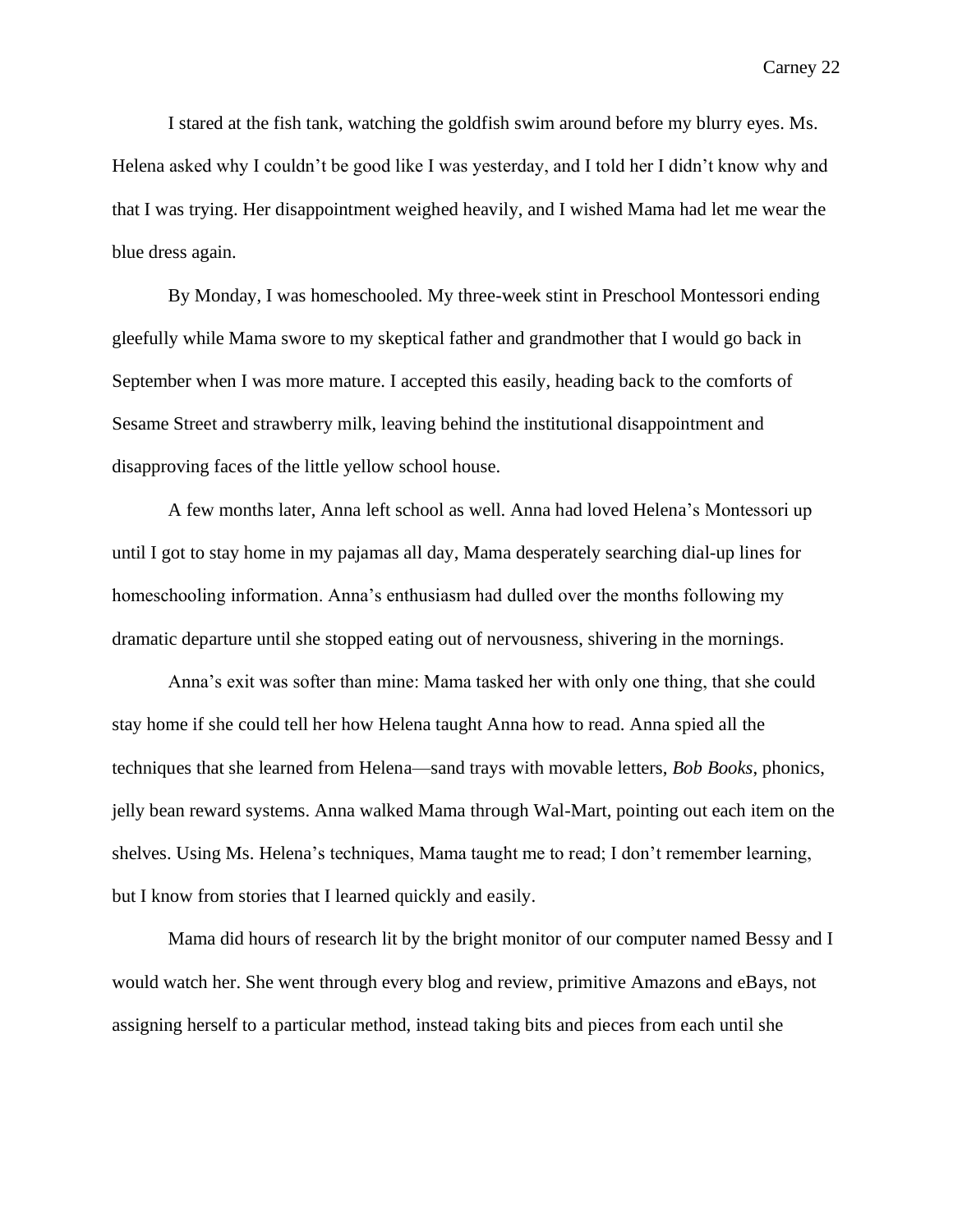I stared at the fish tank, watching the goldfish swim around before my blurry eyes. Ms. Helena asked why I couldn't be good like I was yesterday, and I told her I didn't know why and that I was trying. Her disappointment weighed heavily, and I wished Mama had let me wear the blue dress again.

By Monday, I was homeschooled. My three-week stint in Preschool Montessori ending gleefully while Mama swore to my skeptical father and grandmother that I would go back in September when I was more mature. I accepted this easily, heading back to the comforts of Sesame Street and strawberry milk, leaving behind the institutional disappointment and disapproving faces of the little yellow school house.

A few months later, Anna left school as well. Anna had loved Helena's Montessori up until I got to stay home in my pajamas all day, Mama desperately searching dial-up lines for homeschooling information. Anna's enthusiasm had dulled over the months following my dramatic departure until she stopped eating out of nervousness, shivering in the mornings.

Anna's exit was softer than mine: Mama tasked her with only one thing, that she could stay home if she could tell her how Helena taught Anna how to read. Anna spied all the techniques that she learned from Helena—sand trays with movable letters, *Bob Books*, phonics, jelly bean reward systems. Anna walked Mama through Wal-Mart, pointing out each item on the shelves. Using Ms. Helena's techniques, Mama taught me to read; I don't remember learning, but I know from stories that I learned quickly and easily.

Mama did hours of research lit by the bright monitor of our computer named Bessy and I would watch her. She went through every blog and review, primitive Amazons and eBays, not assigning herself to a particular method, instead taking bits and pieces from each until she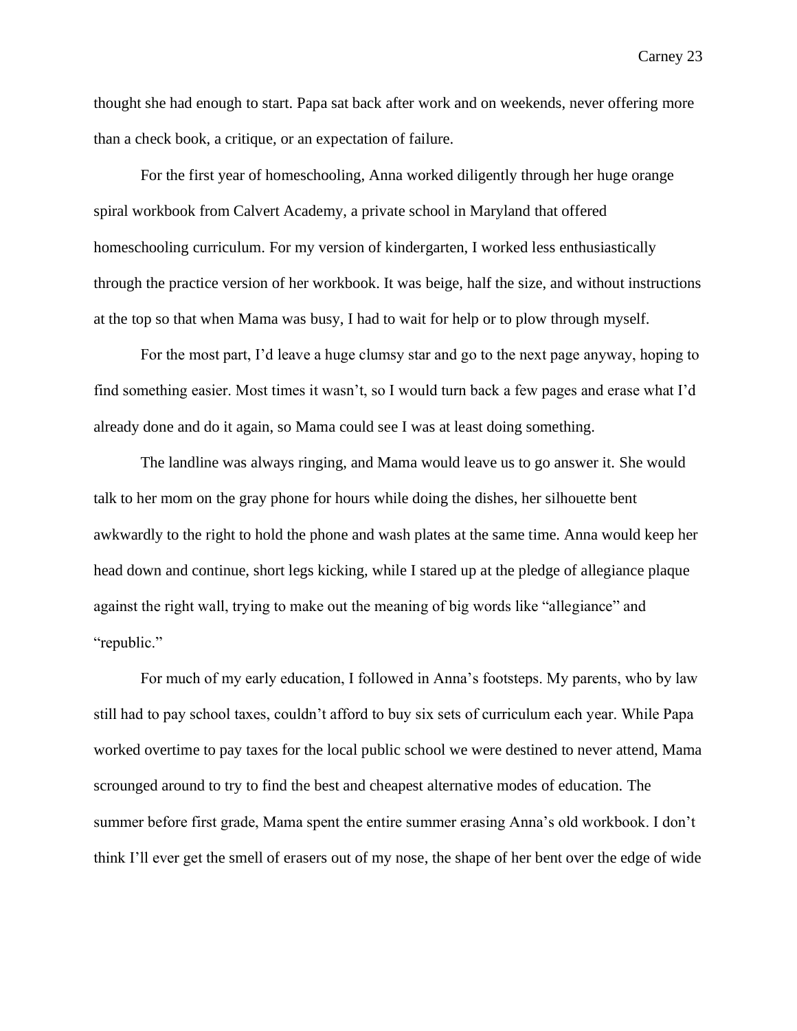thought she had enough to start. Papa sat back after work and on weekends, never offering more than a check book, a critique, or an expectation of failure.

For the first year of homeschooling, Anna worked diligently through her huge orange spiral workbook from Calvert Academy, a private school in Maryland that offered homeschooling curriculum. For my version of kindergarten, I worked less enthusiastically through the practice version of her workbook. It was beige, half the size, and without instructions at the top so that when Mama was busy, I had to wait for help or to plow through myself.

For the most part, I'd leave a huge clumsy star and go to the next page anyway, hoping to find something easier. Most times it wasn't, so I would turn back a few pages and erase what I'd already done and do it again, so Mama could see I was at least doing something.

The landline was always ringing, and Mama would leave us to go answer it. She would talk to her mom on the gray phone for hours while doing the dishes, her silhouette bent awkwardly to the right to hold the phone and wash plates at the same time. Anna would keep her head down and continue, short legs kicking, while I stared up at the pledge of allegiance plaque against the right wall, trying to make out the meaning of big words like "allegiance" and "republic."

For much of my early education, I followed in Anna's footsteps. My parents, who by law still had to pay school taxes, couldn't afford to buy six sets of curriculum each year. While Papa worked overtime to pay taxes for the local public school we were destined to never attend, Mama scrounged around to try to find the best and cheapest alternative modes of education. The summer before first grade, Mama spent the entire summer erasing Anna's old workbook. I don't think I'll ever get the smell of erasers out of my nose, the shape of her bent over the edge of wide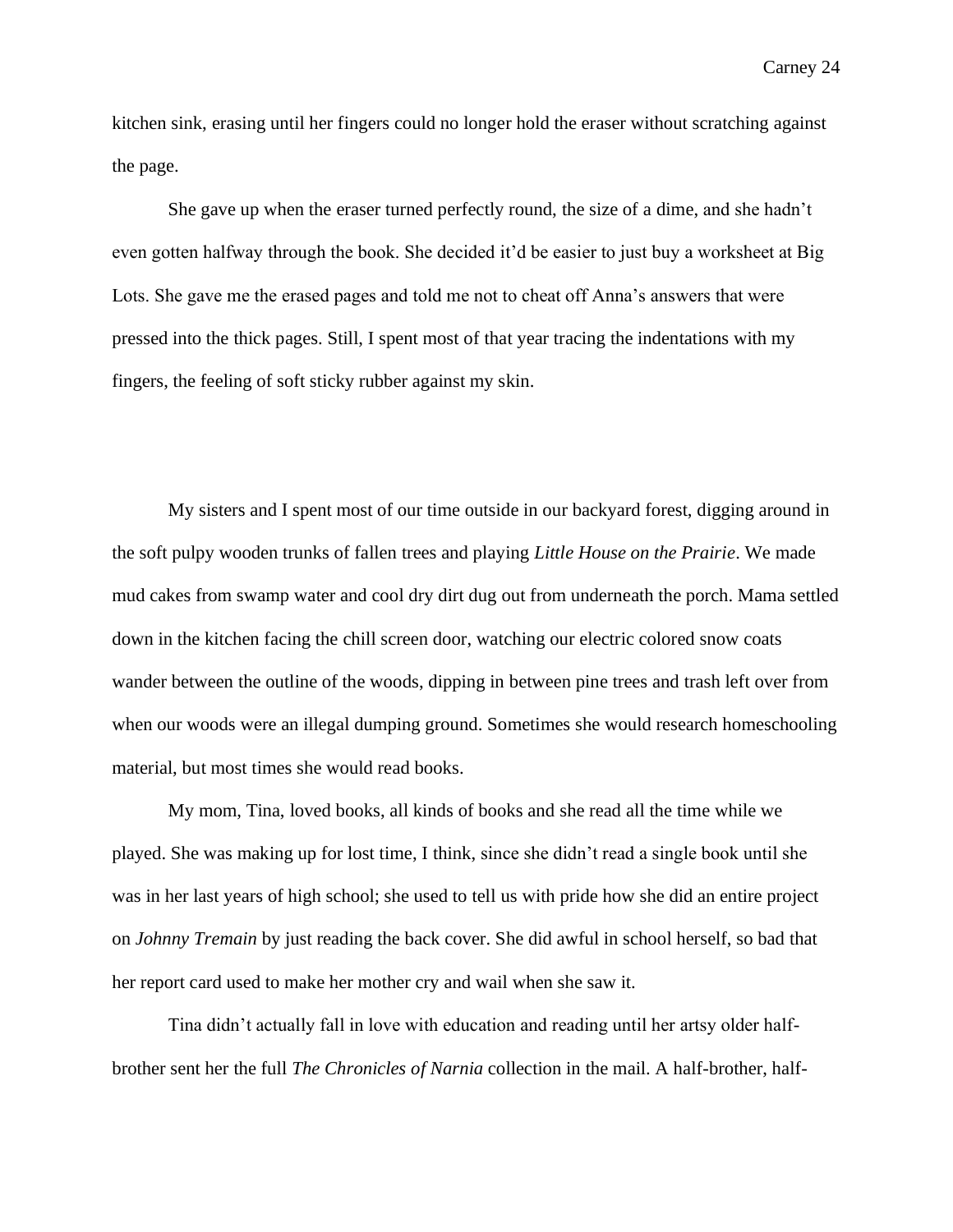kitchen sink, erasing until her fingers could no longer hold the eraser without scratching against the page.

She gave up when the eraser turned perfectly round, the size of a dime, and she hadn't even gotten halfway through the book. She decided it'd be easier to just buy a worksheet at Big Lots. She gave me the erased pages and told me not to cheat off Anna's answers that were pressed into the thick pages. Still, I spent most of that year tracing the indentations with my fingers, the feeling of soft sticky rubber against my skin.

My sisters and I spent most of our time outside in our backyard forest, digging around in the soft pulpy wooden trunks of fallen trees and playing *Little House on the Prairie*. We made mud cakes from swamp water and cool dry dirt dug out from underneath the porch. Mama settled down in the kitchen facing the chill screen door, watching our electric colored snow coats wander between the outline of the woods, dipping in between pine trees and trash left over from when our woods were an illegal dumping ground. Sometimes she would research homeschooling material, but most times she would read books.

My mom, Tina, loved books, all kinds of books and she read all the time while we played. She was making up for lost time, I think, since she didn't read a single book until she was in her last years of high school; she used to tell us with pride how she did an entire project on *Johnny Tremain* by just reading the back cover. She did awful in school herself, so bad that her report card used to make her mother cry and wail when she saw it.

Tina didn't actually fall in love with education and reading until her artsy older half-brother sent her the full *The Chronicles of Narnia* collection in the mail. A half-brother, half-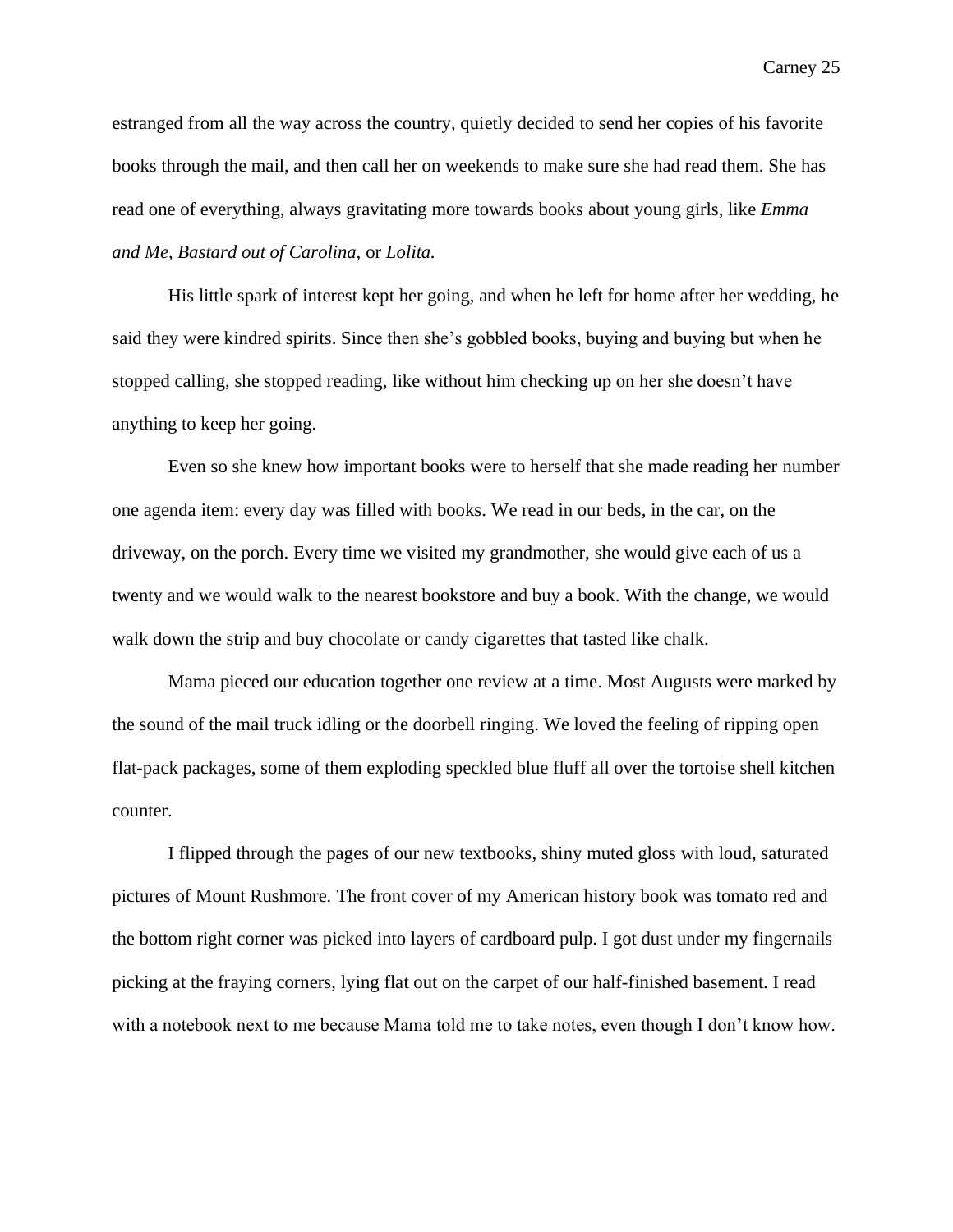estranged from all the way across the country, quietly decided to send her copies of his favorite books through the mail, and then call her on weekends to make sure she had read them. She has read one of everything, always gravitating more towards books about young girls, like *Emma and Me, Bastard out of Carolina,* or *Lolita.*

His little spark of interest kept her going, and when he left for home after her wedding, he said they were kindred spirits. Since then she's gobbled books, buying and buying but when he stopped calling, she stopped reading, like without him checking up on her she doesn't have anything to keep her going.

Even so she knew how important books were to herself that she made reading her number one agenda item: every day was filled with books. We read in our beds, in the car, on the driveway, on the porch. Every time we visited my grandmother, she would give each of us a twenty and we would walk to the nearest bookstore and buy a book. With the change, we would walk down the strip and buy chocolate or candy cigarettes that tasted like chalk.

Mama pieced our education together one review at a time. Most Augusts were marked by the sound of the mail truck idling or the doorbell ringing. We loved the feeling of ripping open flat-pack packages, some of them exploding speckled blue fluff all over the tortoise shell kitchen counter.

I flipped through the pages of our new textbooks, shiny muted gloss with loud, saturated pictures of Mount Rushmore. The front cover of my American history book was tomato red and the bottom right corner was picked into layers of cardboard pulp. I got dust under my fingernails picking at the fraying corners, lying flat out on the carpet of our half-finished basement. I read with a notebook next to me because Mama told me to take notes, even though I don't know how.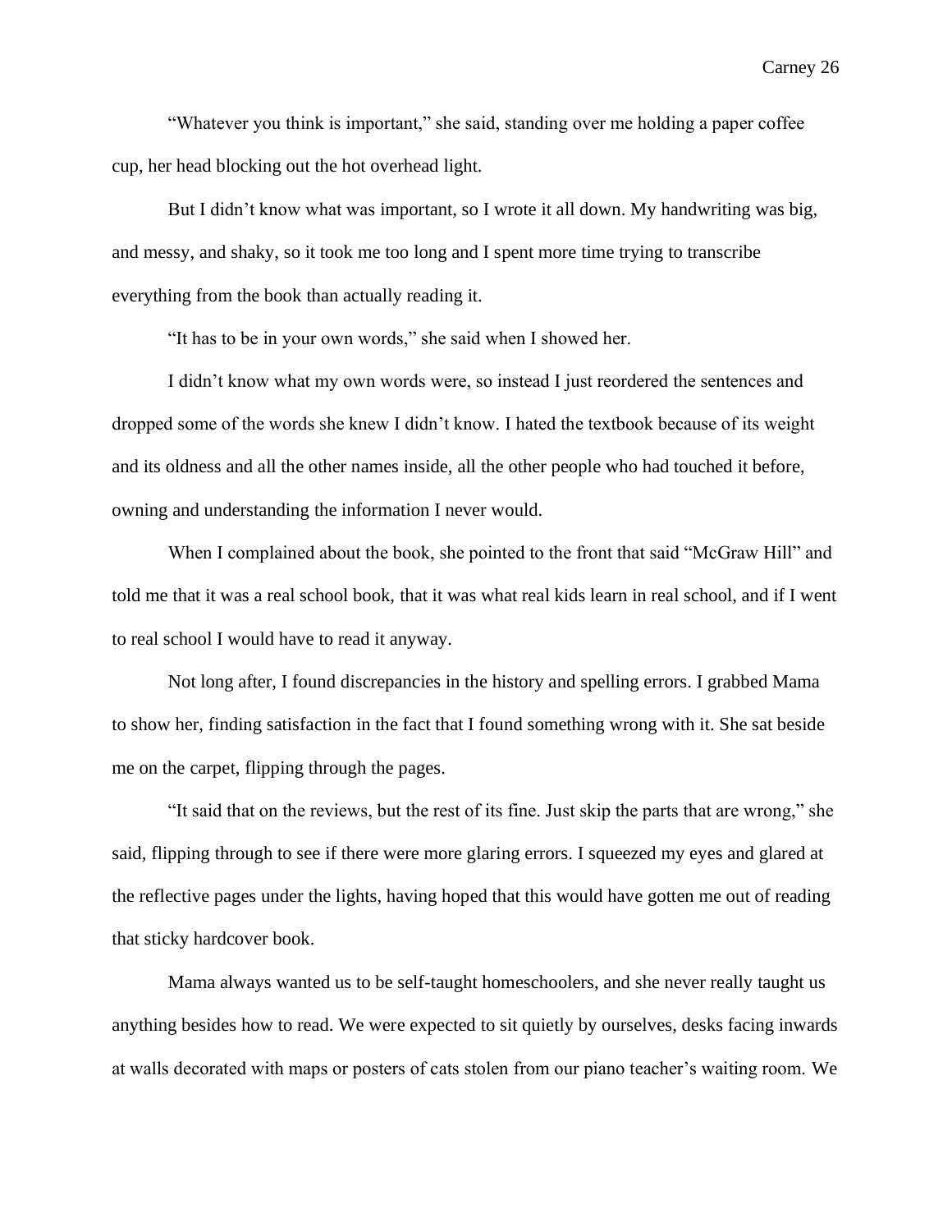"Whatever you think is important," she said, standing over me holding a paper coffee cup, her head blocking out the hot overhead light.

But I didn't know what was important, so I wrote it all down. My handwriting was big, and messy, and shaky, so it took me too long and I spent more time trying to transcribe everything from the book than actually reading it.

"It has to be in your own words," she said when I showed her.

I didn't know what my own words were, so instead I just reordered the sentences and dropped some of the words she knew I didn't know. I hated the textbook because of its weight and its oldness and all the other names inside, all the other people who had touched it before, owning and understanding the information I never would.

When I complained about the book, she pointed to the front that said "McGraw Hill" and told me that it was a real school book, that it was what real kids learn in real school, and if I went to real school I would have to read it anyway.

Not long after, I found discrepancies in the history and spelling errors. I grabbed Mama to show her, finding satisfaction in the fact that I found something wrong with it. She sat beside me on the carpet, flipping through the pages.

"It said that on the reviews, but the rest of its fine. Just skip the parts that are wrong," she said, flipping through to see if there were more glaring errors. I squeezed my eyes and glared at the reflective pages under the lights, having hoped that this would have gotten me out of reading that sticky hardcover book.

Mama always wanted us to be self-taught homeschoolers, and she never really taught us anything besides how to read. We were expected to sit quietly by ourselves, desks facing inwards at walls decorated with maps or posters of cats stolen from our piano teacher's waiting room. We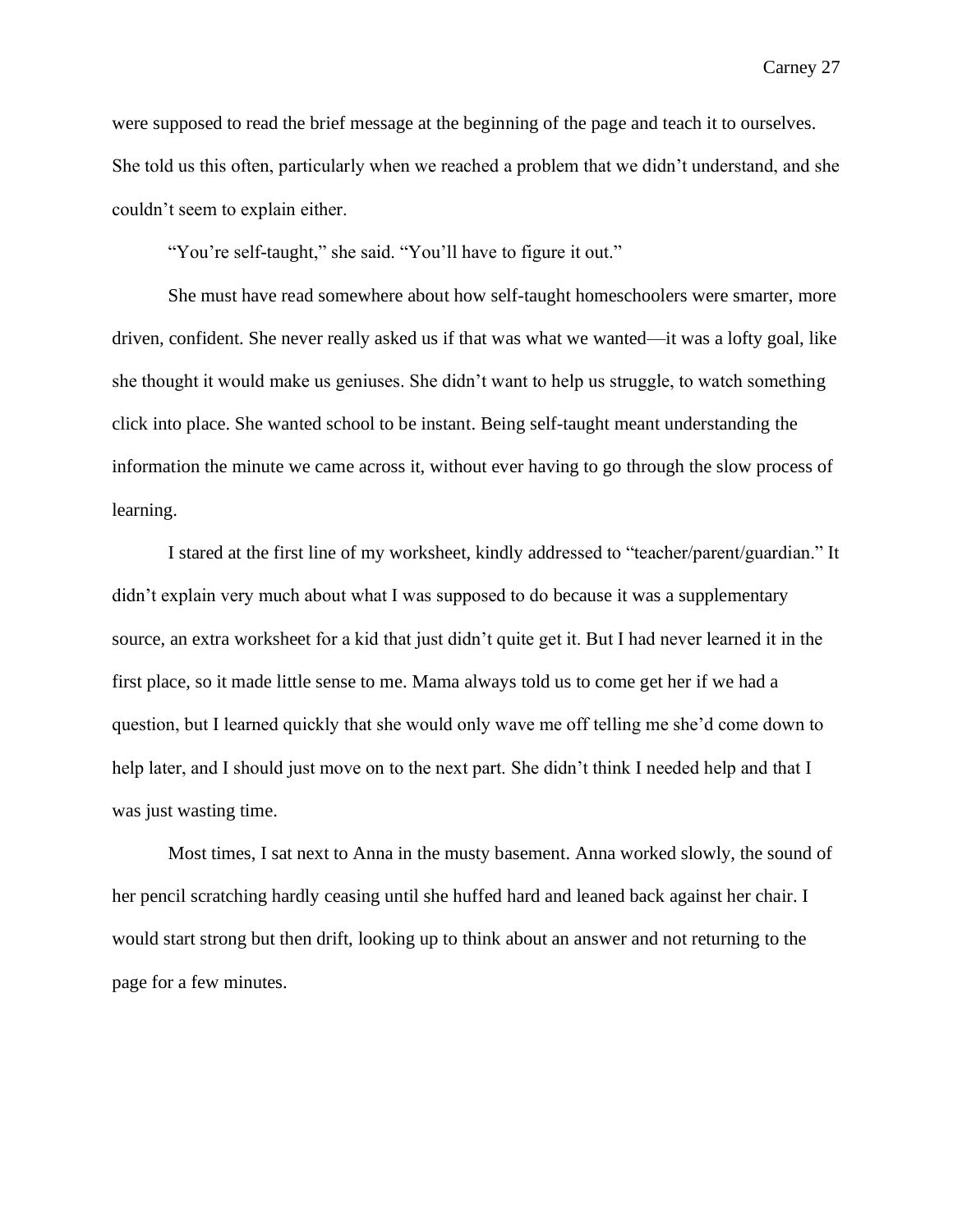were supposed to read the brief message at the beginning of the page and teach it to ourselves. She told us this often, particularly when we reached a problem that we didn't understand, and she couldn't seem to explain either.

"You're self-taught," she said. "You'll have to figure it out."

She must have read somewhere about how self-taught homeschoolers were smarter, more driven, confident. She never really asked us if that was what we wanted—it was a lofty goal, like she thought it would make us geniuses. She didn't want to help us struggle, to watch something click into place. She wanted school to be instant. Being self-taught meant understanding the information the minute we came across it, without ever having to go through the slow process of learning.

I stared at the first line of my worksheet, kindly addressed to "teacher/parent/guardian." It didn't explain very much about what I was supposed to do because it was a supplementary source, an extra worksheet for a kid that just didn't quite get it. But I had never learned it in the first place, so it made little sense to me. Mama always told us to come get her if we had a question, but I learned quickly that she would only wave me off telling me she'd come down to help later, and I should just move on to the next part. She didn't think I needed help and that I was just wasting time.

Most times, I sat next to Anna in the musty basement. Anna worked slowly, the sound of her pencil scratching hardly ceasing until she huffed hard and leaned back against her chair. I would start strong but then drift, looking up to think about an answer and not returning to the page for a few minutes.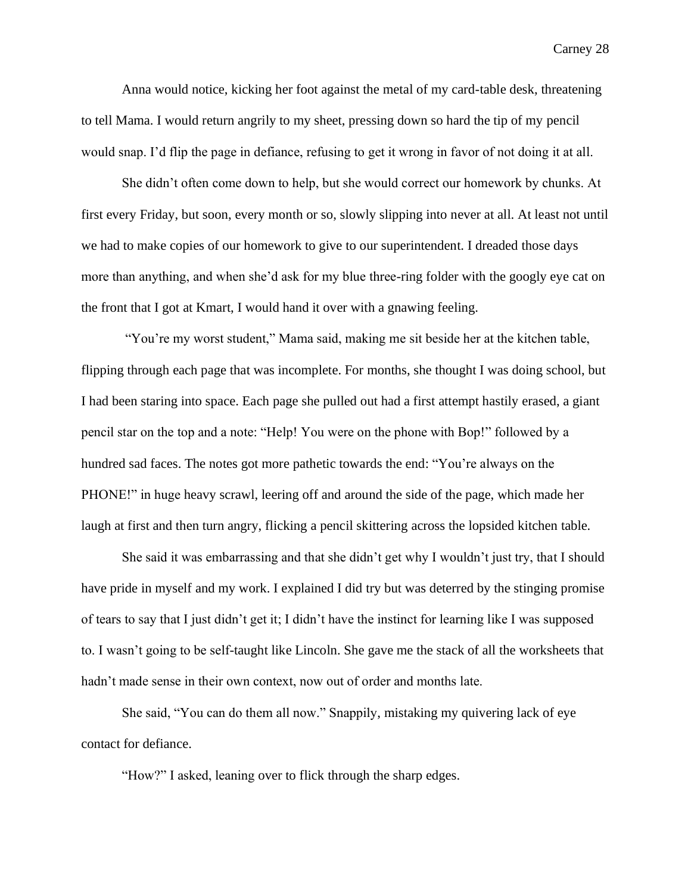Anna would notice, kicking her foot against the metal of my card-table desk, threatening to tell Mama. I would return angrily to my sheet, pressing down so hard the tip of my pencil would snap. I'd flip the page in defiance, refusing to get it wrong in favor of not doing it at all.

She didn't often come down to help, but she would correct our homework by chunks. At first every Friday, but soon, every month or so, slowly slipping into never at all. At least not until we had to make copies of our homework to give to our superintendent. I dreaded those days more than anything, and when she'd ask for my blue three-ring folder with the googly eye cat on the front that I got at Kmart, I would hand it over with a gnawing feeling.

"You're my worst student," Mama said, making me sit beside her at the kitchen table, flipping through each page that was incomplete. For months, she thought I was doing school, but I had been staring into space. Each page she pulled out had a first attempt hastily erased, a giant pencil star on the top and a note: "Help! You were on the phone with Bop!" followed by a hundred sad faces. The notes got more pathetic towards the end: "You're always on the PHONE!" in huge heavy scrawl, leering off and around the side of the page, which made her laugh at first and then turn angry, flicking a pencil skittering across the lopsided kitchen table.

She said it was embarrassing and that she didn't get why I wouldn't just try, that I should have pride in myself and my work. I explained I did try but was deterred by the stinging promise of tears to say that I just didn't get it; I didn't have the instinct for learning like I was supposed to. I wasn't going to be self-taught like Lincoln. She gave me the stack of all the worksheets that hadn't made sense in their own context, now out of order and months late.

She said, "You can do them all now." Snappily, mistaking my quivering lack of eye contact for defiance.

"How?" I asked, leaning over to flick through the sharp edges.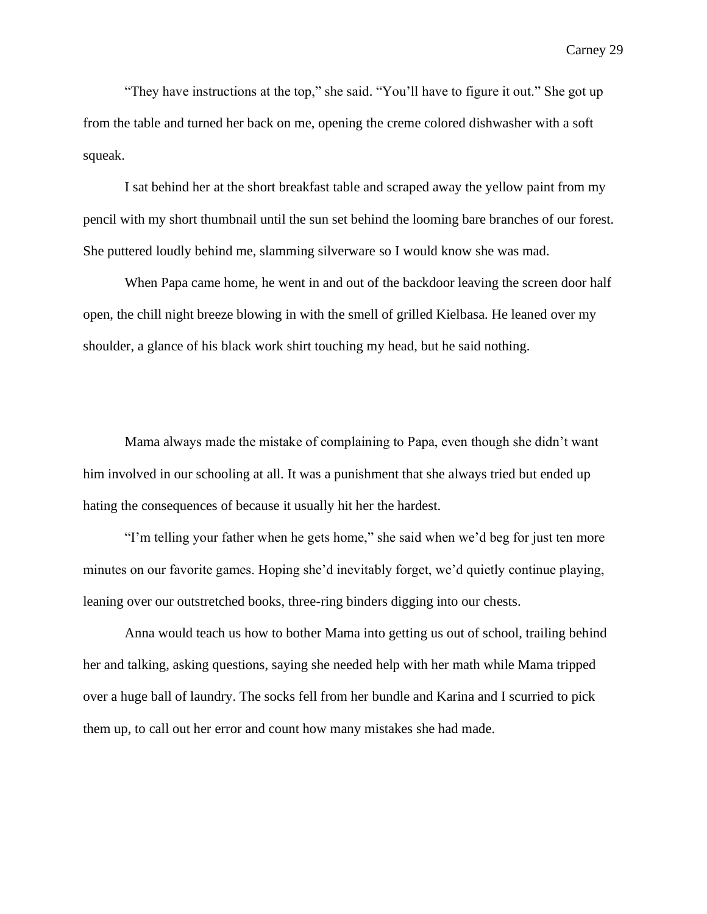"They have instructions at the top," she said. "You'll have to figure it out." She got up from the table and turned her back on me, opening the creme colored dishwasher with a soft squeak.

I sat behind her at the short breakfast table and scraped away the yellow paint from my pencil with my short thumbnail until the sun set behind the looming bare branches of our forest. She puttered loudly behind me, slamming silverware so I would know she was mad.

When Papa came home, he went in and out of the backdoor leaving the screen door half open, the chill night breeze blowing in with the smell of grilled Kielbasa. He leaned over my shoulder, a glance of his black work shirt touching my head, but he said nothing.

Mama always made the mistake of complaining to Papa, even though she didn't want him involved in our schooling at all. It was a punishment that she always tried but ended up hating the consequences of because it usually hit her the hardest.

"I'm telling your father when he gets home," she said when we'd beg for just ten more minutes on our favorite games. Hoping she'd inevitably forget, we'd quietly continue playing, leaning over our outstretched books, three-ring binders digging into our chests.

Anna would teach us how to bother Mama into getting us out of school, trailing behind her and talking, asking questions, saying she needed help with her math while Mama tripped over a huge ball of laundry. The socks fell from her bundle and Karina and I scurried to pick them up, to call out her error and count how many mistakes she had made.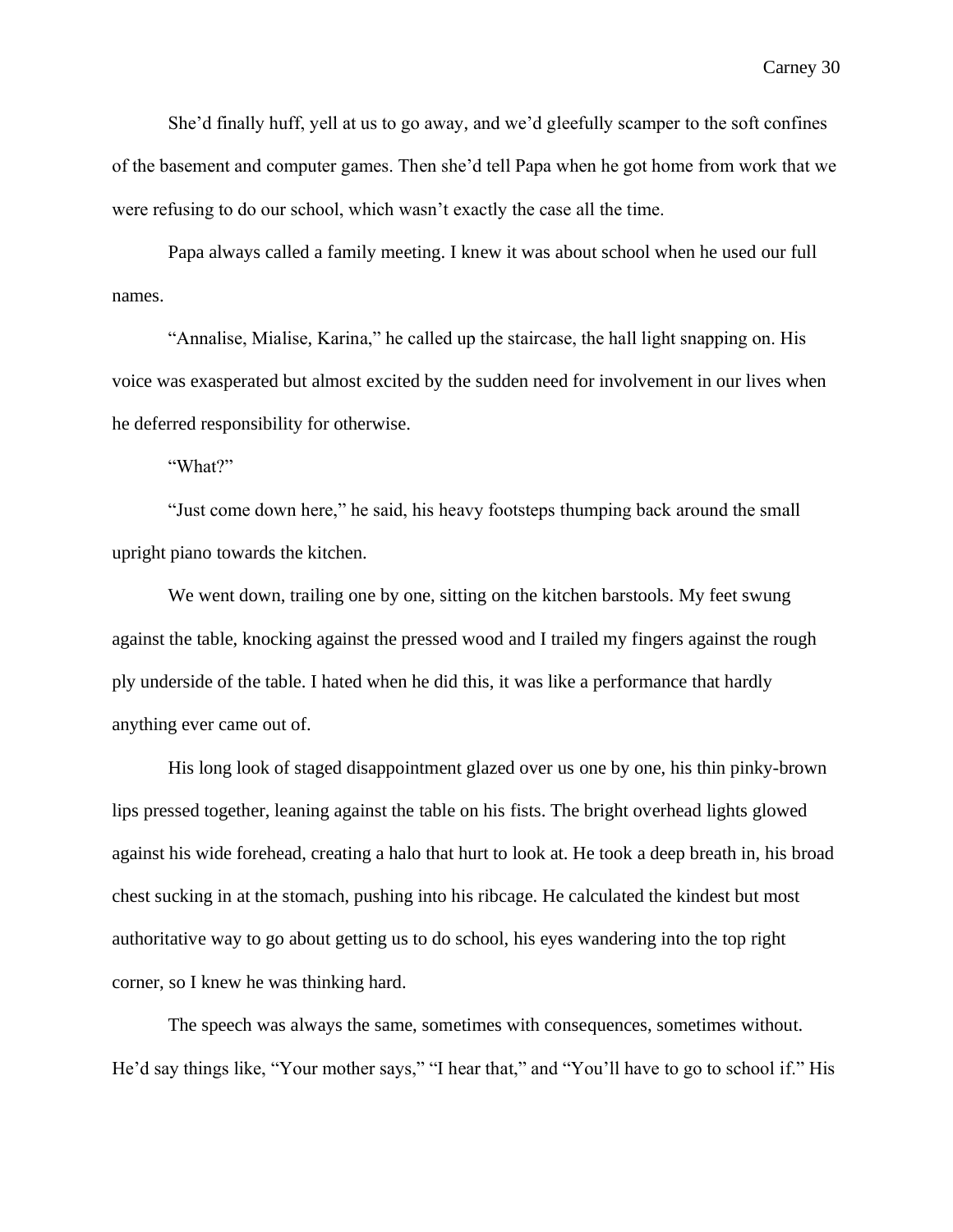She'd finally huff, yell at us to go away, and we'd gleefully scamper to the soft confines of the basement and computer games. Then she'd tell Papa when he got home from work that we were refusing to do our school, which wasn't exactly the case all the time.

Papa always called a family meeting. I knew it was about school when he used our full names.

"Annalise, Mialise, Karina," he called up the staircase, the hall light snapping on. His voice was exasperated but almost excited by the sudden need for involvement in our lives when he deferred responsibility for otherwise.

"What?"

"Just come down here," he said, his heavy footsteps thumping back around the small upright piano towards the kitchen.

We went down, trailing one by one, sitting on the kitchen barstools. My feet swung against the table, knocking against the pressed wood and I trailed my fingers against the rough ply underside of the table. I hated when he did this, it was like a performance that hardly anything ever came out of.

His long look of staged disappointment glazed over us one by one, his thin pinky-brown lips pressed together, leaning against the table on his fists. The bright overhead lights glowed against his wide forehead, creating a halo that hurt to look at. He took a deep breath in, his broad chest sucking in at the stomach, pushing into his ribcage. He calculated the kindest but most authoritative way to go about getting us to do school, his eyes wandering into the top right corner, so I knew he was thinking hard.

The speech was always the same, sometimes with consequences, sometimes without. He'd say things like, "Your mother says," "I hear that," and "You'll have to go to school if." His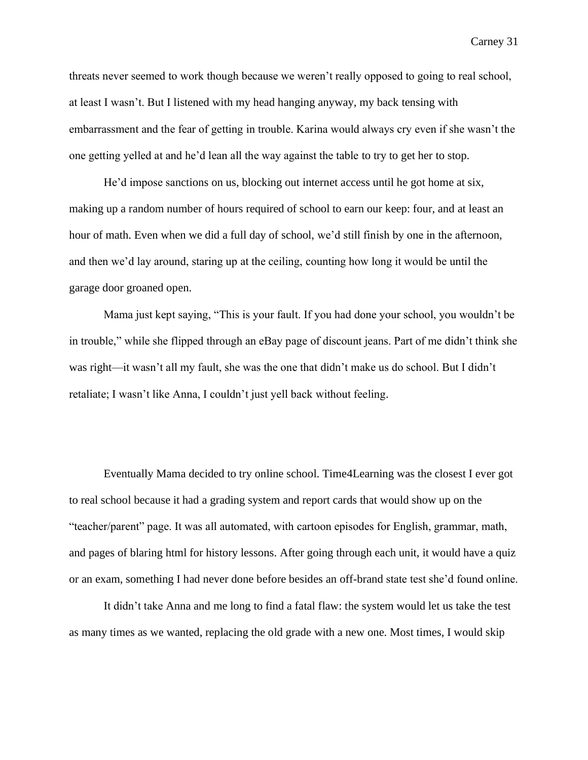threats never seemed to work though because we weren't really opposed to going to real school, at least I wasn't. But I listened with my head hanging anyway, my back tensing with embarrassment and the fear of getting in trouble. Karina would always cry even if she wasn't the one getting yelled at and he'd lean all the way against the table to try to get her to stop.

He'd impose sanctions on us, blocking out internet access until he got home at six, making up a random number of hours required of school to earn our keep: four, and at least an hour of math. Even when we did a full day of school, we'd still finish by one in the afternoon, and then we'd lay around, staring up at the ceiling, counting how long it would be until the garage door groaned open.

Mama just kept saying, "This is your fault. If you had done your school, you wouldn't be in trouble," while she flipped through an eBay page of discount jeans. Part of me didn't think she was right—it wasn't all my fault, she was the one that didn't make us do school. But I didn't retaliate; I wasn't like Anna, I couldn't just yell back without feeling.

Eventually Mama decided to try online school. Time4Learning was the closest I ever got to real school because it had a grading system and report cards that would show up on the "teacher/parent" page. It was all automated, with cartoon episodes for English, grammar, math, and pages of blaring html for history lessons. After going through each unit, it would have a quiz or an exam, something I had never done before besides an off-brand state test she'd found online.

It didn't take Anna and me long to find a fatal flaw: the system would let us take the test as many times as we wanted, replacing the old grade with a new one. Most times, I would skip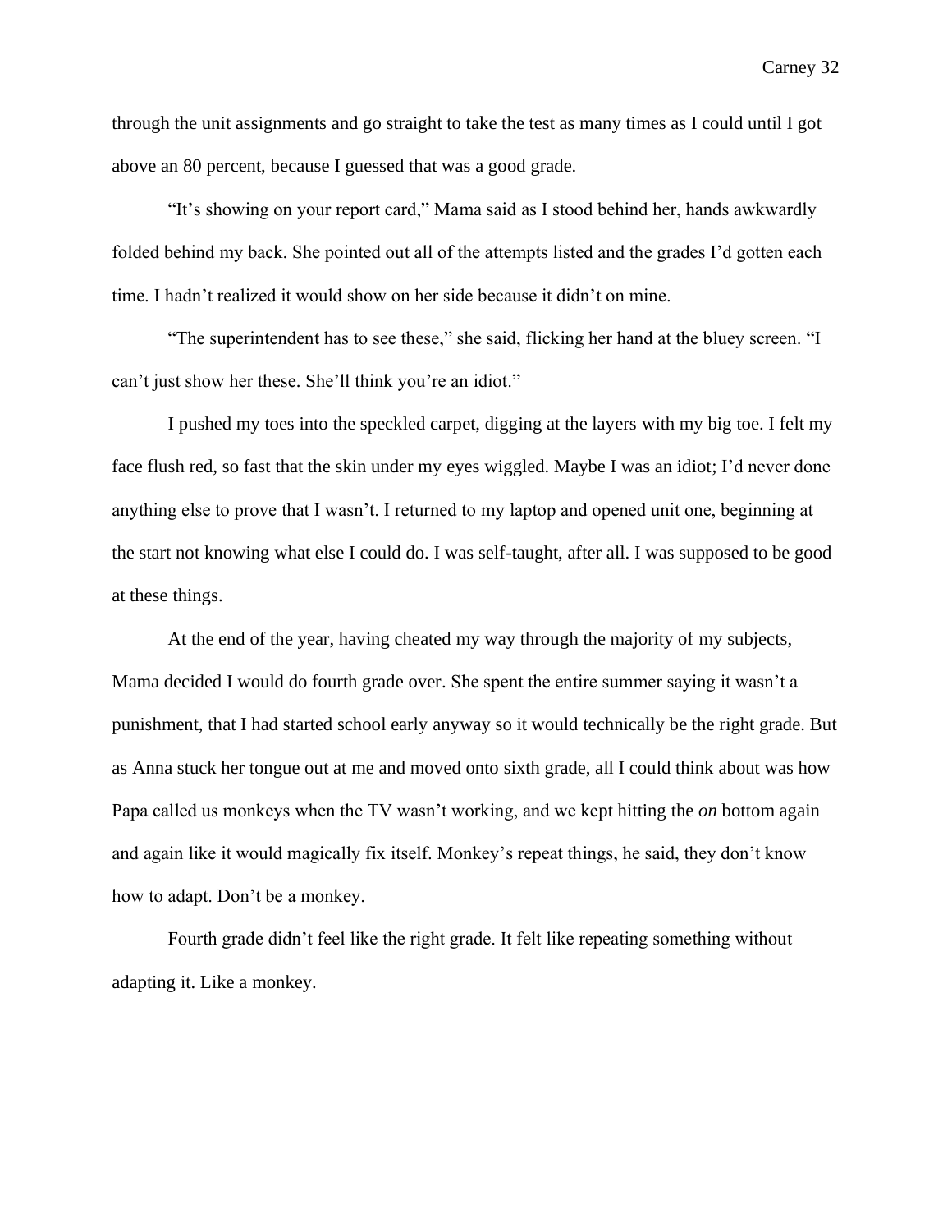through the unit assignments and go straight to take the test as many times as I could until I got above an 80 percent, because I guessed that was a good grade.

"It's showing on your report card," Mama said as I stood behind her, hands awkwardly folded behind my back. She pointed out all of the attempts listed and the grades I'd gotten each time. I hadn't realized it would show on her side because it didn't on mine.

"The superintendent has to see these," she said, flicking her hand at the bluey screen. "I can't just show her these. She'll think you're an idiot."

I pushed my toes into the speckled carpet, digging at the layers with my big toe. I felt my face flush red, so fast that the skin under my eyes wiggled. Maybe I was an idiot; I'd never done anything else to prove that I wasn't. I returned to my laptop and opened unit one, beginning at the start not knowing what else I could do. I was self-taught, after all. I was supposed to be good at these things.

At the end of the year, having cheated my way through the majority of my subjects, Mama decided I would do fourth grade over. She spent the entire summer saying it wasn't a punishment, that I had started school early anyway so it would technically be the right grade. But as Anna stuck her tongue out at me and moved onto sixth grade, all I could think about was how Papa called us monkeys when the TV wasn't working, and we kept hitting the *on* bottom again and again like it would magically fix itself. Monkey's repeat things, he said, they don't know how to adapt. Don't be a monkey.

Fourth grade didn't feel like the right grade. It felt like repeating something without adapting it. Like a monkey.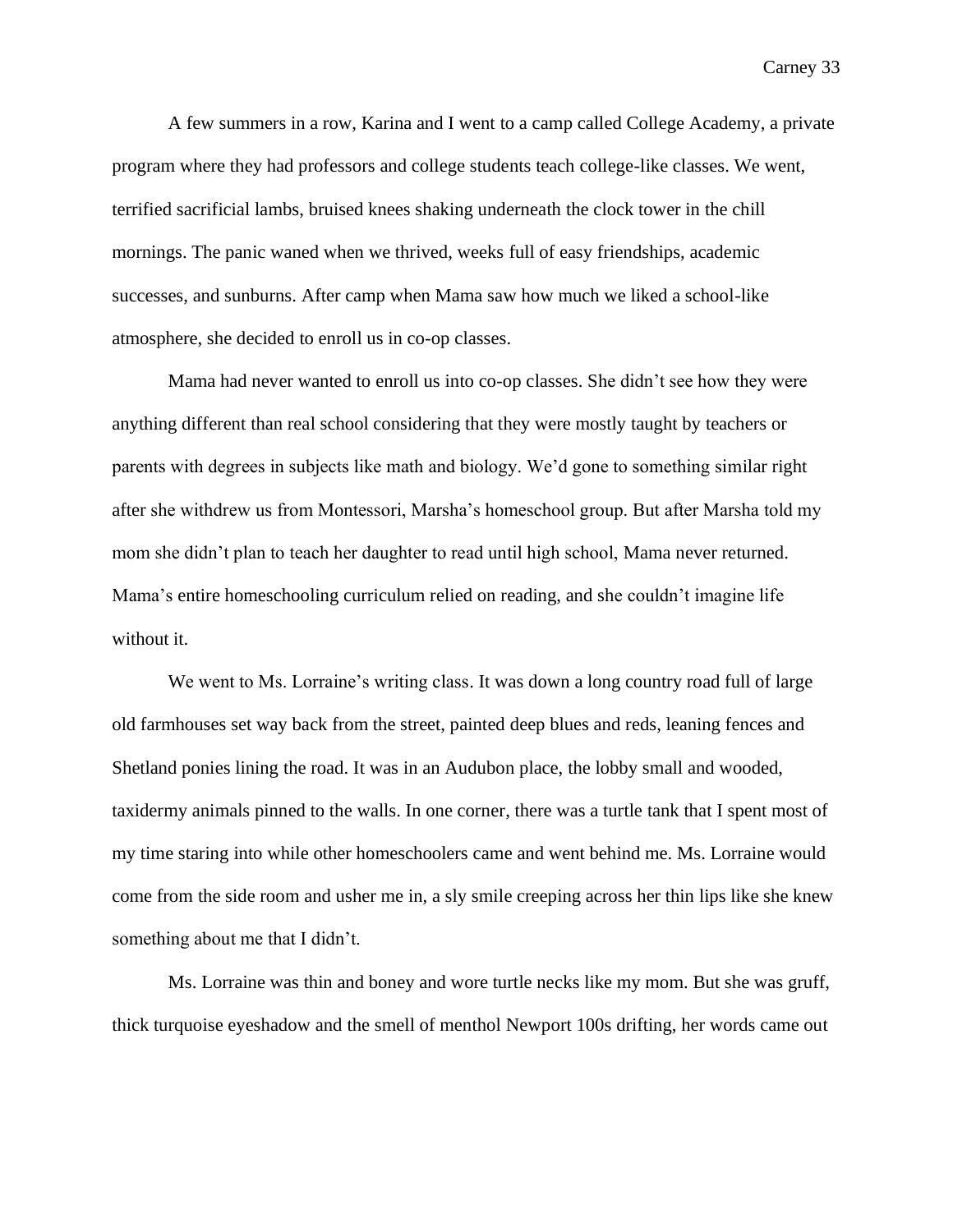A few summers in a row, Karina and I went to a camp called College Academy, a private program where they had professors and college students teach college-like classes. We went, terrified sacrificial lambs, bruised knees shaking underneath the clock tower in the chill mornings. The panic waned when we thrived, weeks full of easy friendships, academic successes, and sunburns. After camp when Mama saw how much we liked a school-like atmosphere, she decided to enroll us in co-op classes.

Mama had never wanted to enroll us into co-op classes. She didn't see how they were anything different than real school considering that they were mostly taught by teachers or parents with degrees in subjects like math and biology. We'd gone to something similar right after she withdrew us from Montessori, Marsha's homeschool group. But after Marsha told my mom she didn't plan to teach her daughter to read until high school, Mama never returned. Mama's entire homeschooling curriculum relied on reading, and she couldn't imagine life without it.

We went to Ms. Lorraine's writing class. It was down a long country road full of large old farmhouses set way back from the street, painted deep blues and reds, leaning fences and Shetland ponies lining the road. It was in an Audubon place, the lobby small and wooded, taxidermy animals pinned to the walls. In one corner, there was a turtle tank that I spent most of my time staring into while other homeschoolers came and went behind me. Ms. Lorraine would come from the side room and usher me in, a sly smile creeping across her thin lips like she knew something about me that I didn't.

Ms. Lorraine was thin and boney and wore turtle necks like my mom. But she was gruff, thick turquoise eyeshadow and the smell of menthol Newport 100s drifting, her words came out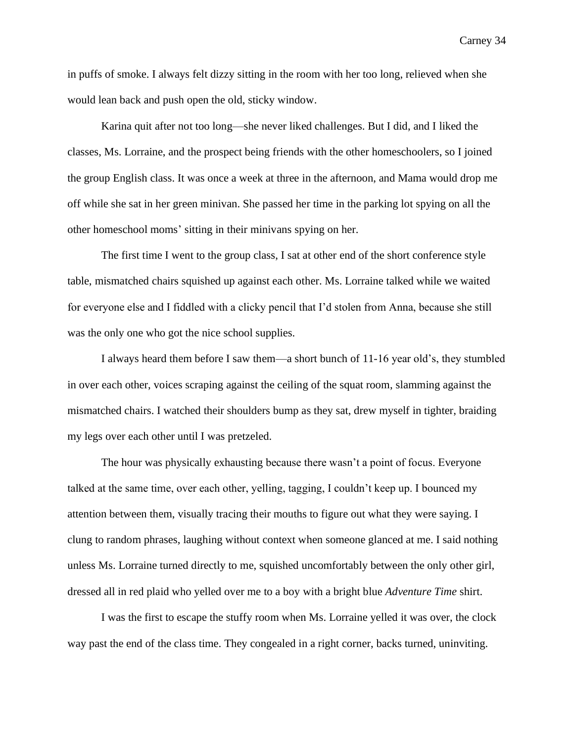in puffs of smoke. I always felt dizzy sitting in the room with her too long, relieved when she would lean back and push open the old, sticky window.

Karina quit after not too long—she never liked challenges. But I did, and I liked the classes, Ms. Lorraine, and the prospect being friends with the other homeschoolers, so I joined the group English class. It was once a week at three in the afternoon, and Mama would drop me off while she sat in her green minivan. She passed her time in the parking lot spying on all the other homeschool moms' sitting in their minivans spying on her.

The first time I went to the group class, I sat at other end of the short conference style table, mismatched chairs squished up against each other. Ms. Lorraine talked while we waited for everyone else and I fiddled with a clicky pencil that I'd stolen from Anna, because she still was the only one who got the nice school supplies.

I always heard them before I saw them—a short bunch of 11-16 year old's, they stumbled in over each other, voices scraping against the ceiling of the squat room, slamming against the mismatched chairs. I watched their shoulders bump as they sat, drew myself in tighter, braiding my legs over each other until I was pretzeled.

The hour was physically exhausting because there wasn't a point of focus. Everyone talked at the same time, over each other, yelling, tagging, I couldn't keep up. I bounced my attention between them, visually tracing their mouths to figure out what they were saying. I clung to random phrases, laughing without context when someone glanced at me. I said nothing unless Ms. Lorraine turned directly to me, squished uncomfortably between the only other girl, dressed all in red plaid who yelled over me to a boy with a bright blue *Adventure Time* shirt.

I was the first to escape the stuffy room when Ms. Lorraine yelled it was over, the clock way past the end of the class time. They congealed in a right corner, backs turned, uninviting.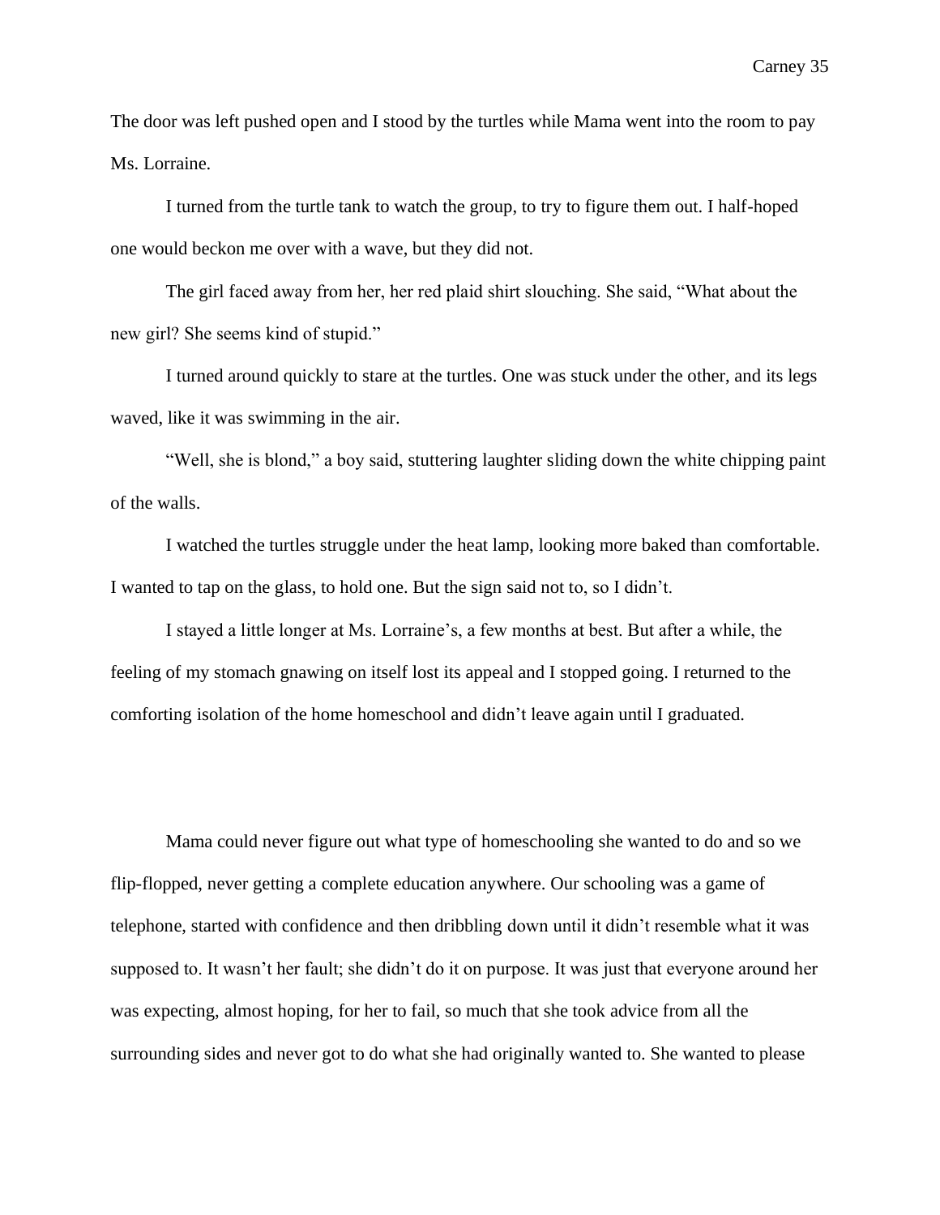The door was left pushed open and I stood by the turtles while Mama went into the room to pay Ms. Lorraine.

I turned from the turtle tank to watch the group, to try to figure them out. I half-hoped one would beckon me over with a wave, but they did not.

The girl faced away from her, her red plaid shirt slouching. She said, "What about the new girl? She seems kind of stupid."

I turned around quickly to stare at the turtles. One was stuck under the other, and its legs waved, like it was swimming in the air.

"Well, she is blond," a boy said, stuttering laughter sliding down the white chipping paint of the walls.

I watched the turtles struggle under the heat lamp, looking more baked than comfortable. I wanted to tap on the glass, to hold one. But the sign said not to, so I didn't.

I stayed a little longer at Ms. Lorraine's, a few months at best. But after a while, the feeling of my stomach gnawing on itself lost its appeal and I stopped going. I returned to the comforting isolation of the home homeschool and didn't leave again until I graduated.

Mama could never figure out what type of homeschooling she wanted to do and so we flip-flopped, never getting a complete education anywhere. Our schooling was a game of telephone, started with confidence and then dribbling down until it didn't resemble what it was supposed to. It wasn't her fault; she didn't do it on purpose. It was just that everyone around her was expecting, almost hoping, for her to fail, so much that she took advice from all the surrounding sides and never got to do what she had originally wanted to. She wanted to please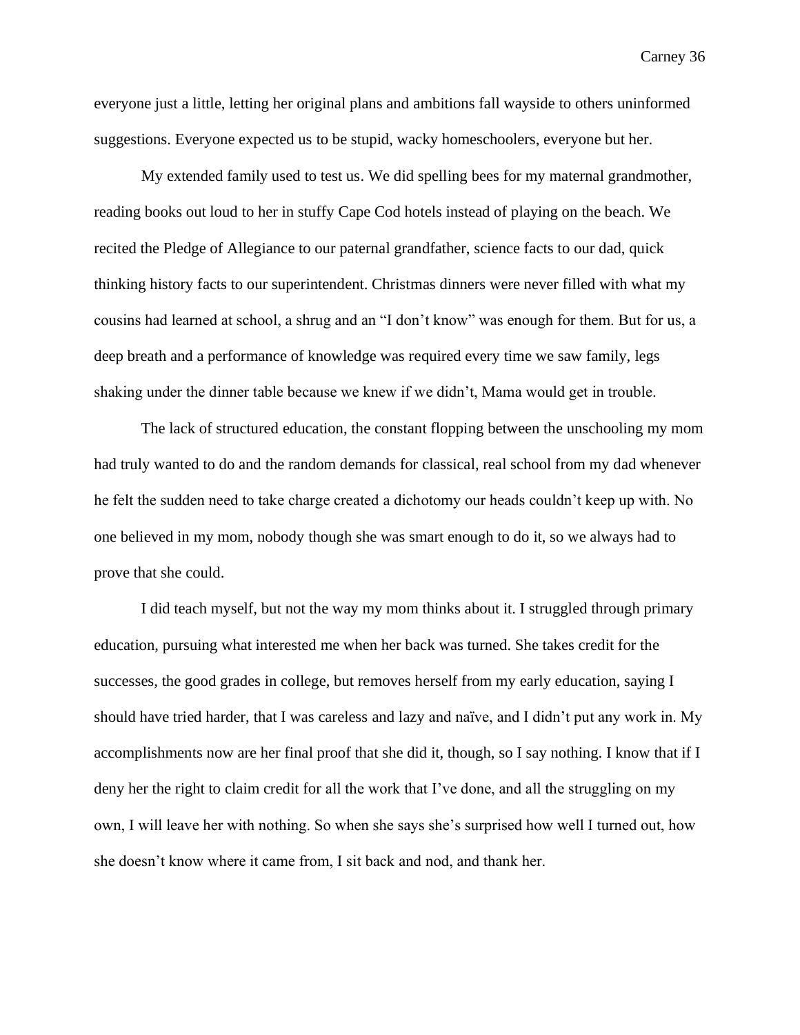everyone just a little, letting her original plans and ambitions fall wayside to others uninformed suggestions. Everyone expected us to be stupid, wacky homeschoolers, everyone but her.

My extended family used to test us. We did spelling bees for my maternal grandmother, reading books out loud to her in stuffy Cape Cod hotels instead of playing on the beach. We recited the Pledge of Allegiance to our paternal grandfather, science facts to our dad, quick thinking history facts to our superintendent. Christmas dinners were never filled with what my cousins had learned at school, a shrug and an "I don't know" was enough for them. But for us, a deep breath and a performance of knowledge was required every time we saw family, legs shaking under the dinner table because we knew if we didn't, Mama would get in trouble.

The lack of structured education, the constant flopping between the unschooling my mom had truly wanted to do and the random demands for classical, real school from my dad whenever he felt the sudden need to take charge created a dichotomy our heads couldn't keep up with. No one believed in my mom, nobody though she was smart enough to do it, so we always had to prove that she could.

I did teach myself, but not the way my mom thinks about it. I struggled through primary education, pursuing what interested me when her back was turned. She takes credit for the successes, the good grades in college, but removes herself from my early education, saying I should have tried harder, that I was careless and lazy and naïve, and I didn't put any work in. My accomplishments now are her final proof that she did it, though, so I say nothing. I know that if I deny her the right to claim credit for all the work that I've done, and all the struggling on my own, I will leave her with nothing. So when she says she's surprised how well I turned out, how she doesn't know where it came from, I sit back and nod, and thank her.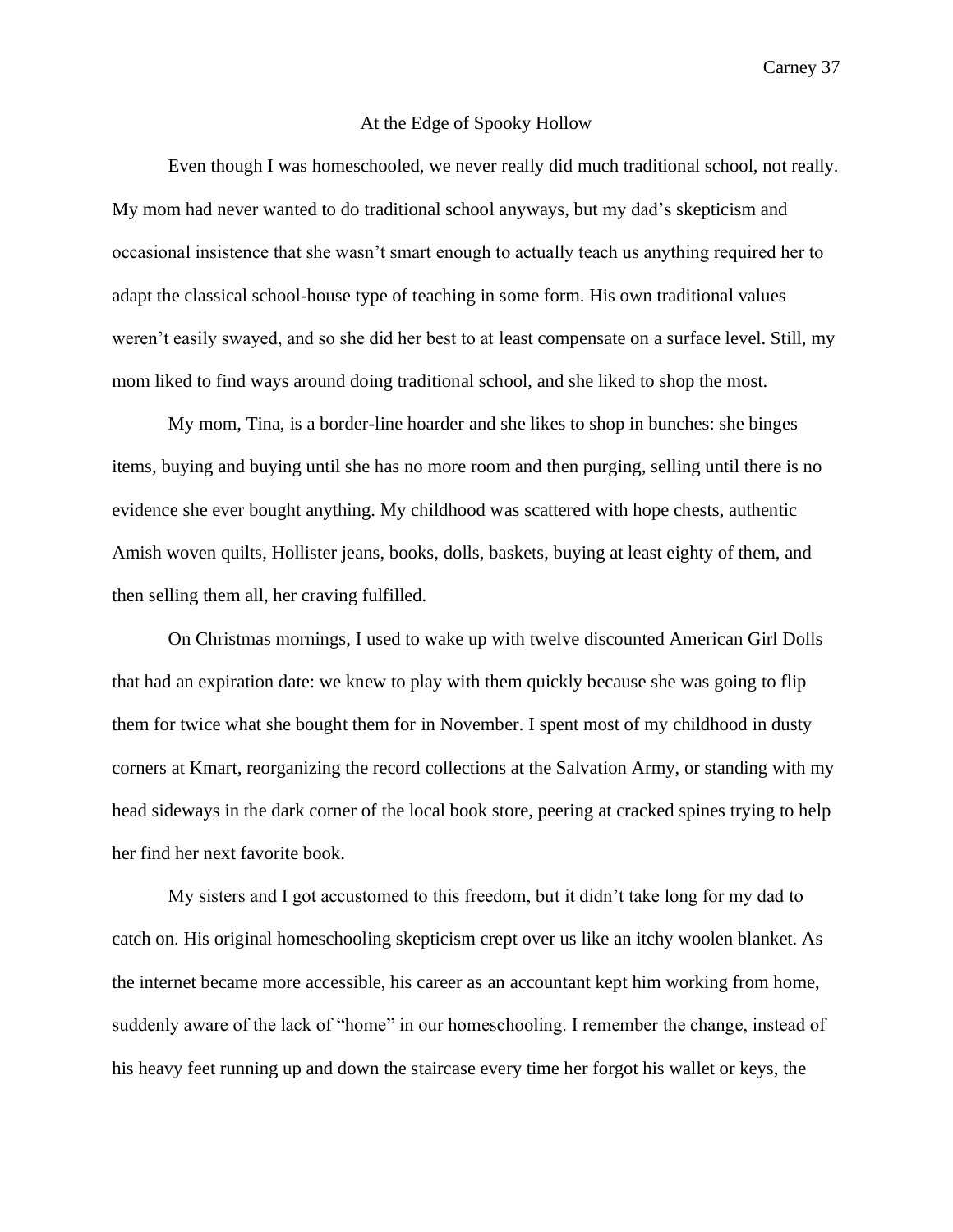# At the Edge of Spooky Hollow

Even though I was homeschooled, we never really did much traditional school, not really. My mom had never wanted to do traditional school anyways, but my dad's skepticism and occasional insistence that she wasn't smart enough to actually teach us anything required her to adapt the classical school-house type of teaching in some form. His own traditional values weren't easily swayed, and so she did her best to at least compensate on a surface level. Still, my mom liked to find ways around doing traditional school, and she liked to shop the most.

My mom, Tina, is a border-line hoarder and she likes to shop in bunches: she binges items, buying and buying until she has no more room and then purging, selling until there is no evidence she ever bought anything. My childhood was scattered with hope chests, authentic Amish woven quilts, Hollister jeans, books, dolls, baskets, buying at least eighty of them, and then selling them all, her craving fulfilled.

On Christmas mornings, I used to wake up with twelve discounted American Girl Dolls that had an expiration date: we knew to play with them quickly because she was going to flip them for twice what she bought them for in November. I spent most of my childhood in dusty corners at Kmart, reorganizing the record collections at the Salvation Army, or standing with my head sideways in the dark corner of the local book store, peering at cracked spines trying to help her find her next favorite book.

My sisters and I got accustomed to this freedom, but it didn't take long for my dad to catch on. His original homeschooling skepticism crept over us like an itchy woolen blanket. As the internet became more accessible, his career as an accountant kept him working from home, suddenly aware of the lack of "home" in our homeschooling. I remember the change, instead of his heavy feet running up and down the staircase every time her forgot his wallet or keys, the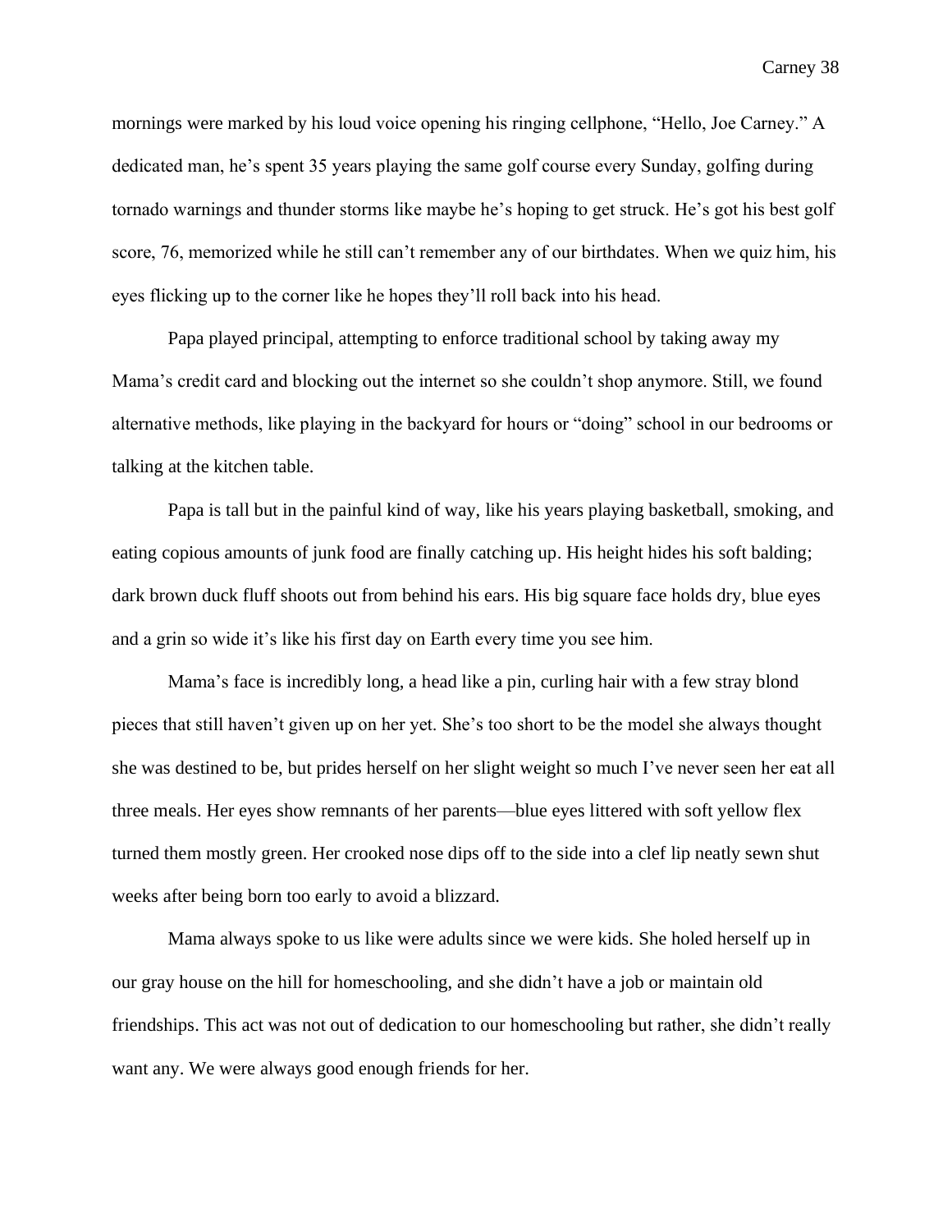mornings were marked by his loud voice opening his ringing cellphone, "Hello, Joe Carney." A dedicated man, he's spent 35 years playing the same golf course every Sunday, golfing during tornado warnings and thunder storms like maybe he's hoping to get struck. He's got his best golf score, 76, memorized while he still can't remember any of our birthdates. When we quiz him, his eyes flicking up to the corner like he hopes they'll roll back into his head.

Papa played principal, attempting to enforce traditional school by taking away my Mama's credit card and blocking out the internet so she couldn't shop anymore. Still, we found alternative methods, like playing in the backyard for hours or "doing" school in our bedrooms or talking at the kitchen table.

Papa is tall but in the painful kind of way, like his years playing basketball, smoking, and eating copious amounts of junk food are finally catching up. His height hides his soft balding; dark brown duck fluff shoots out from behind his ears. His big square face holds dry, blue eyes and a grin so wide it's like his first day on Earth every time you see him.

Mama's face is incredibly long, a head like a pin, curling hair with a few stray blond pieces that still haven't given up on her yet. She's too short to be the model she always thought she was destined to be, but prides herself on her slight weight so much I've never seen her eat all three meals. Her eyes show remnants of her parents—blue eyes littered with soft yellow flex turned them mostly green. Her crooked nose dips off to the side into a clef lip neatly sewn shut weeks after being born too early to avoid a blizzard.

Mama always spoke to us like were adults since we were kids. She holed herself up in our gray house on the hill for homeschooling, and she didn't have a job or maintain old friendships. This act was not out of dedication to our homeschooling but rather, she didn't really want any. We were always good enough friends for her.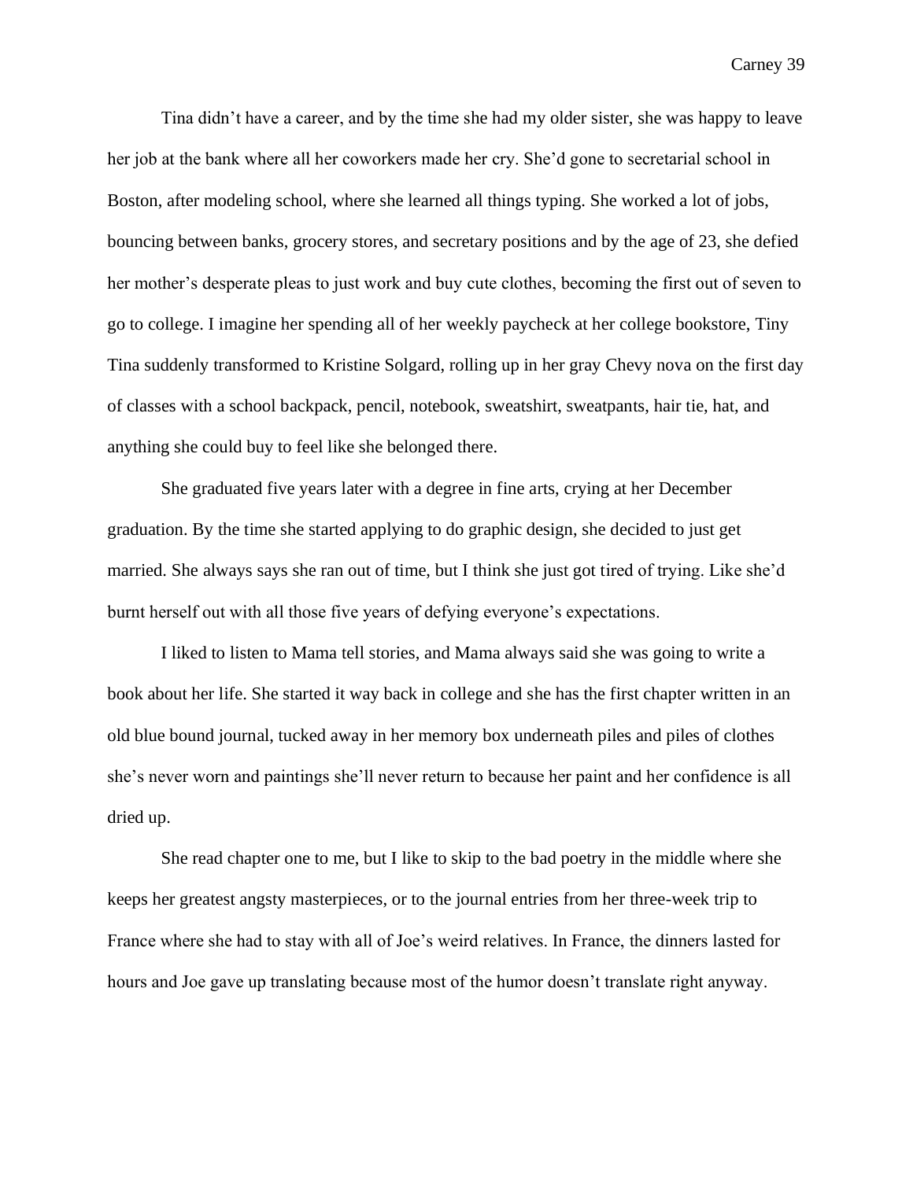Tina didn't have a career, and by the time she had my older sister, she was happy to leave her job at the bank where all her coworkers made her cry. She'd gone to secretarial school in Boston, after modeling school, where she learned all things typing. She worked a lot of jobs, bouncing between banks, grocery stores, and secretary positions and by the age of 23, she defied her mother's desperate pleas to just work and buy cute clothes, becoming the first out of seven to go to college. I imagine her spending all of her weekly paycheck at her college bookstore, Tiny Tina suddenly transformed to Kristine Solgard, rolling up in her gray Chevy nova on the first day of classes with a school backpack, pencil, notebook, sweatshirt, sweatpants, hair tie, hat, and anything she could buy to feel like she belonged there.

She graduated five years later with a degree in fine arts, crying at her December graduation. By the time she started applying to do graphic design, she decided to just get married. She always says she ran out of time, but I think she just got tired of trying. Like she'd burnt herself out with all those five years of defying everyone's expectations.

I liked to listen to Mama tell stories, and Mama always said she was going to write a book about her life. She started it way back in college and she has the first chapter written in an old blue bound journal, tucked away in her memory box underneath piles and piles of clothes she's never worn and paintings she'll never return to because her paint and her confidence is all dried up.

She read chapter one to me, but I like to skip to the bad poetry in the middle where she keeps her greatest angsty masterpieces, or to the journal entries from her three-week trip to France where she had to stay with all of Joe's weird relatives. In France, the dinners lasted for hours and Joe gave up translating because most of the humor doesn't translate right anyway.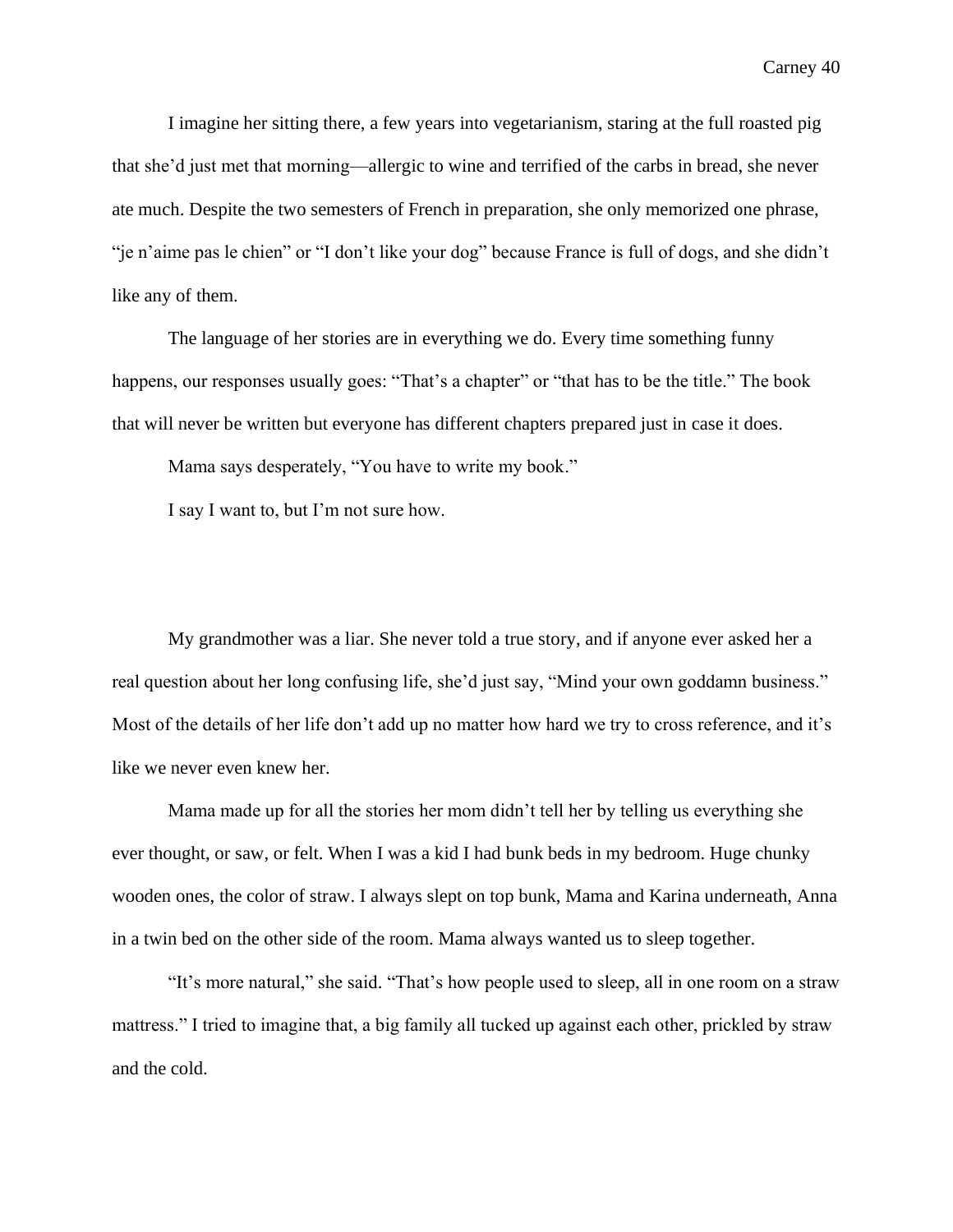I imagine her sitting there, a few years into vegetarianism, staring at the full roasted pig that she'd just met that morning—allergic to wine and terrified of the carbs in bread, she never ate much. Despite the two semesters of French in preparation, she only memorized one phrase, "je n'aime pas le chien" or "I don't like your dog" because France is full of dogs, and she didn't like any of them.

The language of her stories are in everything we do. Every time something funny happens, our responses usually goes: "That's a chapter" or "that has to be the title." The book that will never be written but everyone has different chapters prepared just in case it does.

Mama says desperately, "You have to write my book."

I say I want to, but I'm not sure how.

My grandmother was a liar. She never told a true story, and if anyone ever asked her a real question about her long confusing life, she'd just say, "Mind your own goddamn business." Most of the details of her life don't add up no matter how hard we try to cross reference, and it's like we never even knew her.

Mama made up for all the stories her mom didn't tell her by telling us everything she ever thought, or saw, or felt. When I was a kid I had bunk beds in my bedroom. Huge chunky wooden ones, the color of straw. I always slept on top bunk, Mama and Karina underneath, Anna in a twin bed on the other side of the room. Mama always wanted us to sleep together.

"It's more natural," she said. "That's how people used to sleep, all in one room on a straw mattress." I tried to imagine that, a big family all tucked up against each other, prickled by straw and the cold.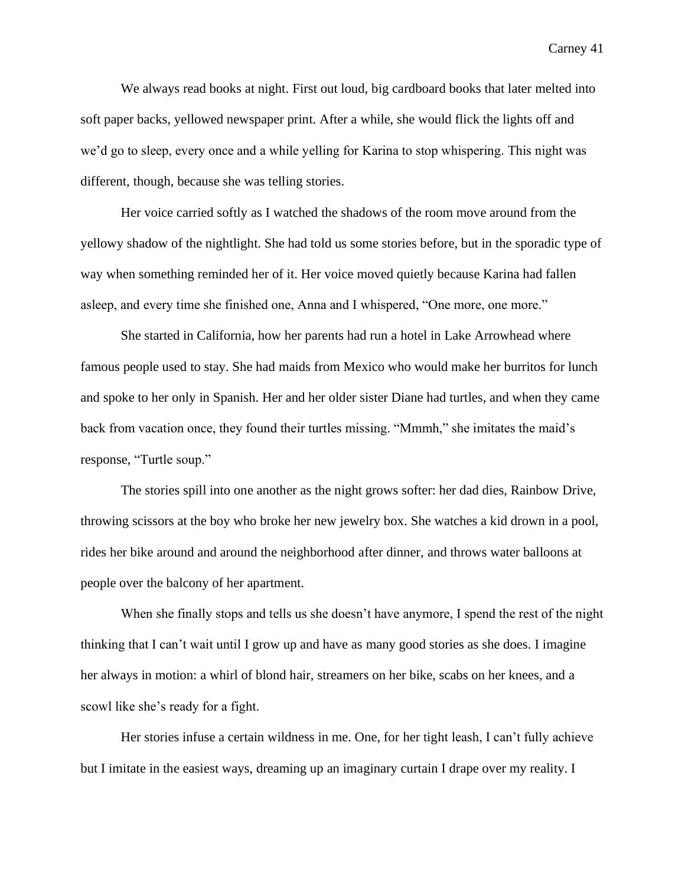We always read books at night. First out loud, big cardboard books that later melted into soft paper backs, yellowed newspaper print. After a while, she would flick the lights off and we'd go to sleep, every once and a while yelling for Karina to stop whispering. This night was different, though, because she was telling stories.

Her voice carried softly as I watched the shadows of the room move around from the yellowy shadow of the nightlight. She had told us some stories before, but in the sporadic type of way when something reminded her of it. Her voice moved quietly because Karina had fallen asleep, and every time she finished one, Anna and I whispered, "One more, one more."

She started in California, how her parents had run a hotel in Lake Arrowhead where famous people used to stay. She had maids from Mexico who would make her burritos for lunch and spoke to her only in Spanish. Her and her older sister Diane had turtles, and when they came back from vacation once, they found their turtles missing. "Mmmh," she imitates the maid's response, "Turtle soup."

The stories spill into one another as the night grows softer: her dad dies, Rainbow Drive, throwing scissors at the boy who broke her new jewelry box. She watches a kid drown in a pool, rides her bike around and around the neighborhood after dinner, and throws water balloons at people over the balcony of her apartment.

When she finally stops and tells us she doesn't have anymore, I spend the rest of the night thinking that I can't wait until I grow up and have as many good stories as she does. I imagine her always in motion: a whirl of blond hair, streamers on her bike, scabs on her knees, and a scowl like she's ready for a fight.

Her stories infuse a certain wildness in me. One, for her tight leash, I can't fully achieve but I imitate in the easiest ways, dreaming up an imaginary curtain I drape over my reality. I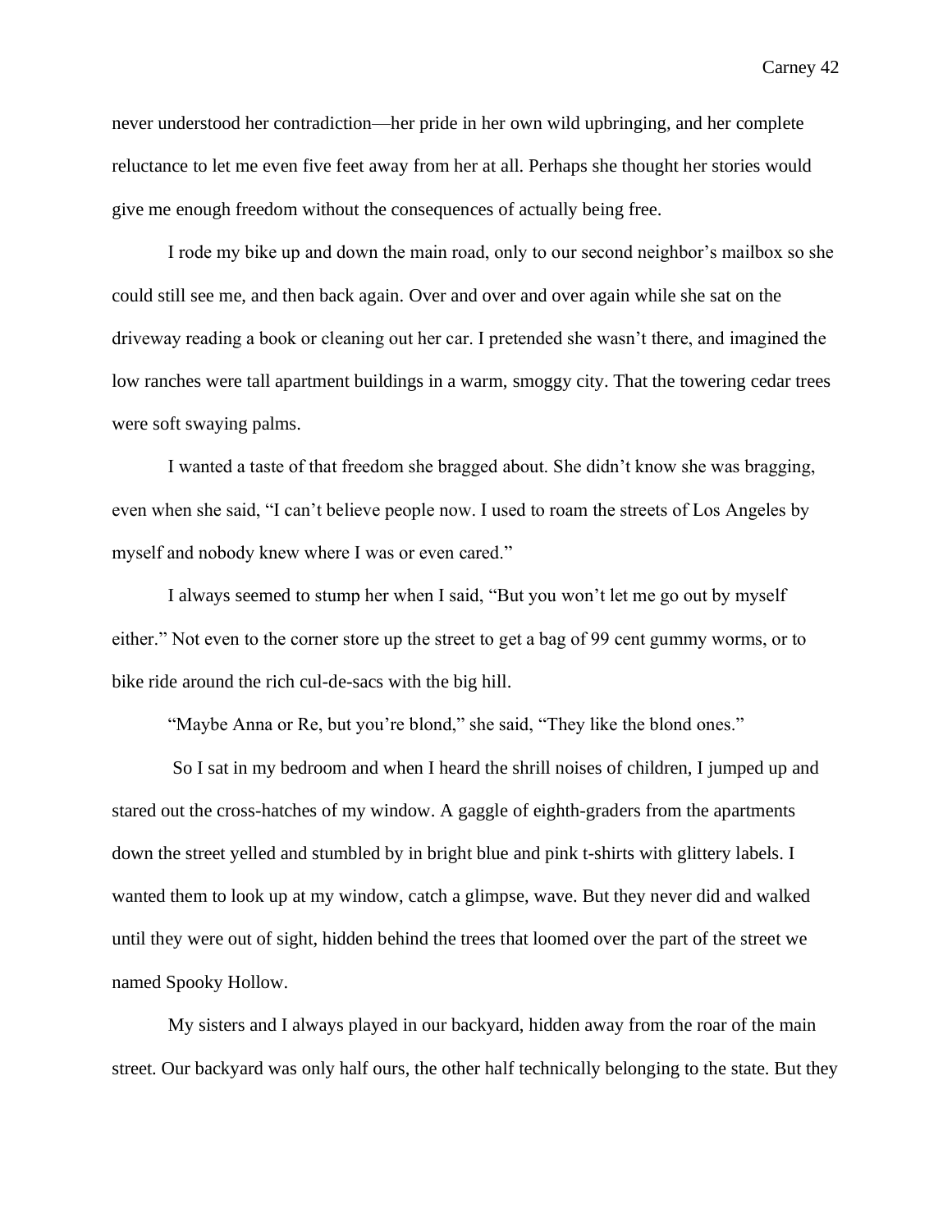never understood her contradiction—her pride in her own wild upbringing, and her complete reluctance to let me even five feet away from her at all. Perhaps she thought her stories would give me enough freedom without the consequences of actually being free.

I rode my bike up and down the main road, only to our second neighbor's mailbox so she could still see me, and then back again. Over and over and over again while she sat on the driveway reading a book or cleaning out her car. I pretended she wasn't there, and imagined the low ranches were tall apartment buildings in a warm, smoggy city. That the towering cedar trees were soft swaying palms.

I wanted a taste of that freedom she bragged about. She didn't know she was bragging, even when she said, "I can't believe people now. I used to roam the streets of Los Angeles by myself and nobody knew where I was or even cared."

I always seemed to stump her when I said, "But you won't let me go out by myself either." Not even to the corner store up the street to get a bag of 99 cent gummy worms, or to bike ride around the rich cul-de-sacs with the big hill.

"Maybe Anna or Re, but you're blond," she said, "They like the blond ones."

So I sat in my bedroom and when I heard the shrill noises of children, I jumped up and stared out the cross-hatches of my window. A gaggle of eighth-graders from the apartments down the street yelled and stumbled by in bright blue and pink t-shirts with glittery labels. I wanted them to look up at my window, catch a glimpse, wave. But they never did and walked until they were out of sight, hidden behind the trees that loomed over the part of the street we named Spooky Hollow.

My sisters and I always played in our backyard, hidden away from the roar of the main street. Our backyard was only half ours, the other half technically belonging to the state. But they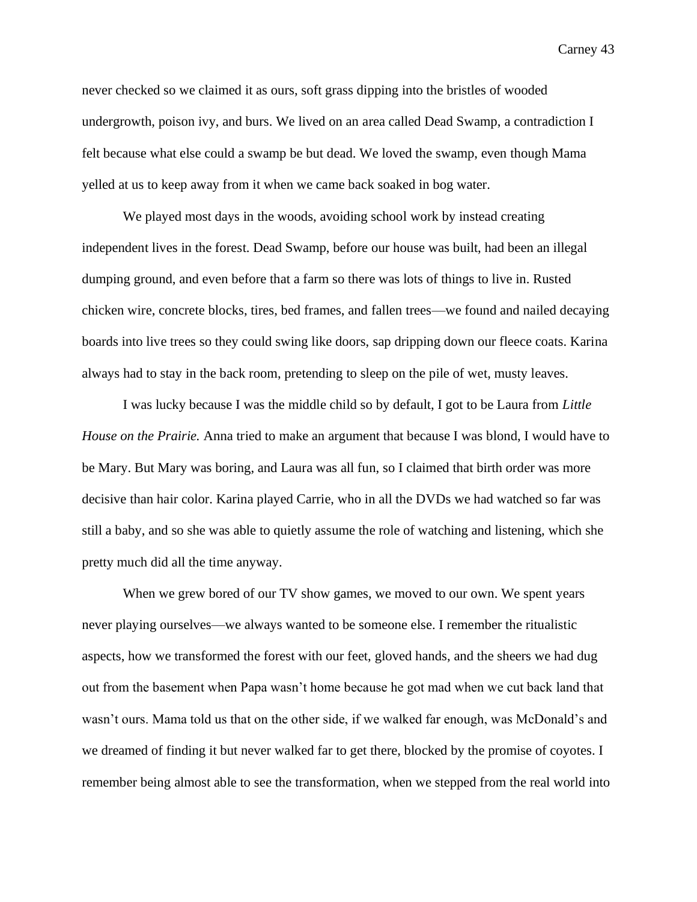never checked so we claimed it as ours, soft grass dipping into the bristles of wooded undergrowth, poison ivy, and burs. We lived on an area called Dead Swamp, a contradiction I felt because what else could a swamp be but dead. We loved the swamp, even though Mama yelled at us to keep away from it when we came back soaked in bog water.

We played most days in the woods, avoiding school work by instead creating independent lives in the forest. Dead Swamp, before our house was built, had been an illegal dumping ground, and even before that a farm so there was lots of things to live in. Rusted chicken wire, concrete blocks, tires, bed frames, and fallen trees—we found and nailed decaying boards into live trees so they could swing like doors, sap dripping down our fleece coats. Karina always had to stay in the back room, pretending to sleep on the pile of wet, musty leaves.

I was lucky because I was the middle child so by default, I got to be Laura from *Little House on the Prairie.* Anna tried to make an argument that because I was blond, I would have to be Mary. But Mary was boring, and Laura was all fun, so I claimed that birth order was more decisive than hair color. Karina played Carrie, who in all the DVDs we had watched so far was still a baby, and so she was able to quietly assume the role of watching and listening, which she pretty much did all the time anyway.

When we grew bored of our TV show games, we moved to our own. We spent years never playing ourselves—we always wanted to be someone else. I remember the ritualistic aspects, how we transformed the forest with our feet, gloved hands, and the sheers we had dug out from the basement when Papa wasn't home because he got mad when we cut back land that wasn't ours. Mama told us that on the other side, if we walked far enough, was McDonald's and we dreamed of finding it but never walked far to get there, blocked by the promise of coyotes. I remember being almost able to see the transformation, when we stepped from the real world into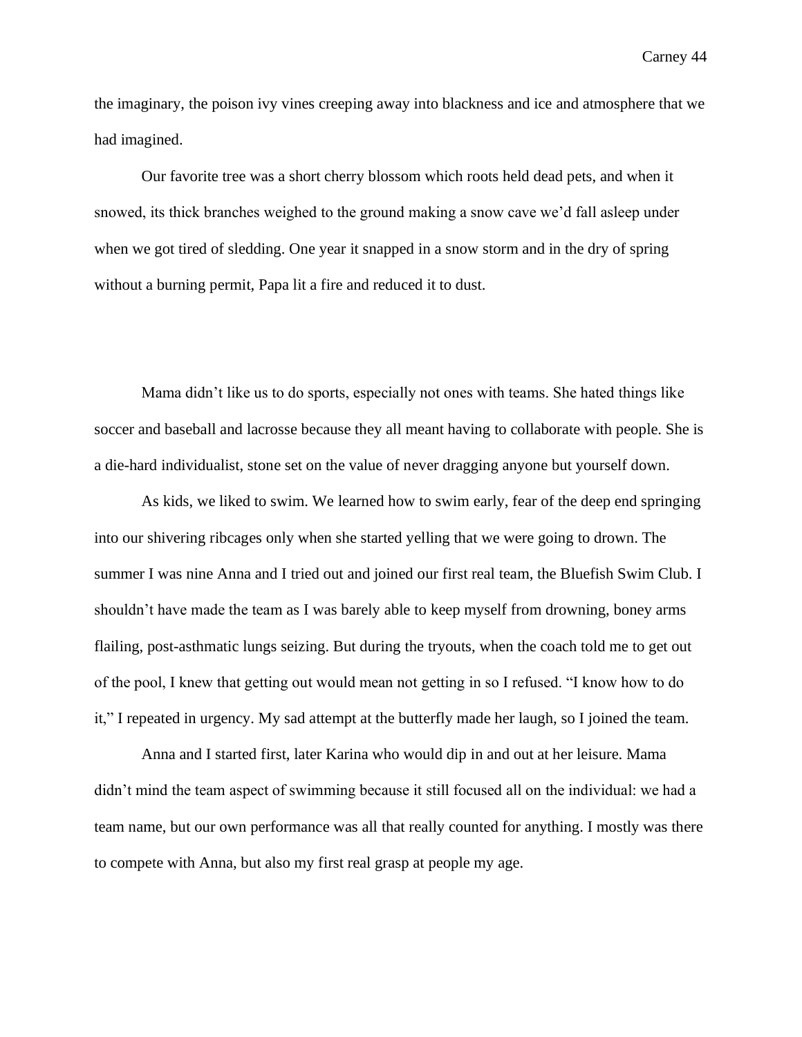the imaginary, the poison ivy vines creeping away into blackness and ice and atmosphere that we had imagined.

Our favorite tree was a short cherry blossom which roots held dead pets, and when it snowed, its thick branches weighed to the ground making a snow cave we'd fall asleep under when we got tired of sledding. One year it snapped in a snow storm and in the dry of spring without a burning permit, Papa lit a fire and reduced it to dust.

Mama didn't like us to do sports, especially not ones with teams. She hated things like soccer and baseball and lacrosse because they all meant having to collaborate with people. She is a die-hard individualist, stone set on the value of never dragging anyone but yourself down.

As kids, we liked to swim. We learned how to swim early, fear of the deep end springing into our shivering ribcages only when she started yelling that we were going to drown. The summer I was nine Anna and I tried out and joined our first real team, the Bluefish Swim Club. I shouldn't have made the team as I was barely able to keep myself from drowning, boney arms flailing, post-asthmatic lungs seizing. But during the tryouts, when the coach told me to get out of the pool, I knew that getting out would mean not getting in so I refused. "I know how to do it," I repeated in urgency. My sad attempt at the butterfly made her laugh, so I joined the team.

Anna and I started first, later Karina who would dip in and out at her leisure. Mama didn't mind the team aspect of swimming because it still focused all on the individual: we had a team name, but our own performance was all that really counted for anything. I mostly was there to compete with Anna, but also my first real grasp at people my age.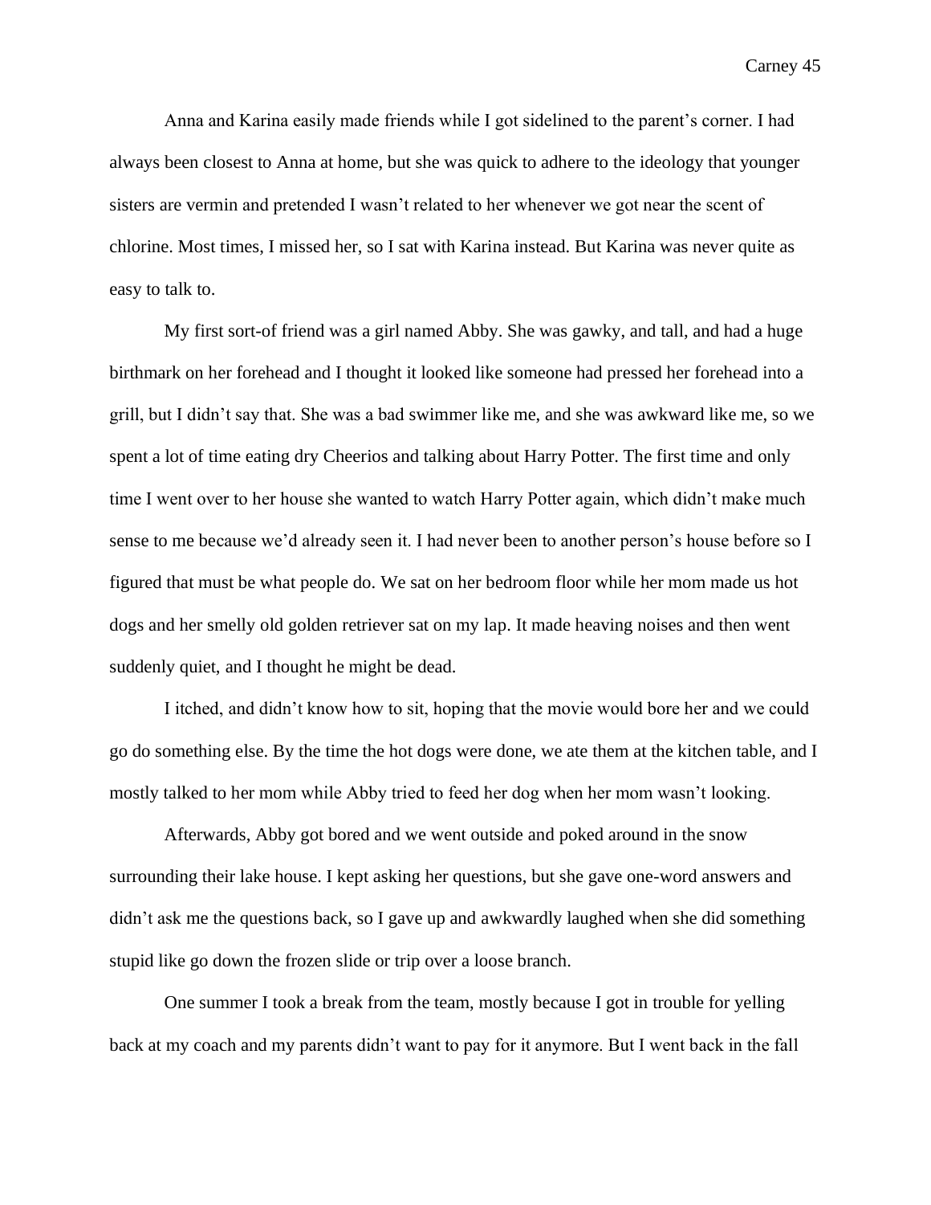Anna and Karina easily made friends while I got sidelined to the parent's corner. I had always been closest to Anna at home, but she was quick to adhere to the ideology that younger sisters are vermin and pretended I wasn't related to her whenever we got near the scent of chlorine. Most times, I missed her, so I sat with Karina instead. But Karina was never quite as easy to talk to.

My first sort-of friend was a girl named Abby. She was gawky, and tall, and had a huge birthmark on her forehead and I thought it looked like someone had pressed her forehead into a grill, but I didn't say that. She was a bad swimmer like me, and she was awkward like me, so we spent a lot of time eating dry Cheerios and talking about Harry Potter. The first time and only time I went over to her house she wanted to watch Harry Potter again, which didn't make much sense to me because we'd already seen it. I had never been to another person's house before so I figured that must be what people do. We sat on her bedroom floor while her mom made us hot dogs and her smelly old golden retriever sat on my lap. It made heaving noises and then went suddenly quiet, and I thought he might be dead.

I itched, and didn't know how to sit, hoping that the movie would bore her and we could go do something else. By the time the hot dogs were done, we ate them at the kitchen table, and I mostly talked to her mom while Abby tried to feed her dog when her mom wasn't looking.

Afterwards, Abby got bored and we went outside and poked around in the snow surrounding their lake house. I kept asking her questions, but she gave one-word answers and didn't ask me the questions back, so I gave up and awkwardly laughed when she did something stupid like go down the frozen slide or trip over a loose branch.

One summer I took a break from the team, mostly because I got in trouble for yelling back at my coach and my parents didn't want to pay for it anymore. But I went back in the fall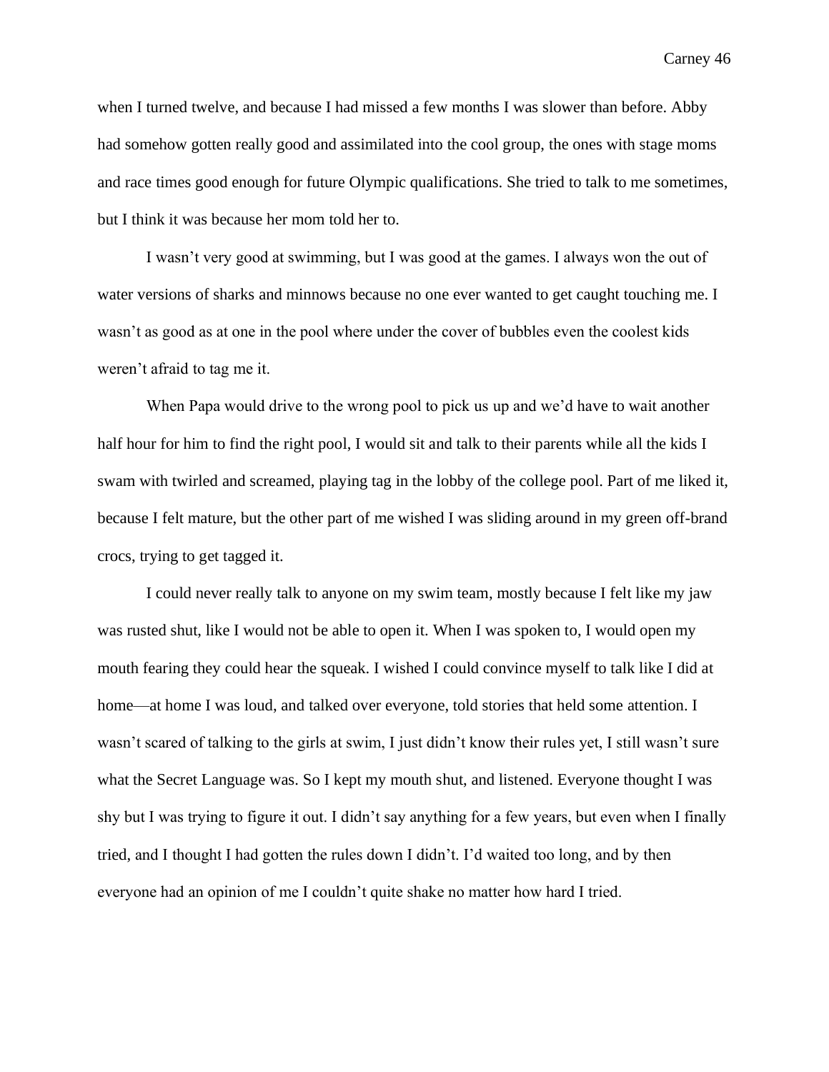when I turned twelve, and because I had missed a few months I was slower than before. Abby had somehow gotten really good and assimilated into the cool group, the ones with stage moms and race times good enough for future Olympic qualifications. She tried to talk to me sometimes, but I think it was because her mom told her to.

I wasn't very good at swimming, but I was good at the games. I always won the out of water versions of sharks and minnows because no one ever wanted to get caught touching me. I wasn't as good as at one in the pool where under the cover of bubbles even the coolest kids weren't afraid to tag me it.

When Papa would drive to the wrong pool to pick us up and we'd have to wait another half hour for him to find the right pool, I would sit and talk to their parents while all the kids I swam with twirled and screamed, playing tag in the lobby of the college pool. Part of me liked it, because I felt mature, but the other part of me wished I was sliding around in my green off-brand crocs, trying to get tagged it.

I could never really talk to anyone on my swim team, mostly because I felt like my jaw was rusted shut, like I would not be able to open it. When I was spoken to, I would open my mouth fearing they could hear the squeak. I wished I could convince myself to talk like I did at home—at home I was loud, and talked over everyone, told stories that held some attention. I wasn't scared of talking to the girls at swim, I just didn't know their rules yet, I still wasn't sure what the Secret Language was. So I kept my mouth shut, and listened. Everyone thought I was shy but I was trying to figure it out. I didn't say anything for a few years, but even when I finally tried, and I thought I had gotten the rules down I didn't. I'd waited too long, and by then everyone had an opinion of me I couldn't quite shake no matter how hard I tried.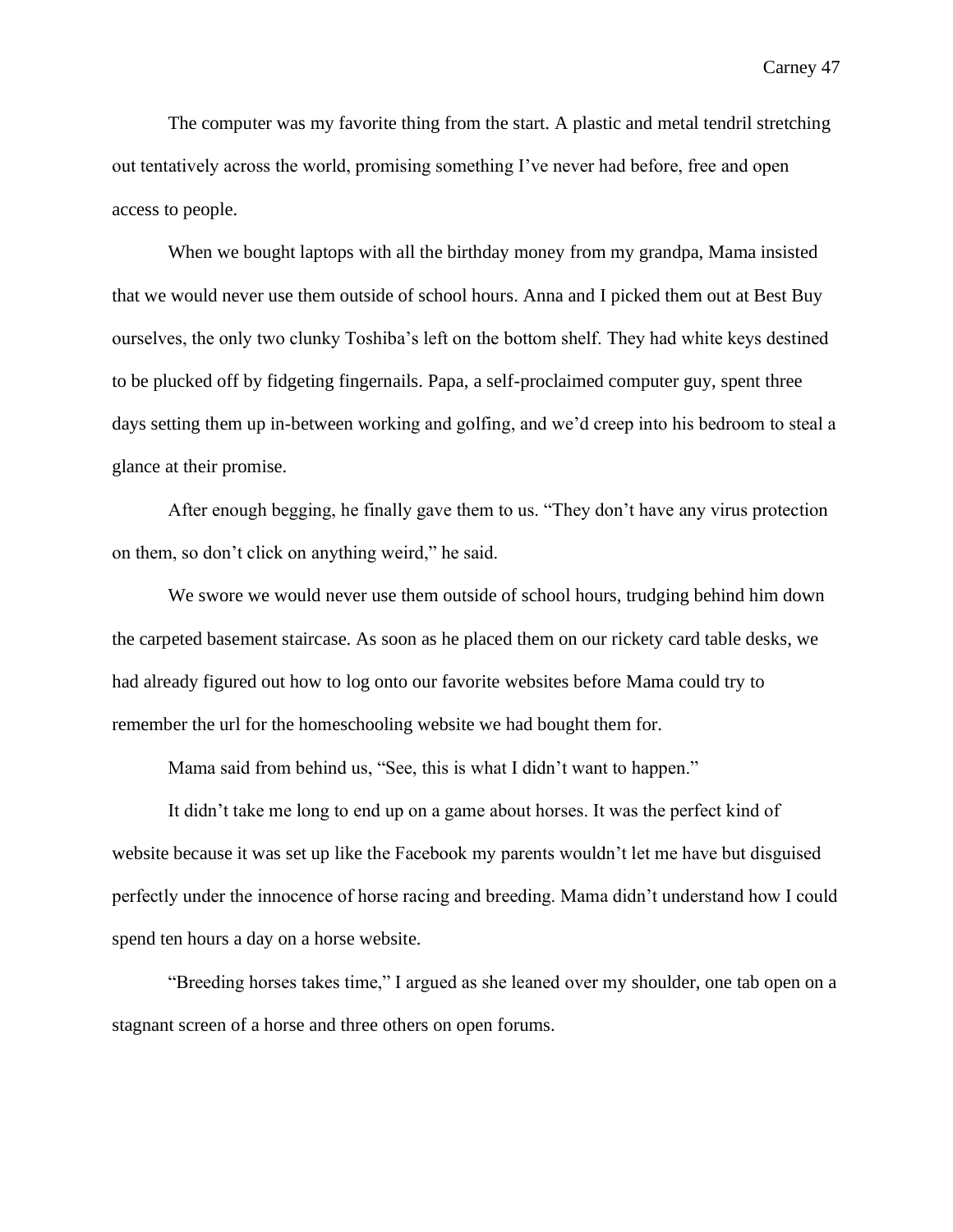The computer was my favorite thing from the start. A plastic and metal tendril stretching out tentatively across the world, promising something I've never had before, free and open access to people.

When we bought laptops with all the birthday money from my grandpa, Mama insisted that we would never use them outside of school hours. Anna and I picked them out at Best Buy ourselves, the only two clunky Toshiba's left on the bottom shelf. They had white keys destined to be plucked off by fidgeting fingernails. Papa, a self-proclaimed computer guy, spent three days setting them up in-between working and golfing, and we'd creep into his bedroom to steal a glance at their promise.

After enough begging, he finally gave them to us. "They don't have any virus protection on them, so don't click on anything weird," he said.

We swore we would never use them outside of school hours, trudging behind him down the carpeted basement staircase. As soon as he placed them on our rickety card table desks, we had already figured out how to log onto our favorite websites before Mama could try to remember the url for the homeschooling website we had bought them for.

Mama said from behind us, "See, this is what I didn't want to happen."

It didn't take me long to end up on a game about horses. It was the perfect kind of website because it was set up like the Facebook my parents wouldn't let me have but disguised perfectly under the innocence of horse racing and breeding. Mama didn't understand how I could spend ten hours a day on a horse website.

"Breeding horses takes time," I argued as she leaned over my shoulder, one tab open on a stagnant screen of a horse and three others on open forums.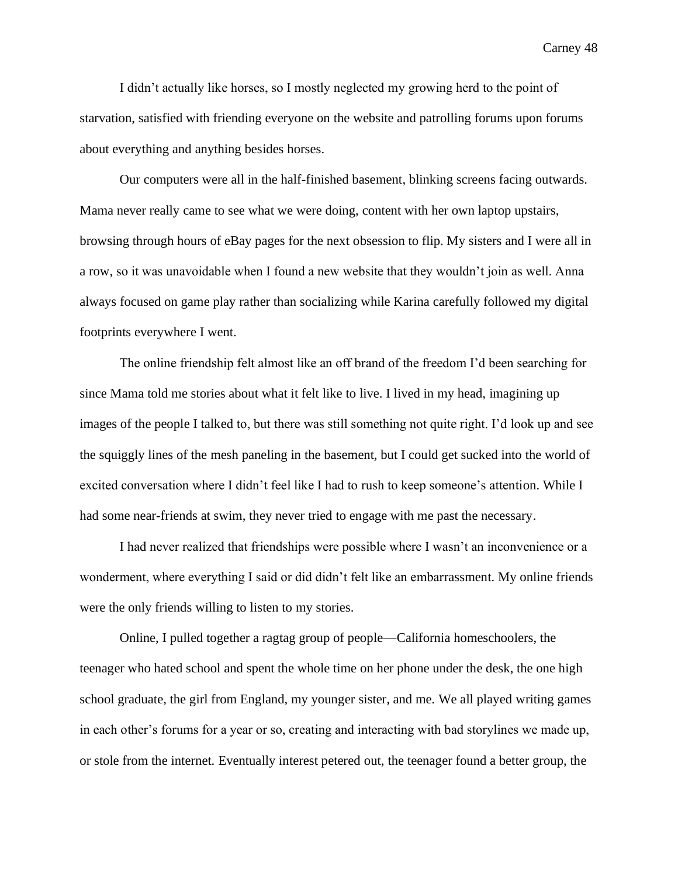I didn't actually like horses, so I mostly neglected my growing herd to the point of starvation, satisfied with friending everyone on the website and patrolling forums upon forums about everything and anything besides horses.

Our computers were all in the half-finished basement, blinking screens facing outwards. Mama never really came to see what we were doing, content with her own laptop upstairs, browsing through hours of eBay pages for the next obsession to flip. My sisters and I were all in a row, so it was unavoidable when I found a new website that they wouldn't join as well. Anna always focused on game play rather than socializing while Karina carefully followed my digital footprints everywhere I went.

The online friendship felt almost like an off brand of the freedom I'd been searching for since Mama told me stories about what it felt like to live. I lived in my head, imagining up images of the people I talked to, but there was still something not quite right. I'd look up and see the squiggly lines of the mesh paneling in the basement, but I could get sucked into the world of excited conversation where I didn't feel like I had to rush to keep someone's attention. While I had some near-friends at swim, they never tried to engage with me past the necessary.

I had never realized that friendships were possible where I wasn't an inconvenience or a wonderment, where everything I said or did didn't felt like an embarrassment. My online friends were the only friends willing to listen to my stories.

Online, I pulled together a ragtag group of people—California homeschoolers, the teenager who hated school and spent the whole time on her phone under the desk, the one high school graduate, the girl from England, my younger sister, and me. We all played writing games in each other's forums for a year or so, creating and interacting with bad storylines we made up, or stole from the internet. Eventually interest petered out, the teenager found a better group, the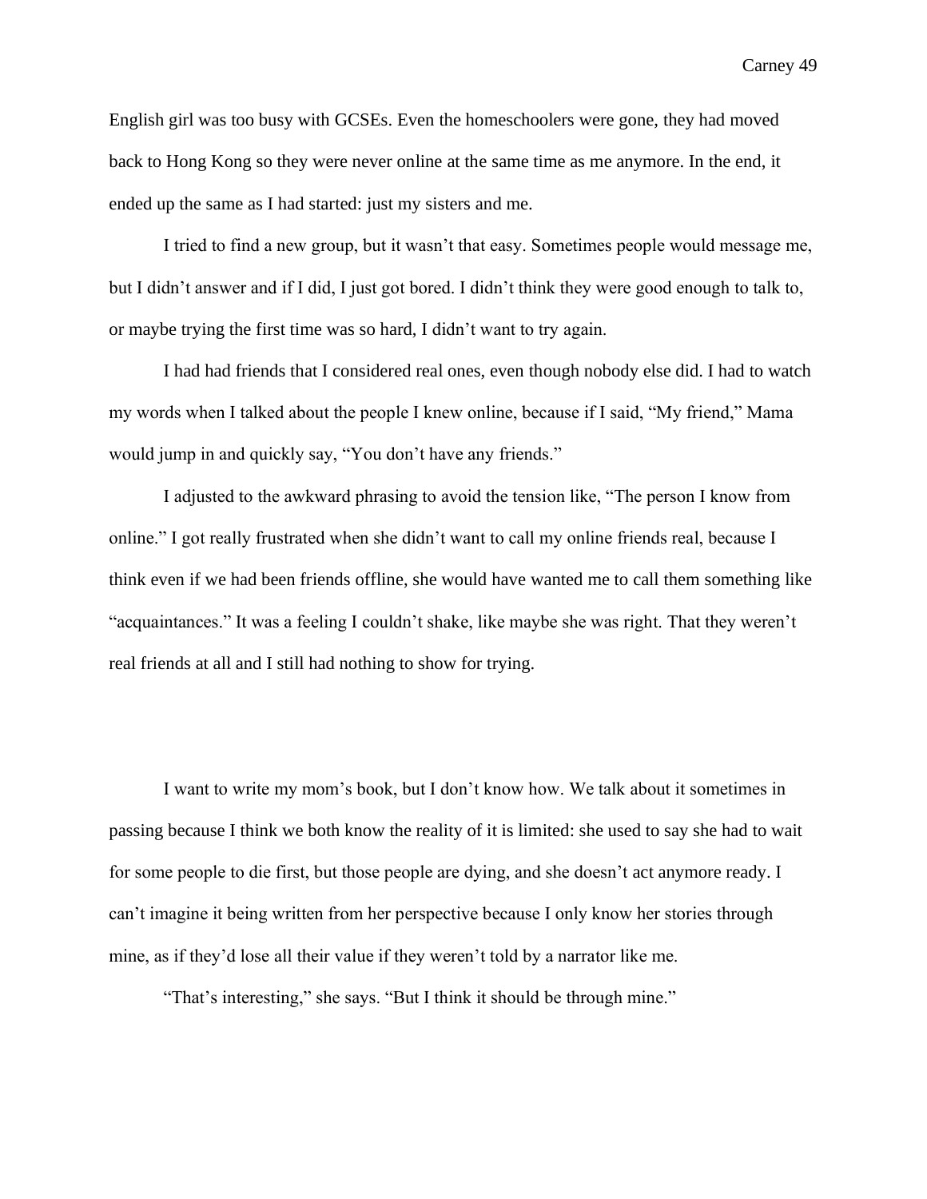English girl was too busy with GCSEs. Even the homeschoolers were gone, they had moved back to Hong Kong so they were never online at the same time as me anymore. In the end, it ended up the same as I had started: just my sisters and me.

I tried to find a new group, but it wasn't that easy. Sometimes people would message me, but I didn't answer and if I did, I just got bored. I didn't think they were good enough to talk to, or maybe trying the first time was so hard, I didn't want to try again.

I had had friends that I considered real ones, even though nobody else did. I had to watch my words when I talked about the people I knew online, because if I said, "My friend," Mama would jump in and quickly say, "You don't have any friends."

I adjusted to the awkward phrasing to avoid the tension like, "The person I know from online." I got really frustrated when she didn't want to call my online friends real, because I think even if we had been friends offline, she would have wanted me to call them something like "acquaintances." It was a feeling I couldn't shake, like maybe she was right. That they weren't real friends at all and I still had nothing to show for trying.

I want to write my mom's book, but I don't know how. We talk about it sometimes in passing because I think we both know the reality of it is limited: she used to say she had to wait for some people to die first, but those people are dying, and she doesn't act anymore ready. I can't imagine it being written from her perspective because I only know her stories through mine, as if they'd lose all their value if they weren't told by a narrator like me.

"That's interesting," she says. "But I think it should be through mine."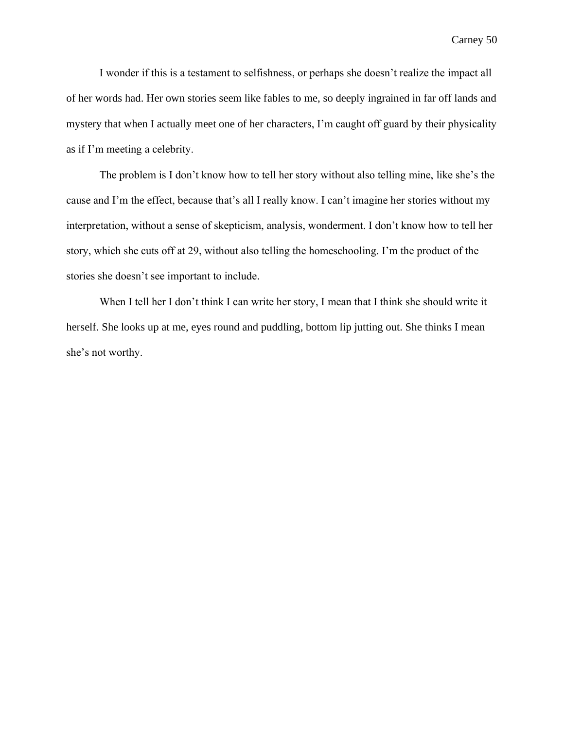I wonder if this is a testament to selfishness, or perhaps she doesn't realize the impact all of her words had. Her own stories seem like fables to me, so deeply ingrained in far off lands and mystery that when I actually meet one of her characters, I'm caught off guard by their physicality as if I'm meeting a celebrity.

The problem is I don't know how to tell her story without also telling mine, like she's the cause and I'm the effect, because that's all I really know. I can't imagine her stories without my interpretation, without a sense of skepticism, analysis, wonderment. I don't know how to tell her story, which she cuts off at 29, without also telling the homeschooling. I'm the product of the stories she doesn't see important to include.

When I tell her I don't think I can write her story, I mean that I think she should write it herself. She looks up at me, eyes round and puddling, bottom lip jutting out. She thinks I mean she's not worthy.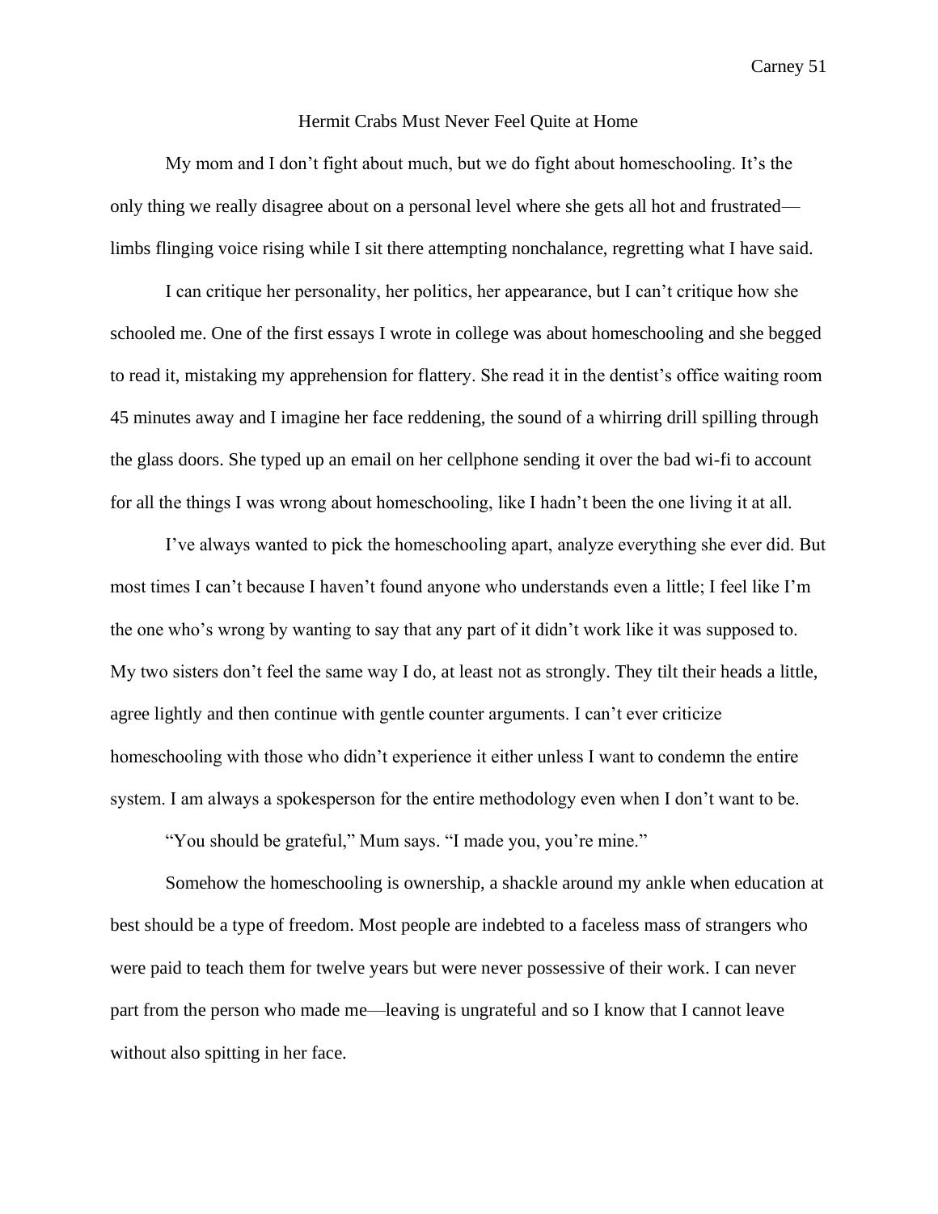# Hermit Crabs Must Never Feel Quite at Home

My mom and I don't fight about much, but we do fight about homeschooling. It's the only thing we really disagree about on a personal level where she gets all hot and frustrated—limbs flinging voice rising while I sit there attempting nonchalance, regretting what I have said.

I can critique her personality, her politics, her appearance, but I can't critique how she schooled me. One of the first essays I wrote in college was about homeschooling and she begged to read it, mistaking my apprehension for flattery. She read it in the dentist's office waiting room 45 minutes away and I imagine her face reddening, the sound of a whirring drill spilling through the glass doors. She typed up an email on her cellphone sending it over the bad wi-fi to account for all the things I was wrong about homeschooling, like I hadn't been the one living it at all.

I've always wanted to pick the homeschooling apart, analyze everything she ever did. But most times I can't because I haven't found anyone who understands even a little; I feel like I'm the one who's wrong by wanting to say that any part of it didn't work like it was supposed to. My two sisters don't feel the same way I do, at least not as strongly. They tilt their heads a little, agree lightly and then continue with gentle counter arguments. I can't ever criticize homeschooling with those who didn't experience it either unless I want to condemn the entire system. I am always a spokesperson for the entire methodology even when I don't want to be.

"You should be grateful," Mum says. "I made you, you're mine."

Somehow the homeschooling is ownership, a shackle around my ankle when education at best should be a type of freedom. Most people are indebted to a faceless mass of strangers who were paid to teach them for twelve years but were never possessive of their work. I can never part from the person who made me—leaving is ungrateful and so I know that I cannot leave without also spitting in her face.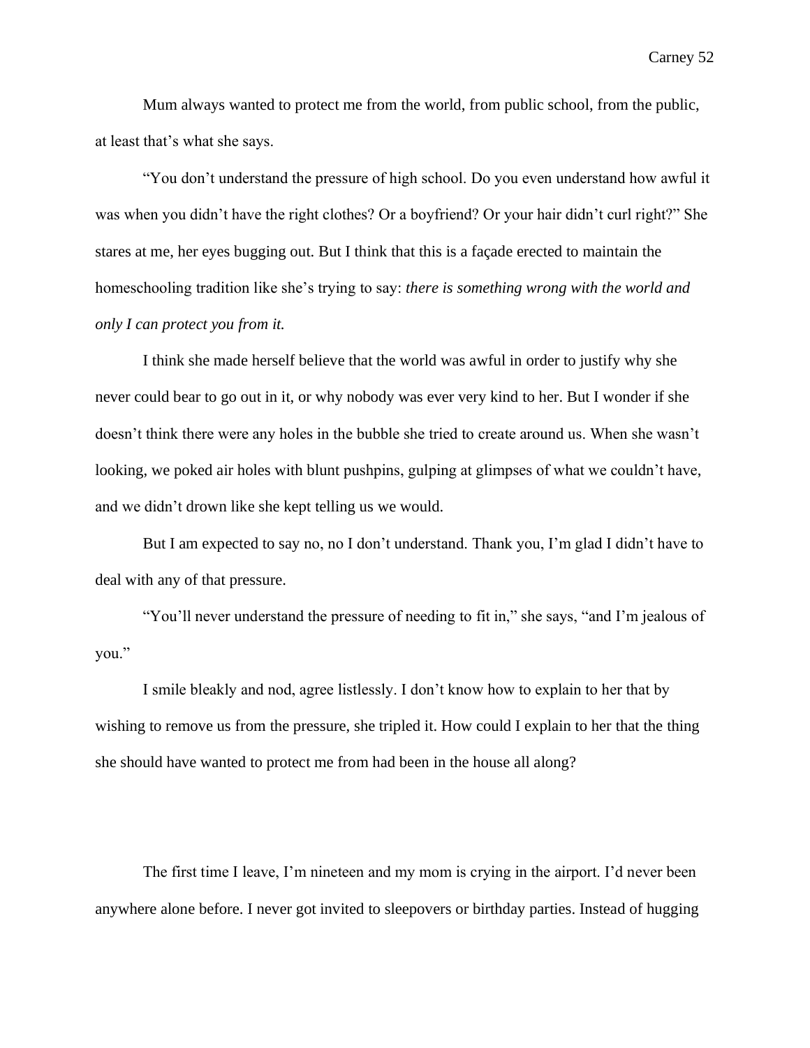Mum always wanted to protect me from the world, from public school, from the public, at least that's what she says.

"You don't understand the pressure of high school. Do you even understand how awful it was when you didn't have the right clothes? Or a boyfriend? Or your hair didn't curl right?" She stares at me, her eyes bugging out. But I think that this is a façade erected to maintain the homeschooling tradition like she's trying to say: *there is something wrong with the world and only I can protect you from it.*

I think she made herself believe that the world was awful in order to justify why she never could bear to go out in it, or why nobody was ever very kind to her. But I wonder if she doesn't think there were any holes in the bubble she tried to create around us. When she wasn't looking, we poked air holes with blunt pushpins, gulping at glimpses of what we couldn't have, and we didn't drown like she kept telling us we would.

But I am expected to say no, no I don't understand. Thank you, I'm glad I didn't have to deal with any of that pressure.

"You'll never understand the pressure of needing to fit in," she says, "and I'm jealous of you."

I smile bleakly and nod, agree listlessly. I don't know how to explain to her that by wishing to remove us from the pressure, she tripled it. How could I explain to her that the thing she should have wanted to protect me from had been in the house all along?

The first time I leave, I'm nineteen and my mom is crying in the airport. I'd never been anywhere alone before. I never got invited to sleepovers or birthday parties. Instead of hugging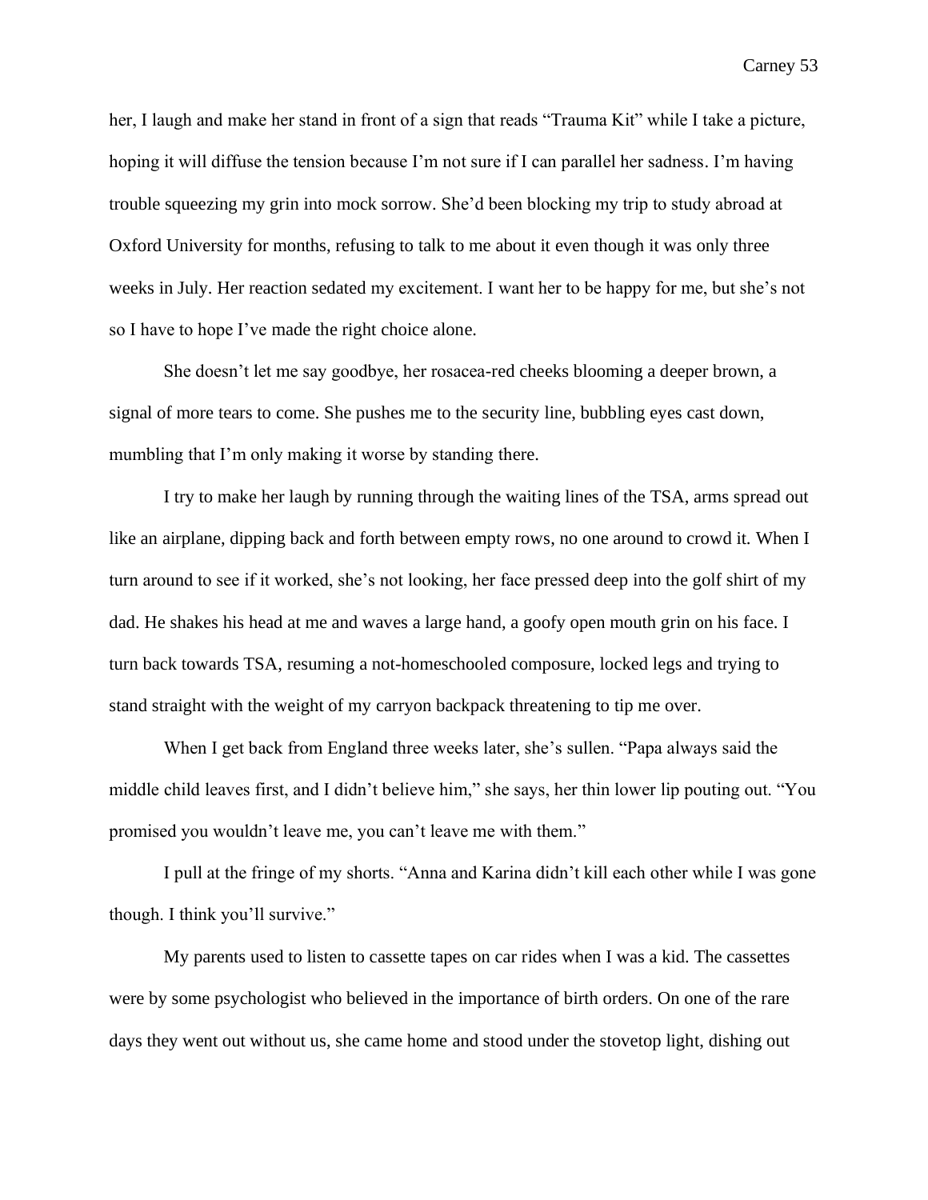her, I laugh and make her stand in front of a sign that reads "Trauma Kit" while I take a picture, hoping it will diffuse the tension because I'm not sure if I can parallel her sadness. I'm having trouble squeezing my grin into mock sorrow. She'd been blocking my trip to study abroad at Oxford University for months, refusing to talk to me about it even though it was only three weeks in July. Her reaction sedated my excitement. I want her to be happy for me, but she's not so I have to hope I've made the right choice alone.

She doesn't let me say goodbye, her rosacea-red cheeks blooming a deeper brown, a signal of more tears to come. She pushes me to the security line, bubbling eyes cast down, mumbling that I'm only making it worse by standing there.

I try to make her laugh by running through the waiting lines of the TSA, arms spread out like an airplane, dipping back and forth between empty rows, no one around to crowd it. When I turn around to see if it worked, she's not looking, her face pressed deep into the golf shirt of my dad. He shakes his head at me and waves a large hand, a goofy open mouth grin on his face. I turn back towards TSA, resuming a not-homeschooled composure, locked legs and trying to stand straight with the weight of my carryon backpack threatening to tip me over.

When I get back from England three weeks later, she's sullen. "Papa always said the middle child leaves first, and I didn't believe him," she says, her thin lower lip pouting out. "You promised you wouldn't leave me, you can't leave me with them."

I pull at the fringe of my shorts. "Anna and Karina didn't kill each other while I was gone though. I think you'll survive."

My parents used to listen to cassette tapes on car rides when I was a kid. The cassettes were by some psychologist who believed in the importance of birth orders. On one of the rare days they went out without us, she came home and stood under the stovetop light, dishing out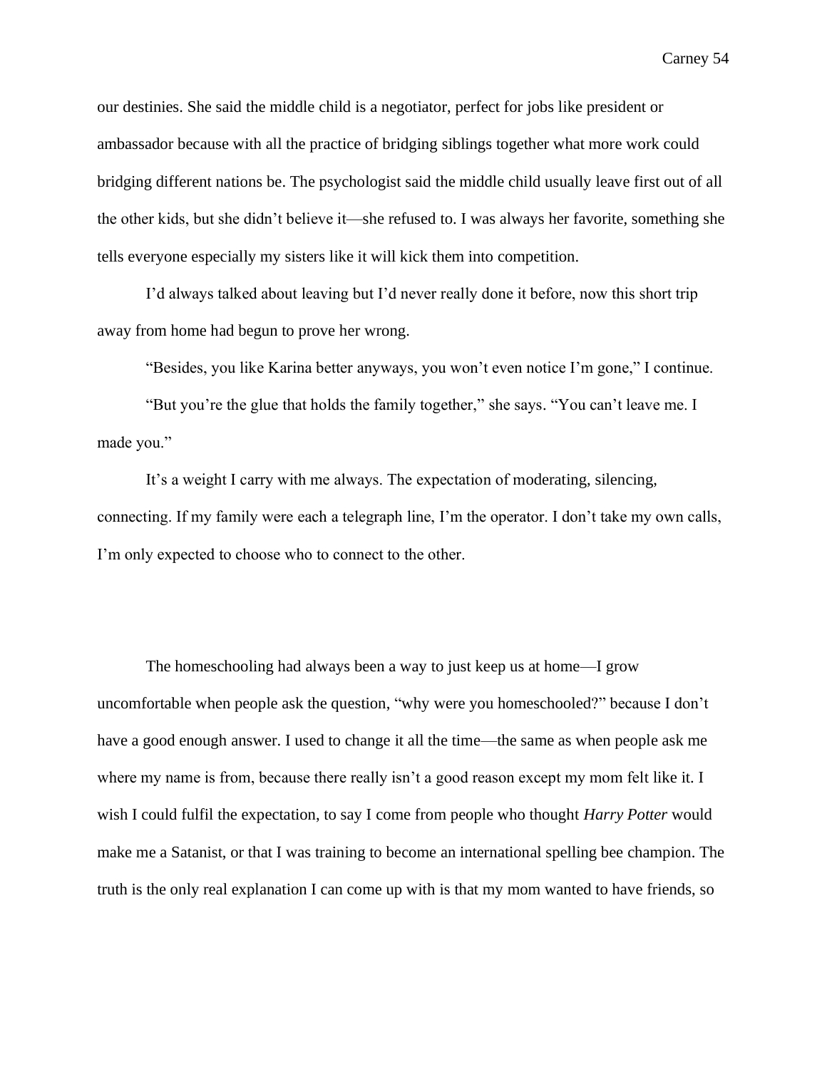our destinies. She said the middle child is a negotiator, perfect for jobs like president or ambassador because with all the practice of bridging siblings together what more work could bridging different nations be. The psychologist said the middle child usually leave first out of all the other kids, but she didn't believe it—she refused to. I was always her favorite, something she tells everyone especially my sisters like it will kick them into competition.

I'd always talked about leaving but I'd never really done it before, now this short trip away from home had begun to prove her wrong.

"Besides, you like Karina better anyways, you won't even notice I'm gone," I continue.

"But you're the glue that holds the family together," she says. "You can't leave me. I made you."

It's a weight I carry with me always. The expectation of moderating, silencing, connecting. If my family were each a telegraph line, I'm the operator. I don't take my own calls, I'm only expected to choose who to connect to the other.

The homeschooling had always been a way to just keep us at home—I grow uncomfortable when people ask the question, "why were you homeschooled?" because I don't have a good enough answer. I used to change it all the time—the same as when people ask me where my name is from, because there really isn't a good reason except my mom felt like it. I wish I could fulfil the expectation, to say I come from people who thought *Harry Potter* would make me a Satanist, or that I was training to become an international spelling bee champion. The truth is the only real explanation I can come up with is that my mom wanted to have friends, so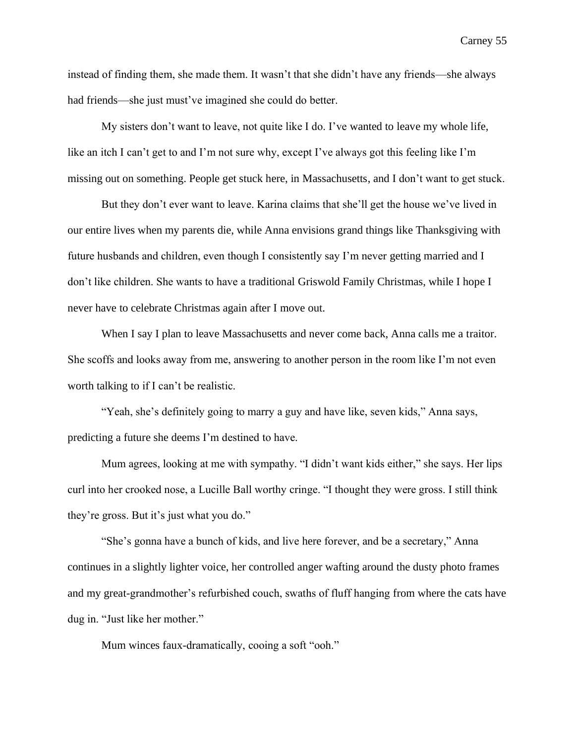instead of finding them, she made them. It wasn't that she didn't have any friends—she always had friends—she just must've imagined she could do better.

My sisters don't want to leave, not quite like I do. I've wanted to leave my whole life, like an itch I can't get to and I'm not sure why, except I've always got this feeling like I'm missing out on something. People get stuck here, in Massachusetts, and I don't want to get stuck.

But they don't ever want to leave. Karina claims that she'll get the house we've lived in our entire lives when my parents die, while Anna envisions grand things like Thanksgiving with future husbands and children, even though I consistently say I'm never getting married and I don't like children. She wants to have a traditional Griswold Family Christmas, while I hope I never have to celebrate Christmas again after I move out.

When I say I plan to leave Massachusetts and never come back, Anna calls me a traitor. She scoffs and looks away from me, answering to another person in the room like I'm not even worth talking to if I can't be realistic.

"Yeah, she's definitely going to marry a guy and have like, seven kids," Anna says, predicting a future she deems I'm destined to have.

Mum agrees, looking at me with sympathy. "I didn't want kids either," she says. Her lips curl into her crooked nose, a Lucille Ball worthy cringe. "I thought they were gross. I still think they're gross. But it's just what you do."

"She's gonna have a bunch of kids, and live here forever, and be a secretary," Anna continues in a slightly lighter voice, her controlled anger wafting around the dusty photo frames and my great-grandmother's refurbished couch, swaths of fluff hanging from where the cats have dug in. "Just like her mother."

Mum winces faux-dramatically, cooing a soft "ooh."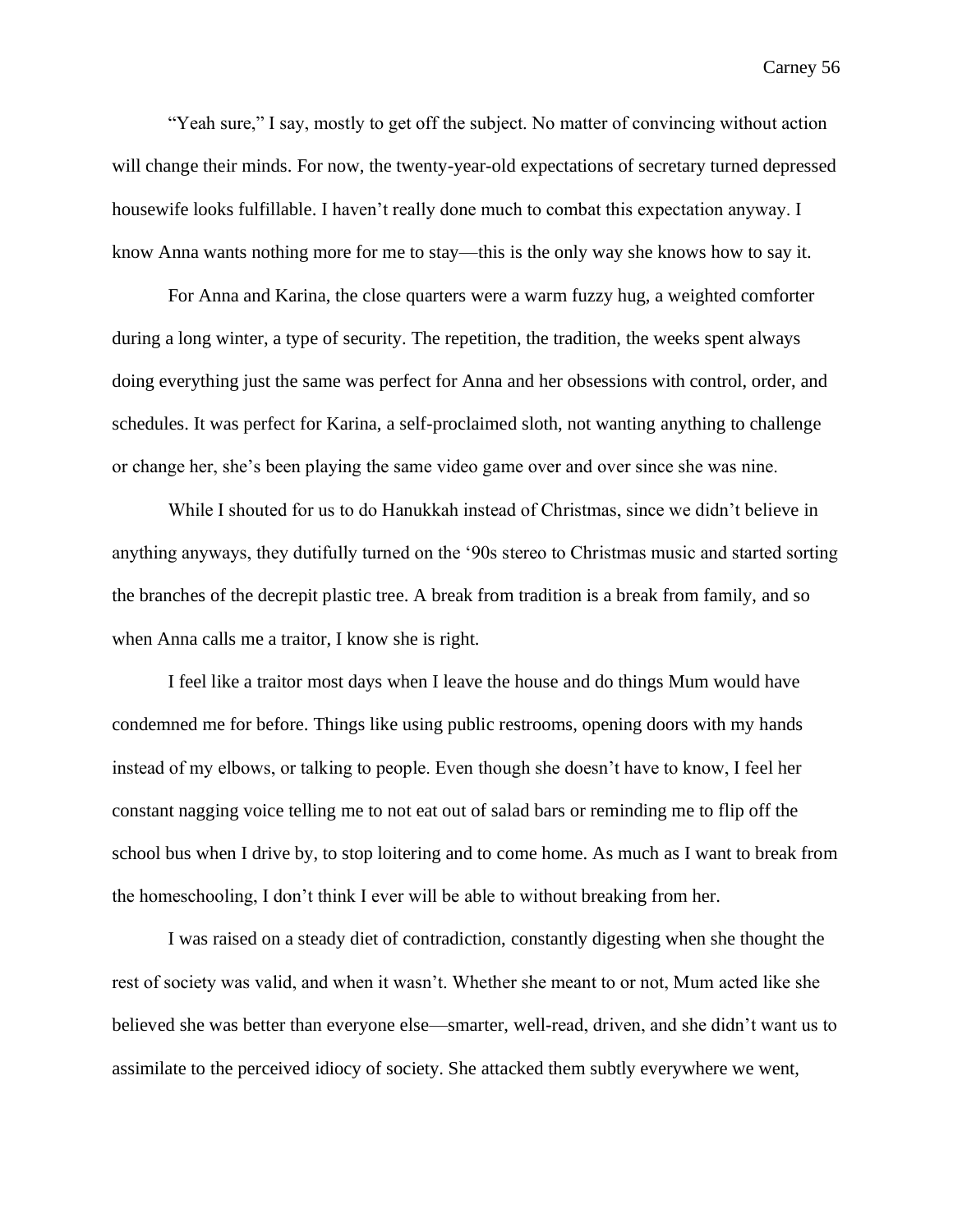"Yeah sure," I say, mostly to get off the subject. No matter of convincing without action will change their minds. For now, the twenty-year-old expectations of secretary turned depressed housewife looks fulfillable. I haven't really done much to combat this expectation anyway. I know Anna wants nothing more for me to stay—this is the only way she knows how to say it.

For Anna and Karina, the close quarters were a warm fuzzy hug, a weighted comforter during a long winter, a type of security. The repetition, the tradition, the weeks spent always doing everything just the same was perfect for Anna and her obsessions with control, order, and schedules. It was perfect for Karina, a self-proclaimed sloth, not wanting anything to challenge or change her, she's been playing the same video game over and over since she was nine.

While I shouted for us to do Hanukkah instead of Christmas, since we didn't believe in anything anyways, they dutifully turned on the '90s stereo to Christmas music and started sorting the branches of the decrepit plastic tree. A break from tradition is a break from family, and so when Anna calls me a traitor, I know she is right.

I feel like a traitor most days when I leave the house and do things Mum would have condemned me for before. Things like using public restrooms, opening doors with my hands instead of my elbows, or talking to people. Even though she doesn't have to know, I feel her constant nagging voice telling me to not eat out of salad bars or reminding me to flip off the school bus when I drive by, to stop loitering and to come home. As much as I want to break from the homeschooling, I don't think I ever will be able to without breaking from her.

I was raised on a steady diet of contradiction, constantly digesting when she thought the rest of society was valid, and when it wasn't. Whether she meant to or not, Mum acted like she believed she was better than everyone else—smarter, well-read, driven, and she didn't want us to assimilate to the perceived idiocy of society. She attacked them subtly everywhere we went,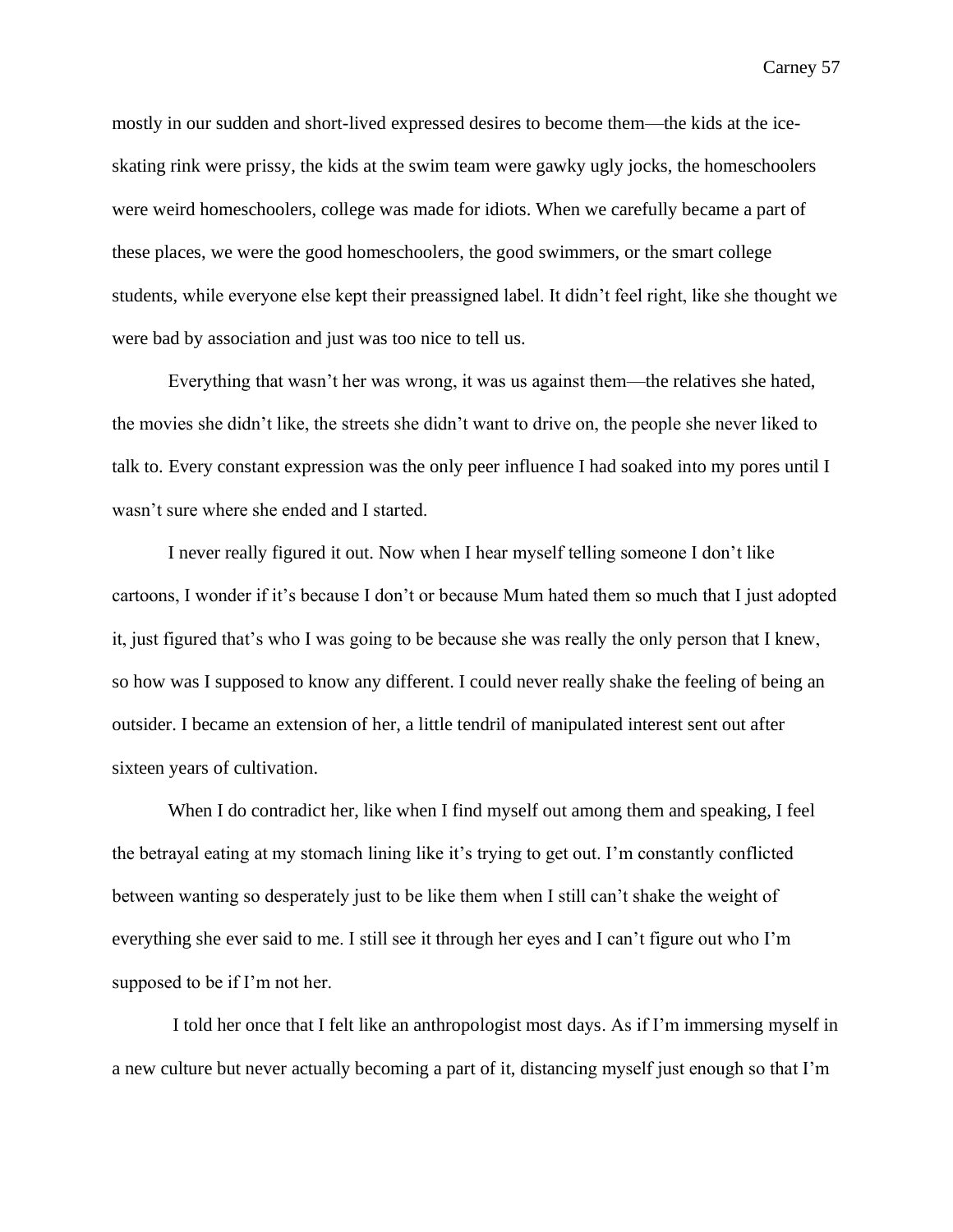mostly in our sudden and short-lived expressed desires to become them—the kids at the ice-skating rink were prissy, the kids at the swim team were gawky ugly jocks, the homeschoolers were weird homeschoolers, college was made for idiots. When we carefully became a part of these places, we were the good homeschoolers, the good swimmers, or the smart college students, while everyone else kept their preassigned label. It didn't feel right, like she thought we were bad by association and just was too nice to tell us.

Everything that wasn't her was wrong, it was us against them—the relatives she hated, the movies she didn't like, the streets she didn't want to drive on, the people she never liked to talk to. Every constant expression was the only peer influence I had soaked into my pores until I wasn't sure where she ended and I started.

I never really figured it out. Now when I hear myself telling someone I don't like cartoons, I wonder if it's because I don't or because Mum hated them so much that I just adopted it, just figured that's who I was going to be because she was really the only person that I knew, so how was I supposed to know any different. I could never really shake the feeling of being an outsider. I became an extension of her, a little tendril of manipulated interest sent out after sixteen years of cultivation.

When I do contradict her, like when I find myself out among them and speaking, I feel the betrayal eating at my stomach lining like it's trying to get out. I'm constantly conflicted between wanting so desperately just to be like them when I still can't shake the weight of everything she ever said to me. I still see it through her eyes and I can't figure out who I'm supposed to be if I'm not her.

I told her once that I felt like an anthropologist most days. As if I'm immersing myself in a new culture but never actually becoming a part of it, distancing myself just enough so that I'm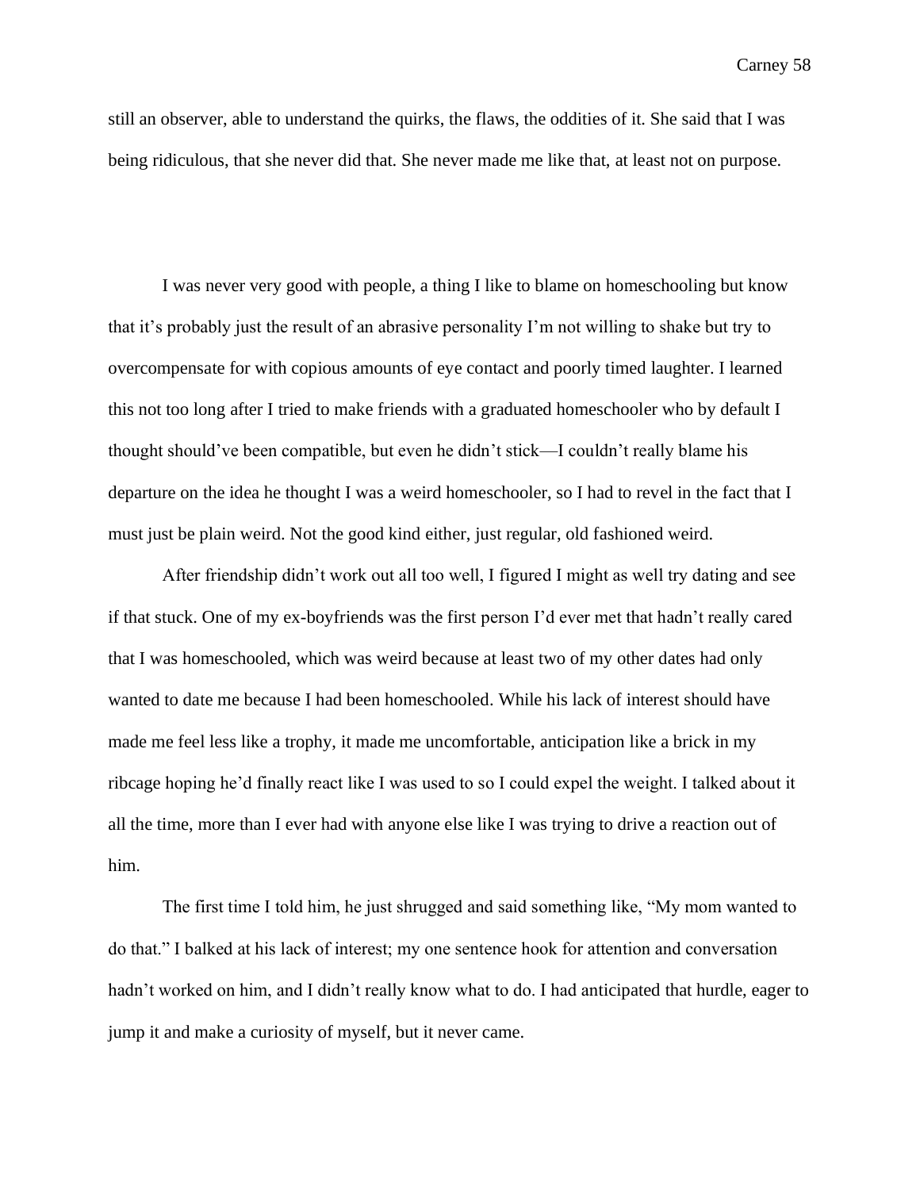still an observer, able to understand the quirks, the flaws, the oddities of it. She said that I was being ridiculous, that she never did that. She never made me like that, at least not on purpose.

I was never very good with people, a thing I like to blame on homeschooling but know that it's probably just the result of an abrasive personality I'm not willing to shake but try to overcompensate for with copious amounts of eye contact and poorly timed laughter. I learned this not too long after I tried to make friends with a graduated homeschooler who by default I thought should've been compatible, but even he didn't stick—I couldn't really blame his departure on the idea he thought I was a weird homeschooler, so I had to revel in the fact that I must just be plain weird. Not the good kind either, just regular, old fashioned weird.

After friendship didn't work out all too well, I figured I might as well try dating and see if that stuck. One of my ex-boyfriends was the first person I'd ever met that hadn't really cared that I was homeschooled, which was weird because at least two of my other dates had only wanted to date me because I had been homeschooled. While his lack of interest should have made me feel less like a trophy, it made me uncomfortable, anticipation like a brick in my ribcage hoping he'd finally react like I was used to so I could expel the weight. I talked about it all the time, more than I ever had with anyone else like I was trying to drive a reaction out of him.

The first time I told him, he just shrugged and said something like, "My mom wanted to do that." I balked at his lack of interest; my one sentence hook for attention and conversation hadn't worked on him, and I didn't really know what to do. I had anticipated that hurdle, eager to jump it and make a curiosity of myself, but it never came.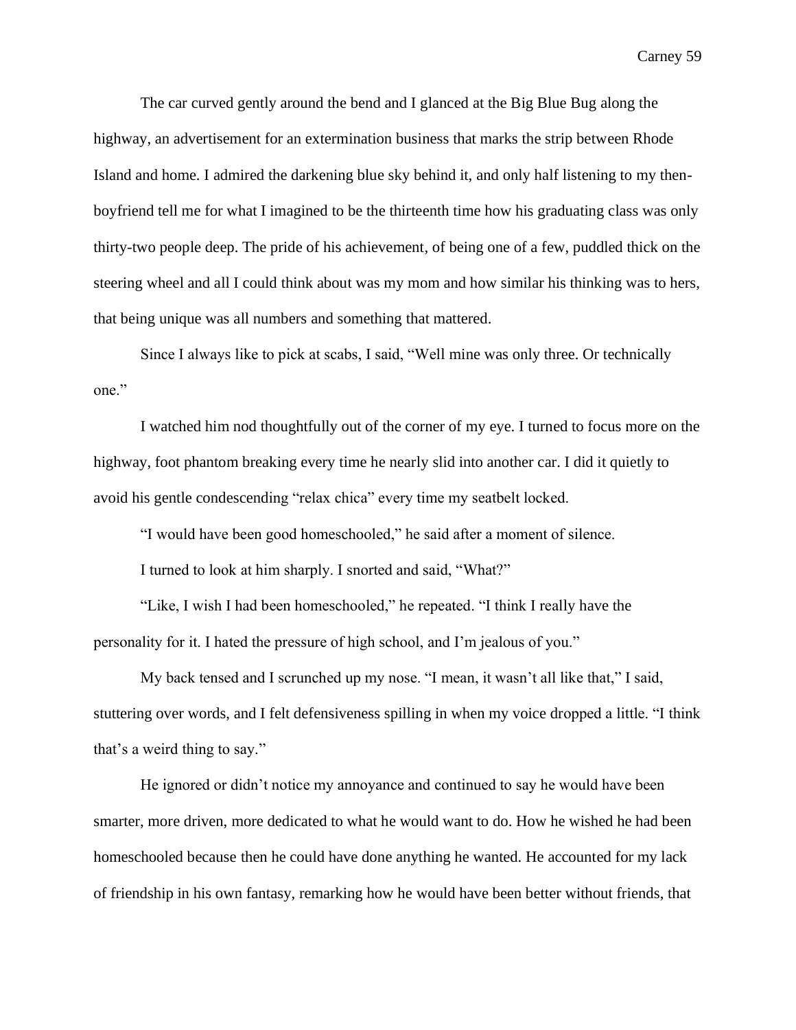The car curved gently around the bend and I glanced at the Big Blue Bug along the highway, an advertisement for an extermination business that marks the strip between Rhode Island and home. I admired the darkening blue sky behind it, and only half listening to my then-boyfriend tell me for what I imagined to be the thirteenth time how his graduating class was only thirty-two people deep. The pride of his achievement, of being one of a few, puddled thick on the steering wheel and all I could think about was my mom and how similar his thinking was to hers, that being unique was all numbers and something that mattered.

Since I always like to pick at scabs, I said, "Well mine was only three. Or technically one."

I watched him nod thoughtfully out of the corner of my eye. I turned to focus more on the highway, foot phantom breaking every time he nearly slid into another car. I did it quietly to avoid his gentle condescending "relax chica" every time my seatbelt locked.

"I would have been good homeschooled," he said after a moment of silence.

I turned to look at him sharply. I snorted and said, "What?"

"Like, I wish I had been homeschooled," he repeated. "I think I really have the personality for it. I hated the pressure of high school, and I'm jealous of you."

My back tensed and I scrunched up my nose. "I mean, it wasn't all like that," I said, stuttering over words, and I felt defensiveness spilling in when my voice dropped a little. "I think that's a weird thing to say."

He ignored or didn't notice my annoyance and continued to say he would have been smarter, more driven, more dedicated to what he would want to do. How he wished he had been homeschooled because then he could have done anything he wanted. He accounted for my lack of friendship in his own fantasy, remarking how he would have been better without friends, that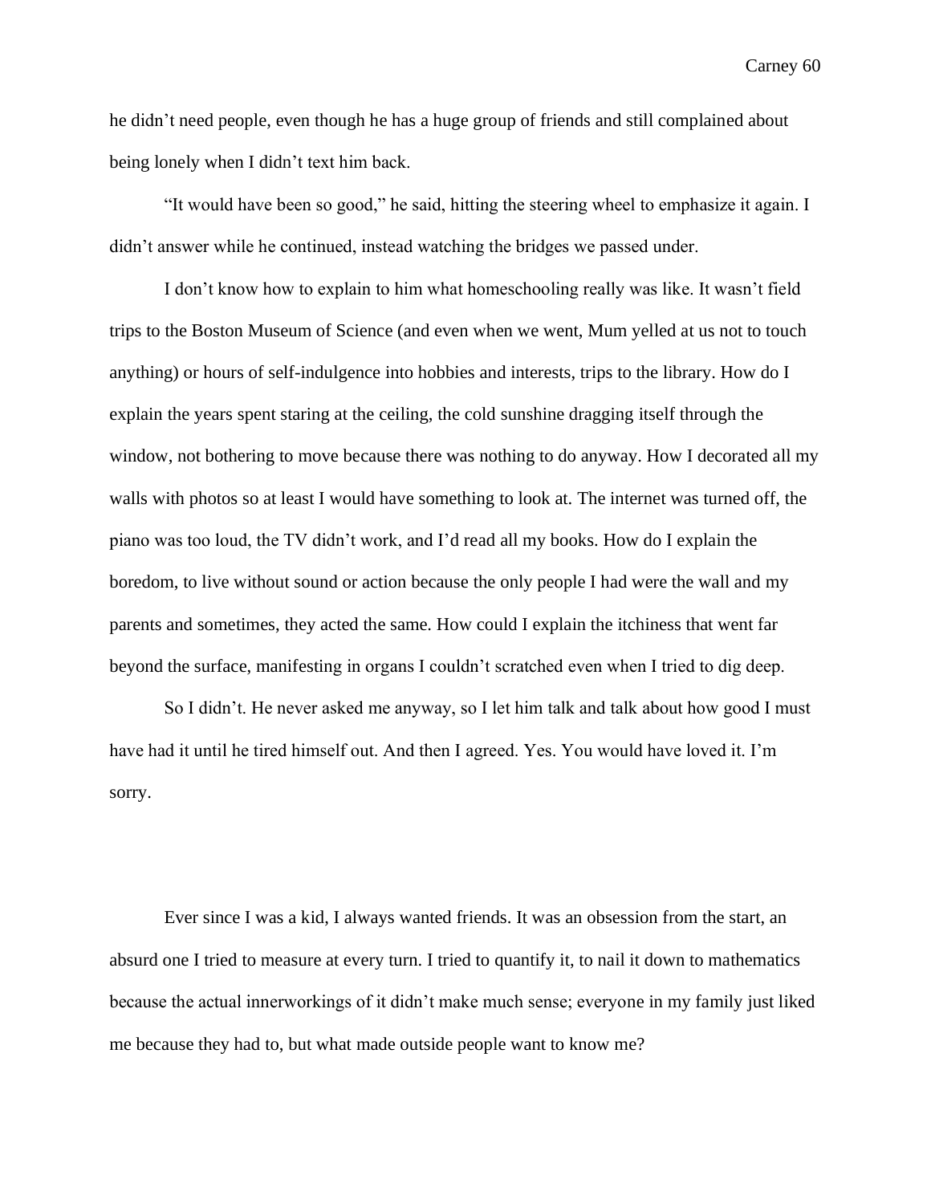he didn't need people, even though he has a huge group of friends and still complained about being lonely when I didn't text him back.

"It would have been so good," he said, hitting the steering wheel to emphasize it again. I didn't answer while he continued, instead watching the bridges we passed under.

I don't know how to explain to him what homeschooling really was like. It wasn't field trips to the Boston Museum of Science (and even when we went, Mum yelled at us not to touch anything) or hours of self-indulgence into hobbies and interests, trips to the library. How do I explain the years spent staring at the ceiling, the cold sunshine dragging itself through the window, not bothering to move because there was nothing to do anyway. How I decorated all my walls with photos so at least I would have something to look at. The internet was turned off, the piano was too loud, the TV didn't work, and I'd read all my books. How do I explain the boredom, to live without sound or action because the only people I had were the wall and my parents and sometimes, they acted the same. How could I explain the itchiness that went far beyond the surface, manifesting in organs I couldn't scratched even when I tried to dig deep.

So I didn't. He never asked me anyway, so I let him talk and talk about how good I must have had it until he tired himself out. And then I agreed. Yes. You would have loved it. I'm sorry.

Ever since I was a kid, I always wanted friends. It was an obsession from the start, an absurd one I tried to measure at every turn. I tried to quantify it, to nail it down to mathematics because the actual innerworkings of it didn't make much sense; everyone in my family just liked me because they had to, but what made outside people want to know me?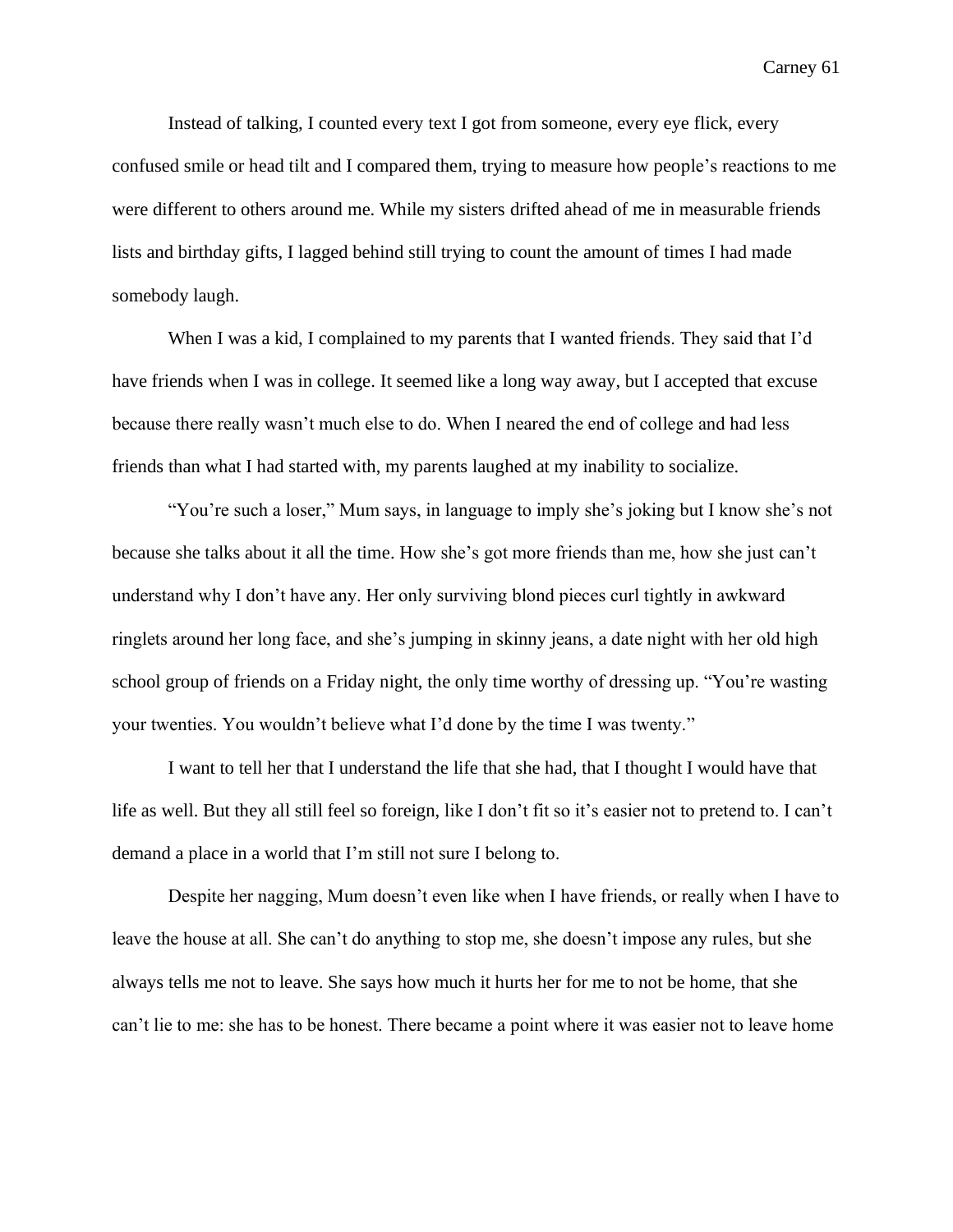Instead of talking, I counted every text I got from someone, every eye flick, every confused smile or head tilt and I compared them, trying to measure how people's reactions to me were different to others around me. While my sisters drifted ahead of me in measurable friends lists and birthday gifts, I lagged behind still trying to count the amount of times I had made somebody laugh.

When I was a kid, I complained to my parents that I wanted friends. They said that I'd have friends when I was in college. It seemed like a long way away, but I accepted that excuse because there really wasn't much else to do. When I neared the end of college and had less friends than what I had started with, my parents laughed at my inability to socialize.

"You're such a loser," Mum says, in language to imply she's joking but I know she's not because she talks about it all the time. How she's got more friends than me, how she just can't understand why I don't have any. Her only surviving blond pieces curl tightly in awkward ringlets around her long face, and she's jumping in skinny jeans, a date night with her old high school group of friends on a Friday night, the only time worthy of dressing up. "You're wasting your twenties. You wouldn't believe what I'd done by the time I was twenty."

I want to tell her that I understand the life that she had, that I thought I would have that life as well. But they all still feel so foreign, like I don't fit so it's easier not to pretend to. I can't demand a place in a world that I'm still not sure I belong to.

Despite her nagging, Mum doesn't even like when I have friends, or really when I have to leave the house at all. She can't do anything to stop me, she doesn't impose any rules, but she always tells me not to leave. She says how much it hurts her for me to not be home, that she can't lie to me: she has to be honest. There became a point where it was easier not to leave home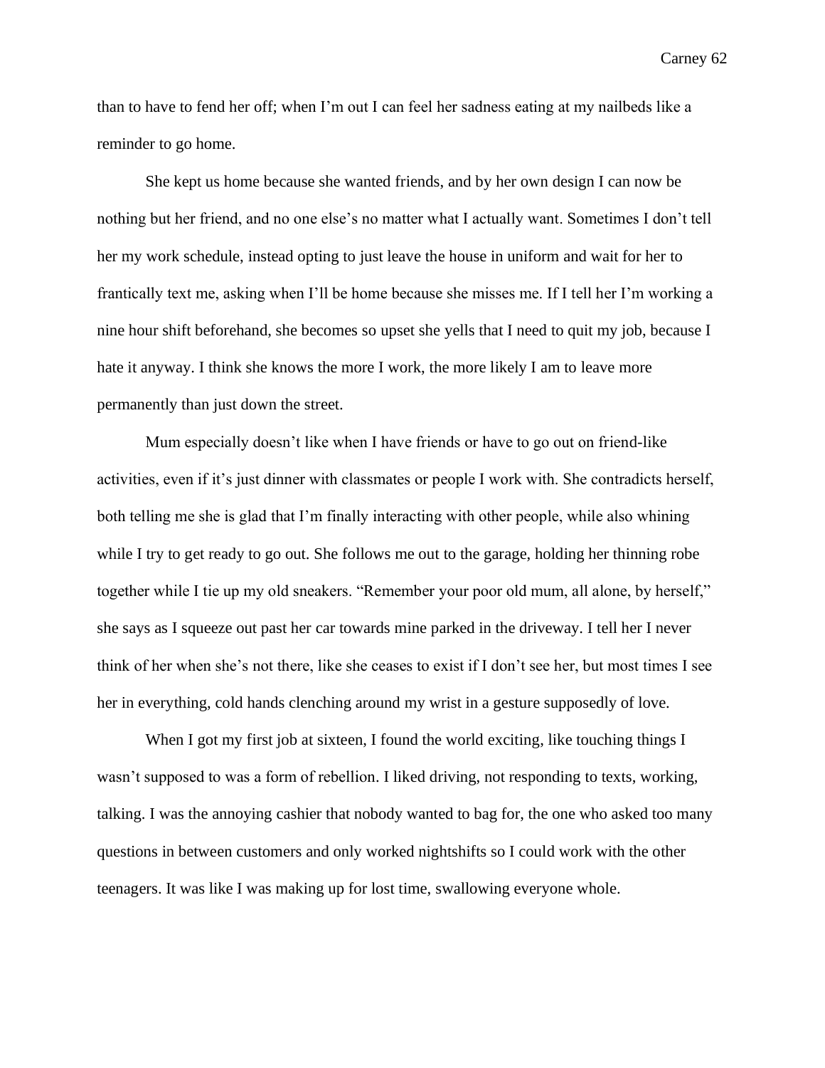than to have to fend her off; when I'm out I can feel her sadness eating at my nailbeds like a reminder to go home.

She kept us home because she wanted friends, and by her own design I can now be nothing but her friend, and no one else's no matter what I actually want. Sometimes I don't tell her my work schedule, instead opting to just leave the house in uniform and wait for her to frantically text me, asking when I'll be home because she misses me. If I tell her I'm working a nine hour shift beforehand, she becomes so upset she yells that I need to quit my job, because I hate it anyway. I think she knows the more I work, the more likely I am to leave more permanently than just down the street.

Mum especially doesn't like when I have friends or have to go out on friend-like activities, even if it's just dinner with classmates or people I work with. She contradicts herself, both telling me she is glad that I'm finally interacting with other people, while also whining while I try to get ready to go out. She follows me out to the garage, holding her thinning robe together while I tie up my old sneakers. "Remember your poor old mum, all alone, by herself," she says as I squeeze out past her car towards mine parked in the driveway. I tell her I never think of her when she's not there, like she ceases to exist if I don't see her, but most times I see her in everything, cold hands clenching around my wrist in a gesture supposedly of love.

When I got my first job at sixteen, I found the world exciting, like touching things I wasn't supposed to was a form of rebellion. I liked driving, not responding to texts, working, talking. I was the annoying cashier that nobody wanted to bag for, the one who asked too many questions in between customers and only worked nightshifts so I could work with the other teenagers. It was like I was making up for lost time, swallowing everyone whole.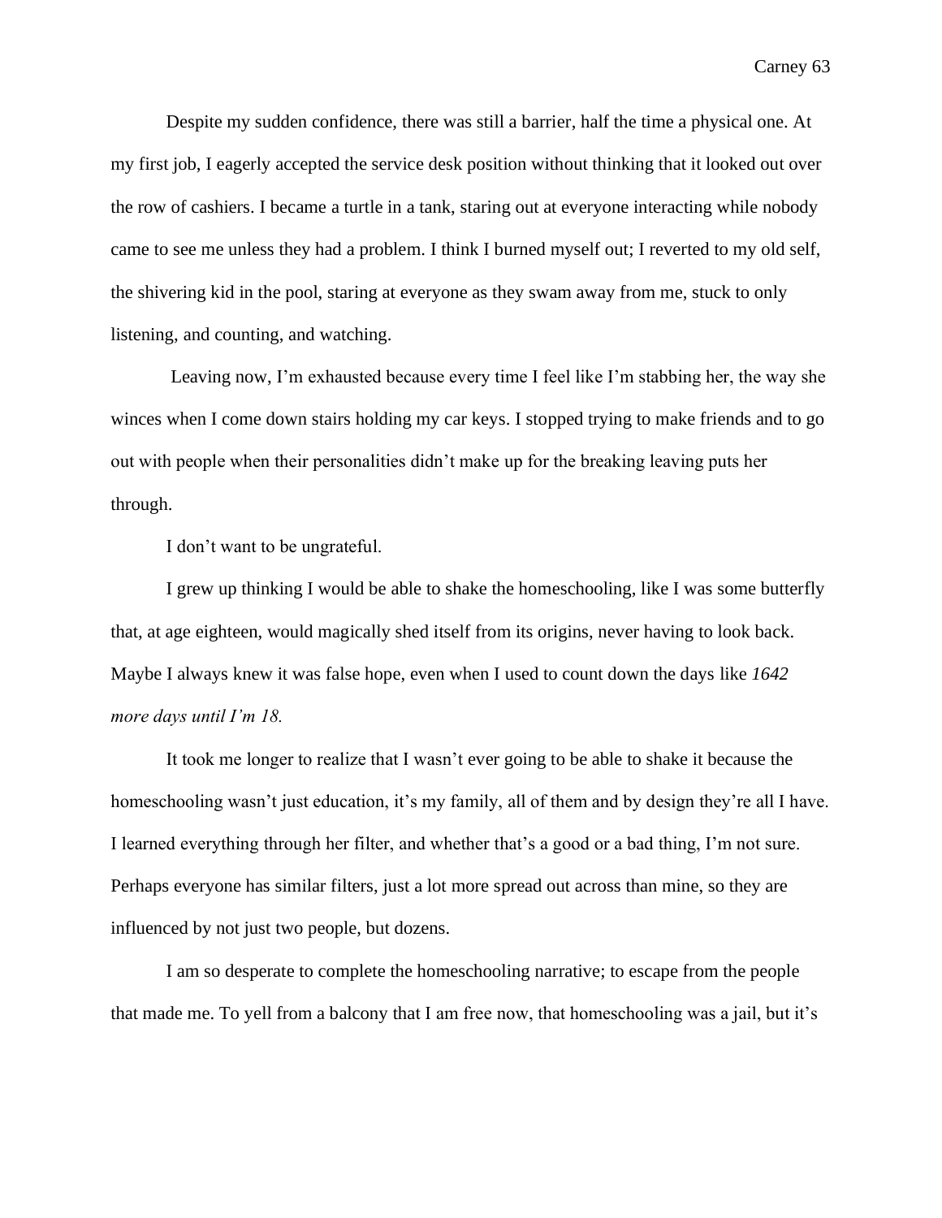Despite my sudden confidence, there was still a barrier, half the time a physical one. At my first job, I eagerly accepted the service desk position without thinking that it looked out over the row of cashiers. I became a turtle in a tank, staring out at everyone interacting while nobody came to see me unless they had a problem. I think I burned myself out; I reverted to my old self, the shivering kid in the pool, staring at everyone as they swam away from me, stuck to only listening, and counting, and watching.

Leaving now, I'm exhausted because every time I feel like I'm stabbing her, the way she winces when I come down stairs holding my car keys. I stopped trying to make friends and to go out with people when their personalities didn't make up for the breaking leaving puts her through.

I don't want to be ungrateful.

I grew up thinking I would be able to shake the homeschooling, like I was some butterfly that, at age eighteen, would magically shed itself from its origins, never having to look back. Maybe I always knew it was false hope, even when I used to count down the days like *1642 more days until I'm 18.*

It took me longer to realize that I wasn't ever going to be able to shake it because the homeschooling wasn't just education, it's my family, all of them and by design they're all I have. I learned everything through her filter, and whether that's a good or a bad thing, I'm not sure. Perhaps everyone has similar filters, just a lot more spread out across than mine, so they are influenced by not just two people, but dozens.

I am so desperate to complete the homeschooling narrative; to escape from the people that made me. To yell from a balcony that I am free now, that homeschooling was a jail, but it's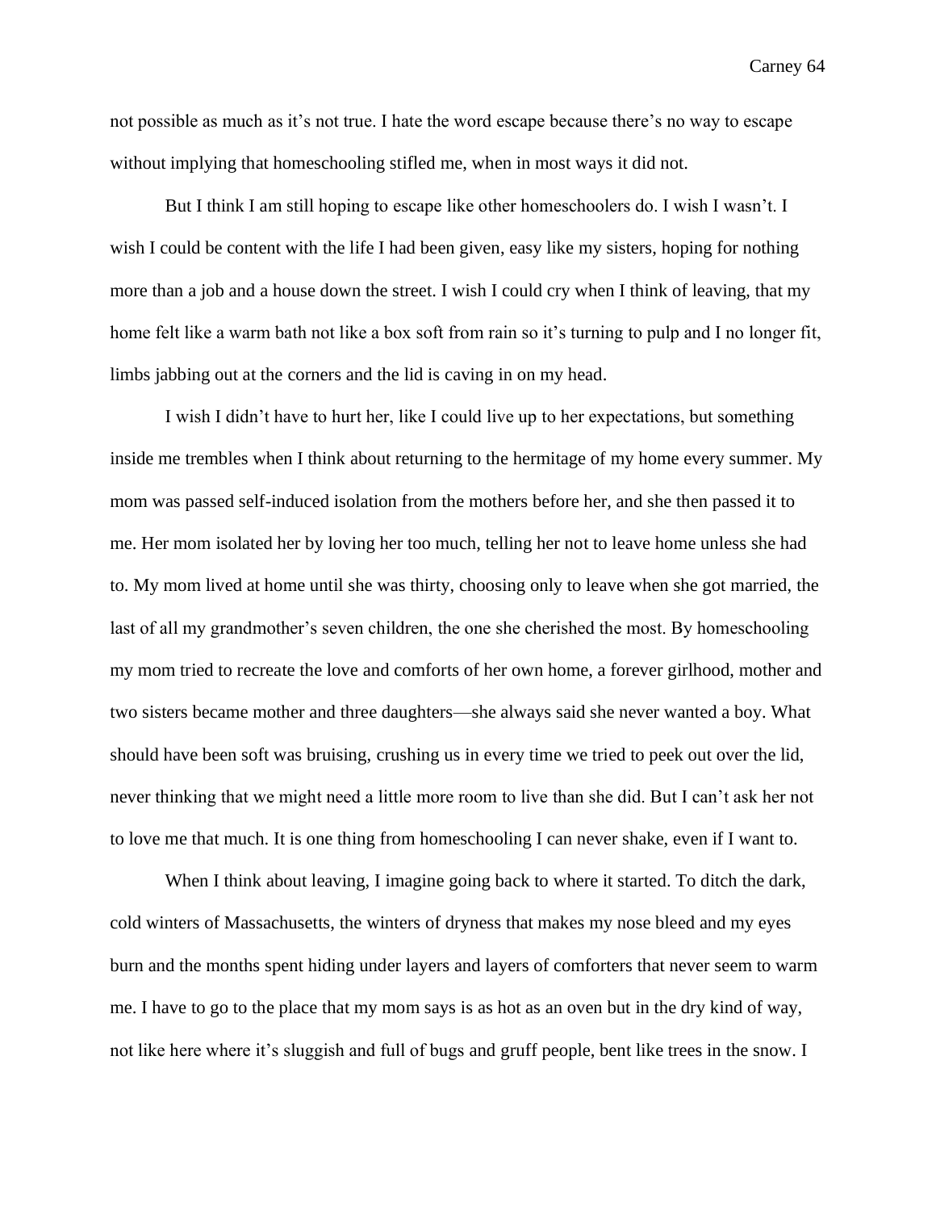not possible as much as it's not true. I hate the word escape because there's no way to escape without implying that homeschooling stifled me, when in most ways it did not.

But I think I am still hoping to escape like other homeschoolers do. I wish I wasn't. I wish I could be content with the life I had been given, easy like my sisters, hoping for nothing more than a job and a house down the street. I wish I could cry when I think of leaving, that my home felt like a warm bath not like a box soft from rain so it's turning to pulp and I no longer fit, limbs jabbing out at the corners and the lid is caving in on my head.

I wish I didn't have to hurt her, like I could live up to her expectations, but something inside me trembles when I think about returning to the hermitage of my home every summer. My mom was passed self-induced isolation from the mothers before her, and she then passed it to me. Her mom isolated her by loving her too much, telling her not to leave home unless she had to. My mom lived at home until she was thirty, choosing only to leave when she got married, the last of all my grandmother's seven children, the one she cherished the most. By homeschooling my mom tried to recreate the love and comforts of her own home, a forever girlhood, mother and two sisters became mother and three daughters—she always said she never wanted a boy. What should have been soft was bruising, crushing us in every time we tried to peek out over the lid, never thinking that we might need a little more room to live than she did. But I can't ask her not to love me that much. It is one thing from homeschooling I can never shake, even if I want to.

When I think about leaving, I imagine going back to where it started. To ditch the dark, cold winters of Massachusetts, the winters of dryness that makes my nose bleed and my eyes burn and the months spent hiding under layers and layers of comforters that never seem to warm me. I have to go to the place that my mom says is as hot as an oven but in the dry kind of way, not like here where it's sluggish and full of bugs and gruff people, bent like trees in the snow. I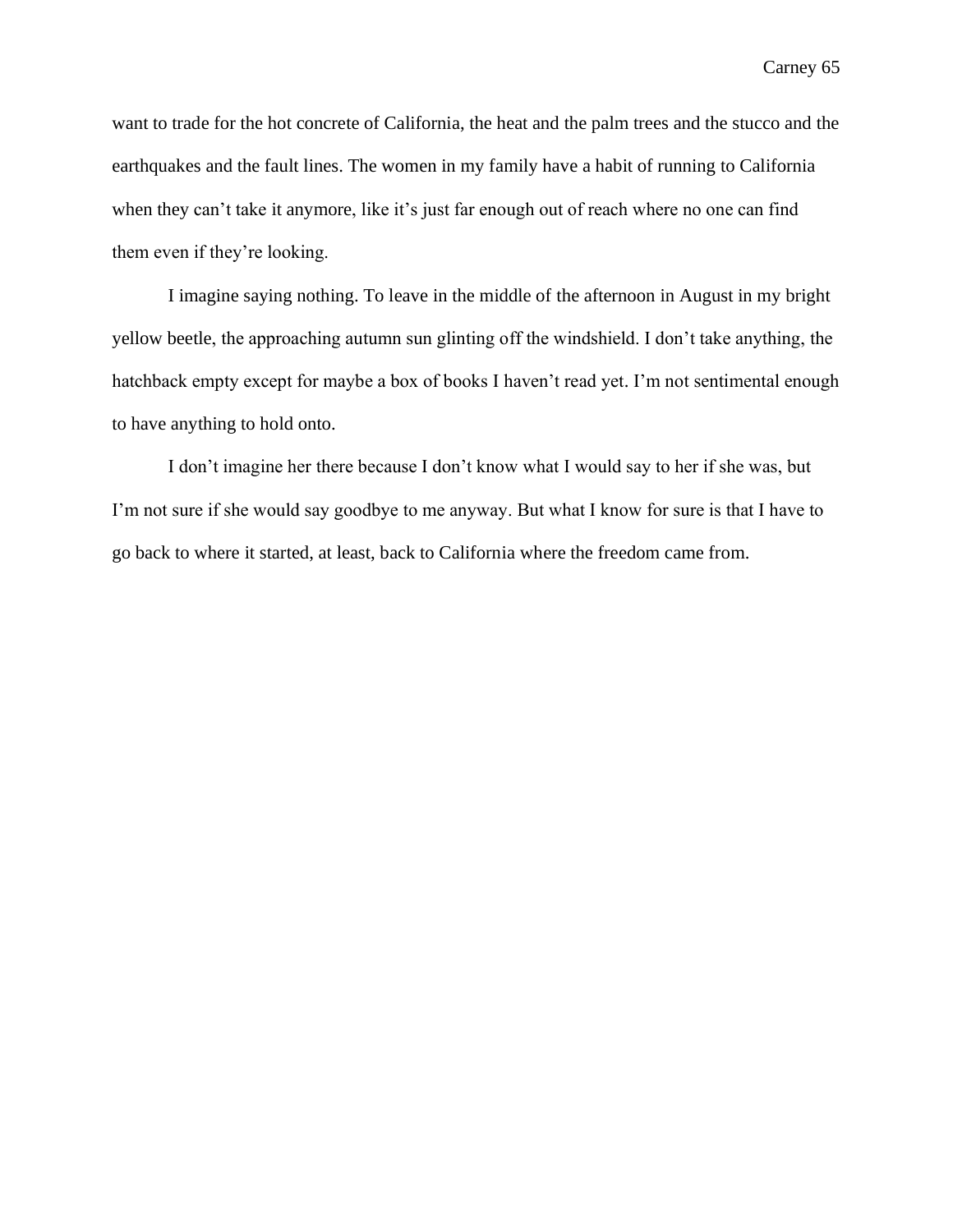want to trade for the hot concrete of California, the heat and the palm trees and the stucco and the earthquakes and the fault lines. The women in my family have a habit of running to California when they can't take it anymore, like it's just far enough out of reach where no one can find them even if they're looking.

I imagine saying nothing. To leave in the middle of the afternoon in August in my bright yellow beetle, the approaching autumn sun glinting off the windshield. I don't take anything, the hatchback empty except for maybe a box of books I haven't read yet. I'm not sentimental enough to have anything to hold onto.

I don't imagine her there because I don't know what I would say to her if she was, but I'm not sure if she would say goodbye to me anyway. But what I know for sure is that I have to go back to where it started, at least, back to California where the freedom came from.